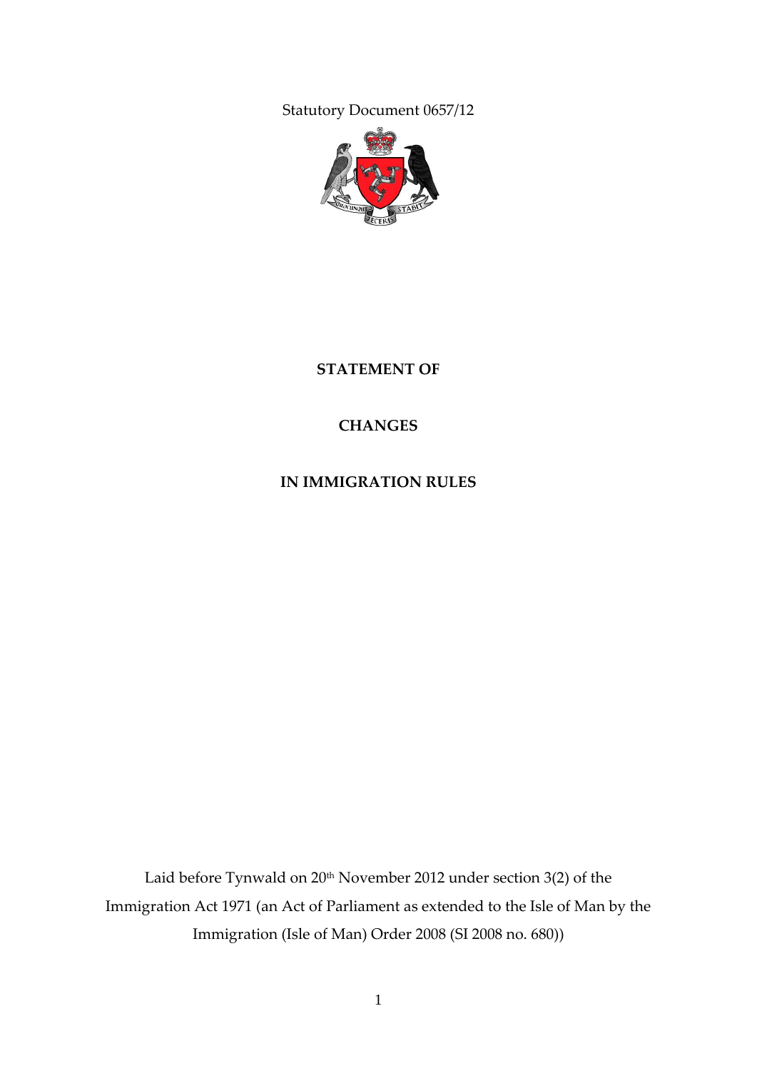Statutory Document 0657/12

**STATEMENT OF**

**CHANGES**

**IN IMMIGRATION RULES**

Laid before Tynwald on 20th November 2012 under section 3(2) of the Immigration Act 1971 (an Act of Parliament as extended to the Isle of Man by the Immigration (Isle of Man) Order 2008 (SI 2008 no. 680))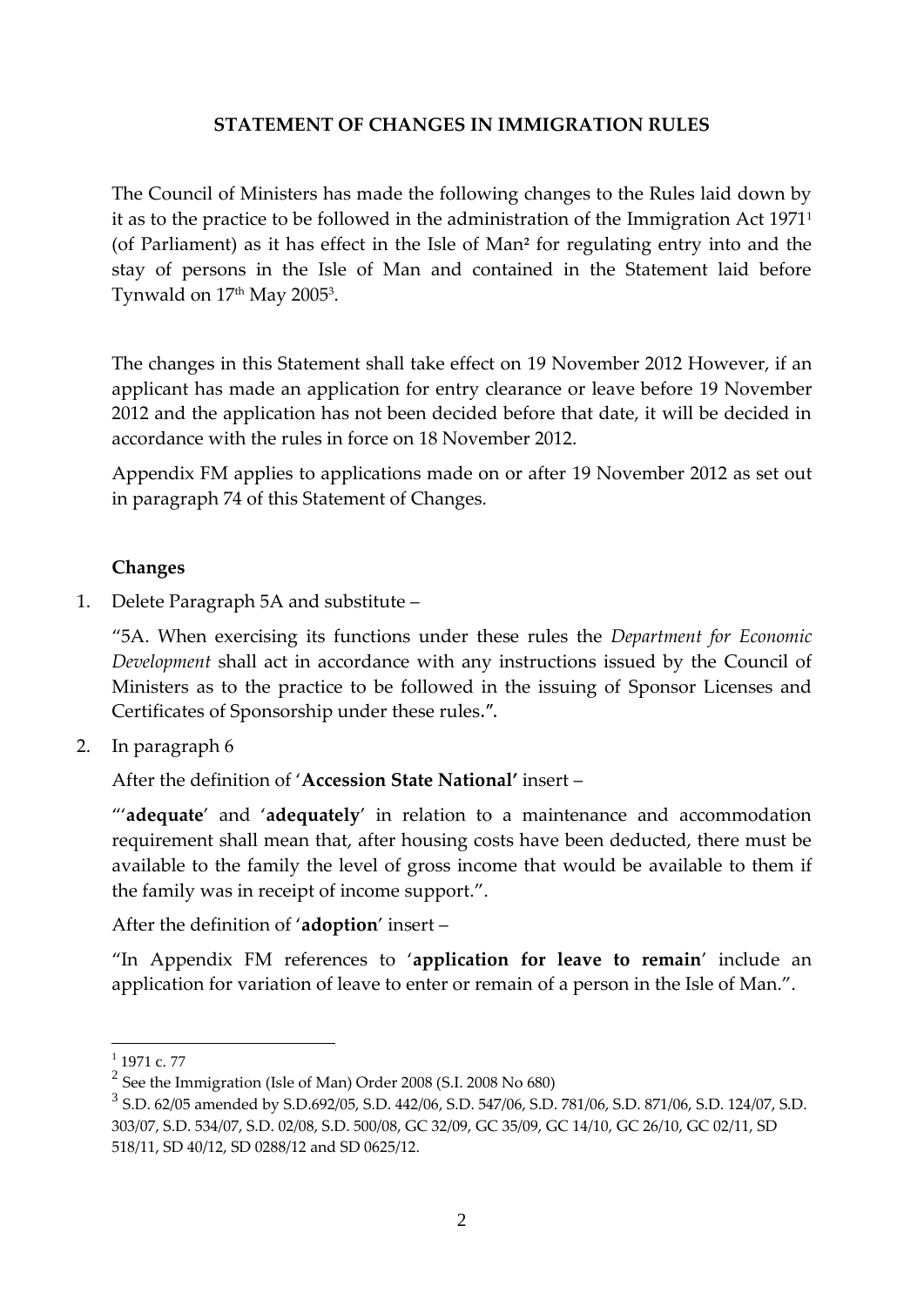**STATEMENT OF CHANGES IN IMMIGRATION RULES**

The Council of Ministers has made the following changes to the Rules laid down by it as to the practice to be followed in the administration of the Immigration Act 1971[1] (of Parliament) as it has effect in the Isle of Man[2] for regulating entry into and the stay of persons in the Isle of Man and contained in the Statement laid before Tynwald on 17th May 2005[3].

The changes in this Statement shall take effect on 19 November 2012 However, if an applicant has made an application for entry clearance or leave before 19 November 2012 and the application has not been decided before that date, it will be decided in accordance with the rules in force on 18 November 2012.

Appendix FM applies to applications made on or after 19 November 2012 as set out in paragraph 74 of this Statement of Changes.

**Changes**

1. Delete Paragraph 5A and substitute –

   "5A. When exercising its functions under these rules the *Department for Economic Development* shall act in accordance with any instructions issued by the Council of Ministers as to the practice to be followed in the issuing of Sponsor Licenses and Certificates of Sponsorship under these rules.".

2. In paragraph 6

   After the definition of '**Accession State National'** insert –

   "'**adequate**' and '**adequately**' in relation to a maintenance and accommodation requirement shall mean that, after housing costs have been deducted, there must be available to the family the level of gross income that would be available to them if the family was in receipt of income support.".

   After the definition of '**adoption**' insert –

   "In Appendix FM references to '**application for leave to remain**' include an application for variation of leave to enter or remain of a person in the Isle of Man.".

---

[1] 1971 c. 77

[2] See the Immigration (Isle of Man) Order 2008 (S.I. 2008 No 680)

[3] S.D. 62/05 amended by S.D.692/05, S.D. 442/06, S.D. 547/06, S.D. 781/06, S.D. 871/06, S.D. 124/07, S.D. 303/07, S.D. 534/07, S.D. 02/08, S.D. 500/08, GC 32/09, GC 35/09, GC 14/10, GC 26/10, GC 02/11, SD 518/11, SD 40/12, SD 0288/12 and SD 0625/12.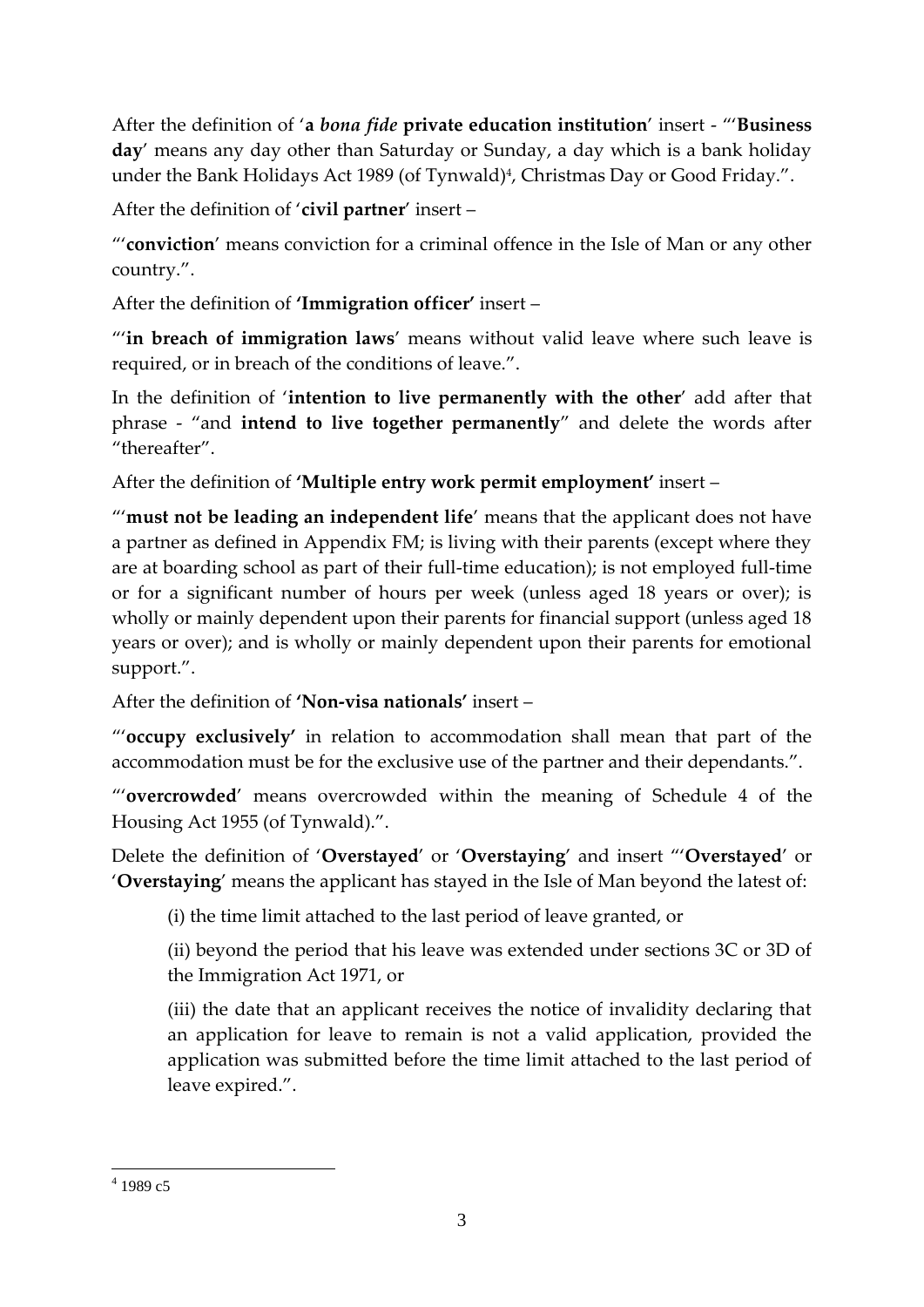After the definition of '**a *bona fide* private education institution**' insert - "'**Business day**' means any day other than Saturday or Sunday, a day which is a bank holiday under the Bank Holidays Act 1989 (of Tynwald)[4], Christmas Day or Good Friday.".

After the definition of '**civil partner**' insert –

"'**conviction**' means conviction for a criminal offence in the Isle of Man or any other country.".

After the definition of **'Immigration officer'** insert –

"'**in breach of immigration laws**' means without valid leave where such leave is required, or in breach of the conditions of leave.".

In the definition of '**intention to live permanently with the other**' add after that phrase - "and **intend to live together permanently**" and delete the words after "thereafter".

After the definition of **'Multiple entry work permit employment'** insert –

"'**must not be leading an independent life**' means that the applicant does not have a partner as defined in Appendix FM; is living with their parents (except where they are at boarding school as part of their full-time education); is not employed full-time or for a significant number of hours per week (unless aged 18 years or over); is wholly or mainly dependent upon their parents for financial support (unless aged 18 years or over); and is wholly or mainly dependent upon their parents for emotional support.".

After the definition of **'Non-visa nationals'** insert –

"'**occupy exclusively'** in relation to accommodation shall mean that part of the accommodation must be for the exclusive use of the partner and their dependants.".

"'**overcrowded**' means overcrowded within the meaning of Schedule 4 of the Housing Act 1955 (of Tynwald).".

Delete the definition of '**Overstayed**' or '**Overstaying**' and insert "'**Overstayed**' or '**Overstaying**' means the applicant has stayed in the Isle of Man beyond the latest of:

(i) the time limit attached to the last period of leave granted, or

(ii) beyond the period that his leave was extended under sections 3C or 3D of the Immigration Act 1971, or

(iii) the date that an applicant receives the notice of invalidity declaring that an application for leave to remain is not a valid application, provided the application was submitted before the time limit attached to the last period of leave expired.".

---

[4] 1989 c5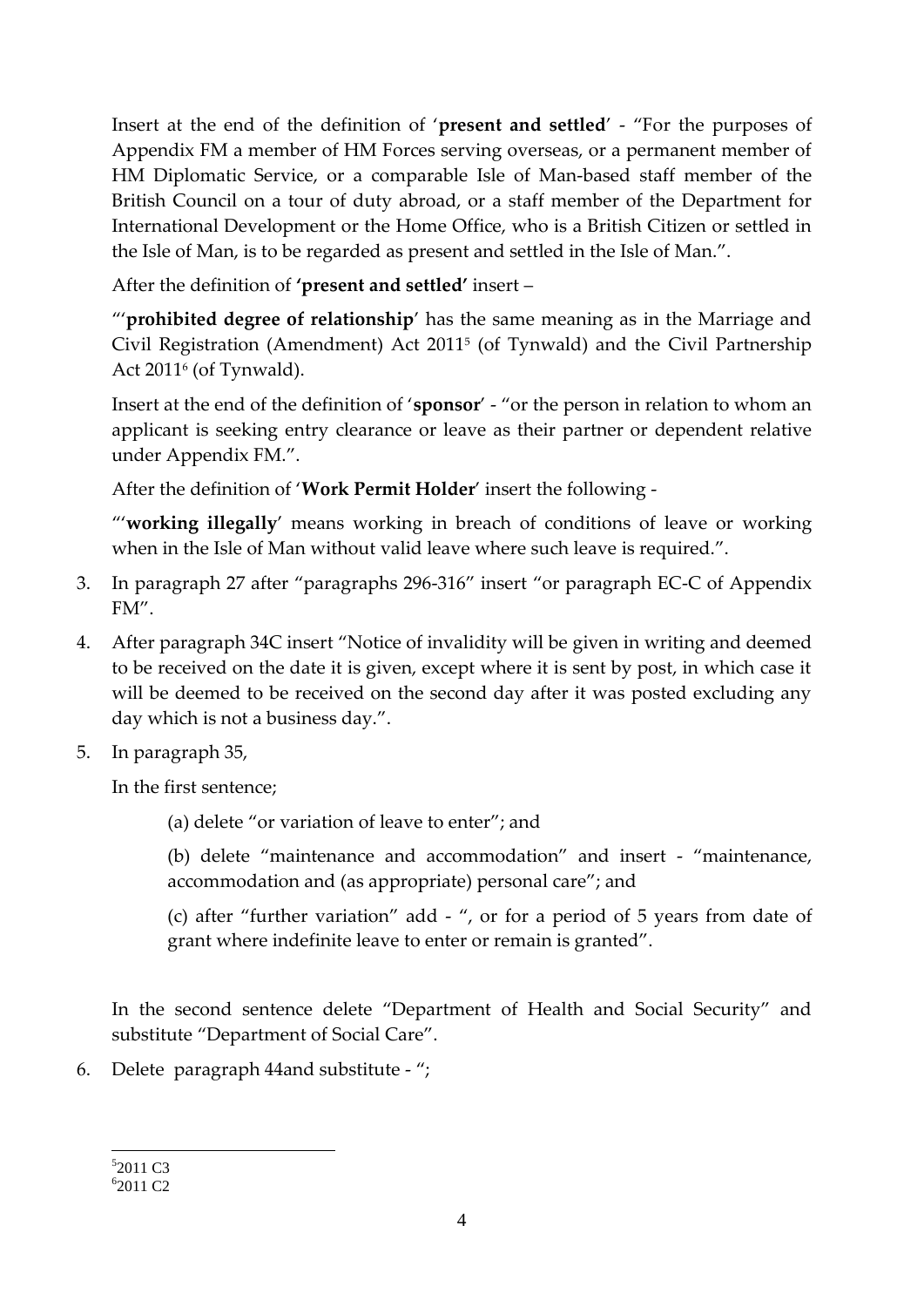Insert at the end of the definition of '**present and settled**' - "For the purposes of Appendix FM a member of HM Forces serving overseas, or a permanent member of HM Diplomatic Service, or a comparable Isle of Man-based staff member of the British Council on a tour of duty abroad, or a staff member of the Department for International Development or the Home Office, who is a British Citizen or settled in the Isle of Man, is to be regarded as present and settled in the Isle of Man.".

After the definition of **'present and settled'** insert –

"'**prohibited degree of relationship**' has the same meaning as in the Marriage and Civil Registration (Amendment) Act 2011[5] (of Tynwald) and the Civil Partnership Act 2011[6] (of Tynwald).

Insert at the end of the definition of '**sponsor**' - "or the person in relation to whom an applicant is seeking entry clearance or leave as their partner or dependent relative under Appendix FM.".

After the definition of '**Work Permit Holder**' insert the following -

"'**working illegally**' means working in breach of conditions of leave or working when in the Isle of Man without valid leave where such leave is required.".

3. In paragraph 27 after "paragraphs 296-316" insert "or paragraph EC-C of Appendix FM".

4. After paragraph 34C insert "Notice of invalidity will be given in writing and deemed to be received on the date it is given, except where it is sent by post, in which case it will be deemed to be received on the second day after it was posted excluding any day which is not a business day.".

5. In paragraph 35,

   In the first sentence;

   (a) delete "or variation of leave to enter"; and

   (b) delete "maintenance and accommodation" and insert - "maintenance, accommodation and (as appropriate) personal care"; and

   (c) after "further variation" add - ", or for a period of 5 years from date of grant where indefinite leave to enter or remain is granted".

   In the second sentence delete "Department of Health and Social Security" and substitute "Department of Social Care".

6. Delete paragraph 44and substitute - ";

---

[5] 2011 C3

[6] 2011 C2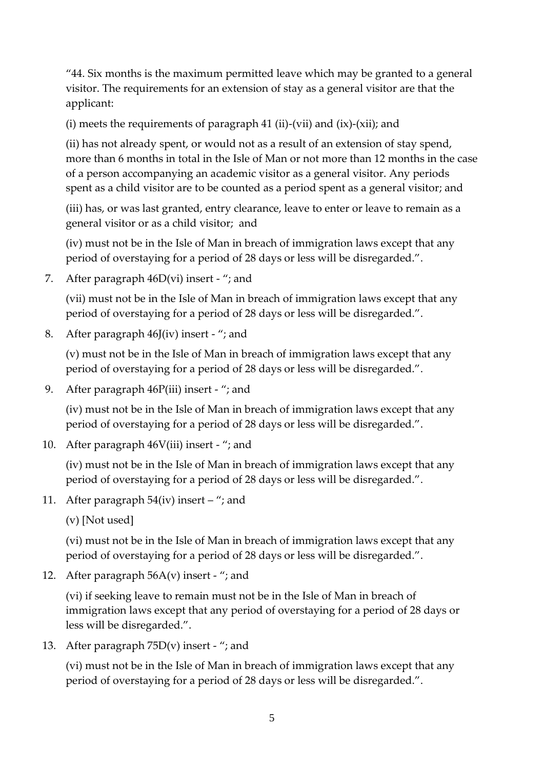“44. Six months is the maximum permitted leave which may be granted to a general visitor. The requirements for an extension of stay as a general visitor are that the applicant:

(i) meets the requirements of paragraph 41 (ii)-(vii) and (ix)-(xii); and

(ii) has not already spent, or would not as a result of an extension of stay spend, more than 6 months in total in the Isle of Man or not more than 12 months in the case of a person accompanying an academic visitor as a general visitor. Any periods spent as a child visitor are to be counted as a period spent as a general visitor; and

(iii) has, or was last granted, entry clearance, leave to enter or leave to remain as a general visitor or as a child visitor; and

(iv) must not be in the Isle of Man in breach of immigration laws except that any period of overstaying for a period of 28 days or less will be disregarded.”.

7. After paragraph 46D(vi) insert - “; and

(vii) must not be in the Isle of Man in breach of immigration laws except that any period of overstaying for a period of 28 days or less will be disregarded.”.

8. After paragraph 46J(iv) insert - “; and

(v) must not be in the Isle of Man in breach of immigration laws except that any period of overstaying for a period of 28 days or less will be disregarded.”.

9. After paragraph 46P(iii) insert - “; and

(iv) must not be in the Isle of Man in breach of immigration laws except that any period of overstaying for a period of 28 days or less will be disregarded.”.

10. After paragraph 46V(iii) insert - “; and

(iv) must not be in the Isle of Man in breach of immigration laws except that any period of overstaying for a period of 28 days or less will be disregarded.”.

11. After paragraph 54(iv) insert – “; and

(v) [Not used]

(vi) must not be in the Isle of Man in breach of immigration laws except that any period of overstaying for a period of 28 days or less will be disregarded.”.

12. After paragraph 56A(v) insert - “; and

(vi) if seeking leave to remain must not be in the Isle of Man in breach of immigration laws except that any period of overstaying for a period of 28 days or less will be disregarded.”.

13. After paragraph 75D(v) insert - “; and

(vi) must not be in the Isle of Man in breach of immigration laws except that any period of overstaying for a period of 28 days or less will be disregarded.”.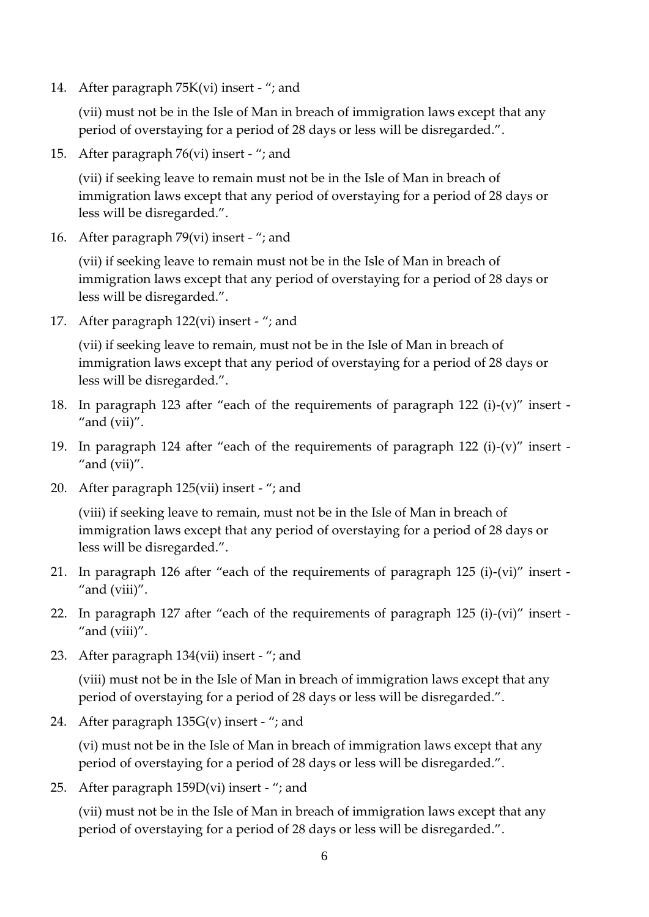14. After paragraph 75K(vi) insert - "; and

    (vii) must not be in the Isle of Man in breach of immigration laws except that any period of overstaying for a period of 28 days or less will be disregarded.".

15. After paragraph 76(vi) insert - "; and

    (vii) if seeking leave to remain must not be in the Isle of Man in breach of immigration laws except that any period of overstaying for a period of 28 days or less will be disregarded.".

16. After paragraph 79(vi) insert - "; and

    (vii) if seeking leave to remain must not be in the Isle of Man in breach of immigration laws except that any period of overstaying for a period of 28 days or less will be disregarded.".

17. After paragraph 122(vi) insert - "; and

    (vii) if seeking leave to remain, must not be in the Isle of Man in breach of immigration laws except that any period of overstaying for a period of 28 days or less will be disregarded.".

18. In paragraph 123 after "each of the requirements of paragraph 122 (i)-(v)" insert - "and (vii)".

19. In paragraph 124 after "each of the requirements of paragraph 122 (i)-(v)" insert - "and (vii)".

20. After paragraph 125(vii) insert - "; and

    (viii) if seeking leave to remain, must not be in the Isle of Man in breach of immigration laws except that any period of overstaying for a period of 28 days or less will be disregarded.".

21. In paragraph 126 after "each of the requirements of paragraph 125 (i)-(vi)" insert - "and (viii)".

22. In paragraph 127 after "each of the requirements of paragraph 125 (i)-(vi)" insert - "and (viii)".

23. After paragraph 134(vii) insert - "; and

    (viii) must not be in the Isle of Man in breach of immigration laws except that any period of overstaying for a period of 28 days or less will be disregarded.".

24. After paragraph 135G(v) insert - "; and

    (vi) must not be in the Isle of Man in breach of immigration laws except that any period of overstaying for a period of 28 days or less will be disregarded.".

25. After paragraph 159D(vi) insert - "; and

    (vii) must not be in the Isle of Man in breach of immigration laws except that any period of overstaying for a period of 28 days or less will be disregarded.".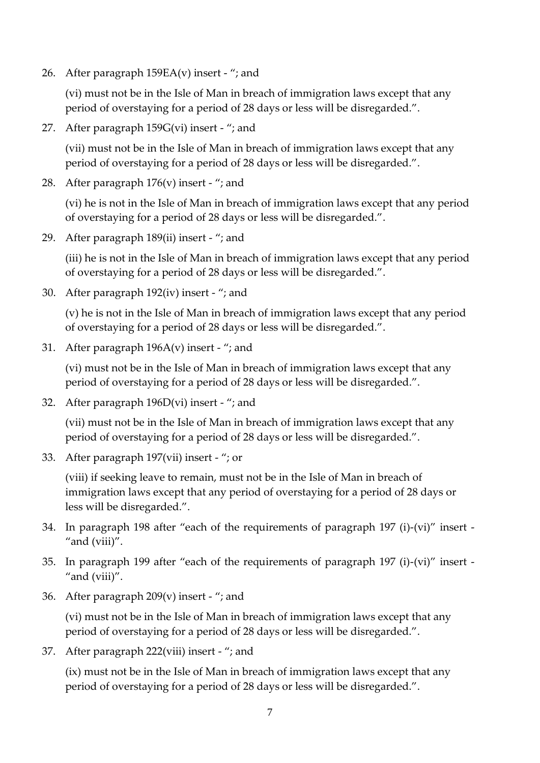26. After paragraph 159EA(v) insert - "; and

    (vi) must not be in the Isle of Man in breach of immigration laws except that any period of overstaying for a period of 28 days or less will be disregarded.".

27. After paragraph 159G(vi) insert - "; and

    (vii) must not be in the Isle of Man in breach of immigration laws except that any period of overstaying for a period of 28 days or less will be disregarded.".

28. After paragraph 176(v) insert - "; and

    (vi) he is not in the Isle of Man in breach of immigration laws except that any period of overstaying for a period of 28 days or less will be disregarded.".

29. After paragraph 189(ii) insert - "; and

    (iii) he is not in the Isle of Man in breach of immigration laws except that any period of overstaying for a period of 28 days or less will be disregarded.".

30. After paragraph 192(iv) insert - "; and

    (v) he is not in the Isle of Man in breach of immigration laws except that any period of overstaying for a period of 28 days or less will be disregarded.".

31. After paragraph 196A(v) insert - "; and

    (vi) must not be in the Isle of Man in breach of immigration laws except that any period of overstaying for a period of 28 days or less will be disregarded.".

32. After paragraph 196D(vi) insert - "; and

    (vii) must not be in the Isle of Man in breach of immigration laws except that any period of overstaying for a period of 28 days or less will be disregarded.".

33. After paragraph 197(vii) insert - "; or

    (viii) if seeking leave to remain, must not be in the Isle of Man in breach of immigration laws except that any period of overstaying for a period of 28 days or less will be disregarded.".

34. In paragraph 198 after "each of the requirements of paragraph 197 (i)-(vi)" insert - "and (viii)".

35. In paragraph 199 after "each of the requirements of paragraph 197 (i)-(vi)" insert - "and (viii)".

36. After paragraph 209(v) insert - "; and

    (vi) must not be in the Isle of Man in breach of immigration laws except that any period of overstaying for a period of 28 days or less will be disregarded.".

37. After paragraph 222(viii) insert - "; and

    (ix) must not be in the Isle of Man in breach of immigration laws except that any period of overstaying for a period of 28 days or less will be disregarded.".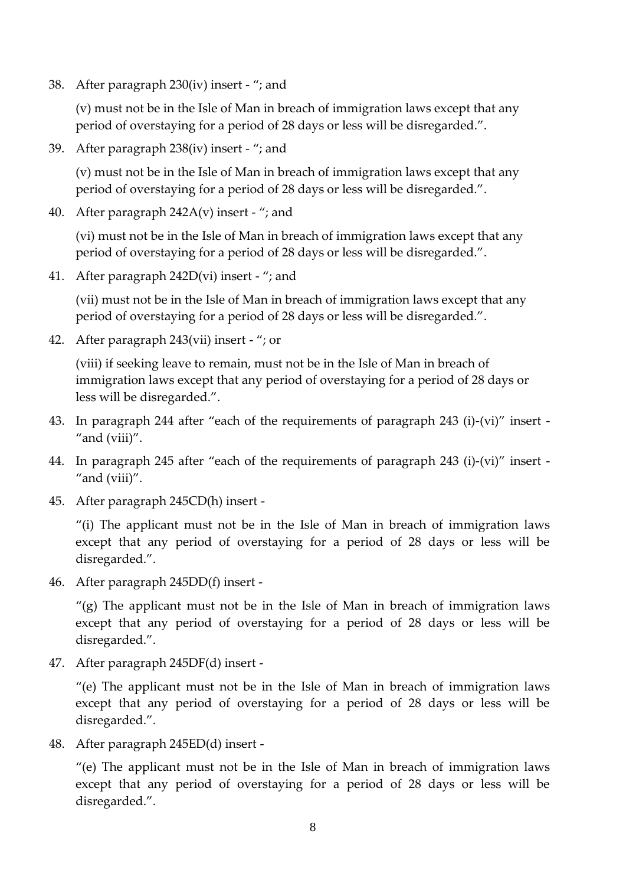38. After paragraph 230(iv) insert - "; and

    (v) must not be in the Isle of Man in breach of immigration laws except that any period of overstaying for a period of 28 days or less will be disregarded.".

39. After paragraph 238(iv) insert - "; and

    (v) must not be in the Isle of Man in breach of immigration laws except that any period of overstaying for a period of 28 days or less will be disregarded.".

40. After paragraph 242A(v) insert - "; and

    (vi) must not be in the Isle of Man in breach of immigration laws except that any period of overstaying for a period of 28 days or less will be disregarded.".

41. After paragraph 242D(vi) insert - "; and

    (vii) must not be in the Isle of Man in breach of immigration laws except that any period of overstaying for a period of 28 days or less will be disregarded.".

42. After paragraph 243(vii) insert - "; or

    (viii) if seeking leave to remain, must not be in the Isle of Man in breach of immigration laws except that any period of overstaying for a period of 28 days or less will be disregarded.".

43. In paragraph 244 after "each of the requirements of paragraph 243 (i)-(vi)" insert - "and (viii)".

44. In paragraph 245 after "each of the requirements of paragraph 243 (i)-(vi)" insert - "and (viii)".

45. After paragraph 245CD(h) insert -

    "(i) The applicant must not be in the Isle of Man in breach of immigration laws except that any period of overstaying for a period of 28 days or less will be disregarded.".

46. After paragraph 245DD(f) insert -

    "(g) The applicant must not be in the Isle of Man in breach of immigration laws except that any period of overstaying for a period of 28 days or less will be disregarded.".

47. After paragraph 245DF(d) insert -

    "(e) The applicant must not be in the Isle of Man in breach of immigration laws except that any period of overstaying for a period of 28 days or less will be disregarded.".

48. After paragraph 245ED(d) insert -

    "(e) The applicant must not be in the Isle of Man in breach of immigration laws except that any period of overstaying for a period of 28 days or less will be disregarded.".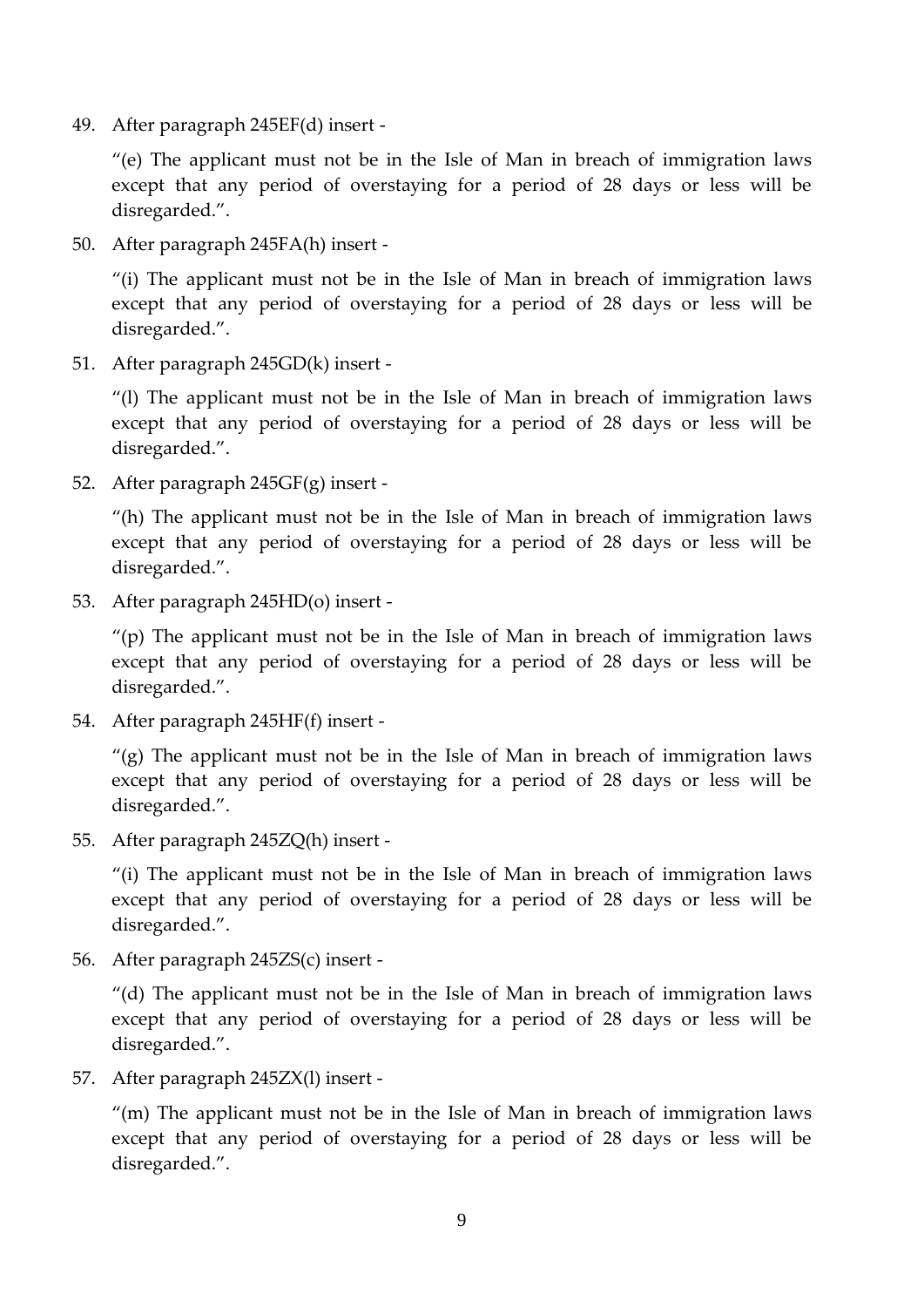49. After paragraph 245EF(d) insert -

    "(e) The applicant must not be in the Isle of Man in breach of immigration laws except that any period of overstaying for a period of 28 days or less will be disregarded.".

50. After paragraph 245FA(h) insert -

    "(i) The applicant must not be in the Isle of Man in breach of immigration laws except that any period of overstaying for a period of 28 days or less will be disregarded.".

51. After paragraph 245GD(k) insert -

    "(l) The applicant must not be in the Isle of Man in breach of immigration laws except that any period of overstaying for a period of 28 days or less will be disregarded.".

52. After paragraph 245GF(g) insert -

    "(h) The applicant must not be in the Isle of Man in breach of immigration laws except that any period of overstaying for a period of 28 days or less will be disregarded.".

53. After paragraph 245HD(o) insert -

    "(p) The applicant must not be in the Isle of Man in breach of immigration laws except that any period of overstaying for a period of 28 days or less will be disregarded.".

54. After paragraph 245HF(f) insert -

    "(g) The applicant must not be in the Isle of Man in breach of immigration laws except that any period of overstaying for a period of 28 days or less will be disregarded.".

55. After paragraph 245ZQ(h) insert -

    "(i) The applicant must not be in the Isle of Man in breach of immigration laws except that any period of overstaying for a period of 28 days or less will be disregarded.".

56. After paragraph 245ZS(c) insert -

    "(d) The applicant must not be in the Isle of Man in breach of immigration laws except that any period of overstaying for a period of 28 days or less will be disregarded.".

57. After paragraph 245ZX(l) insert -

    "(m) The applicant must not be in the Isle of Man in breach of immigration laws except that any period of overstaying for a period of 28 days or less will be disregarded.".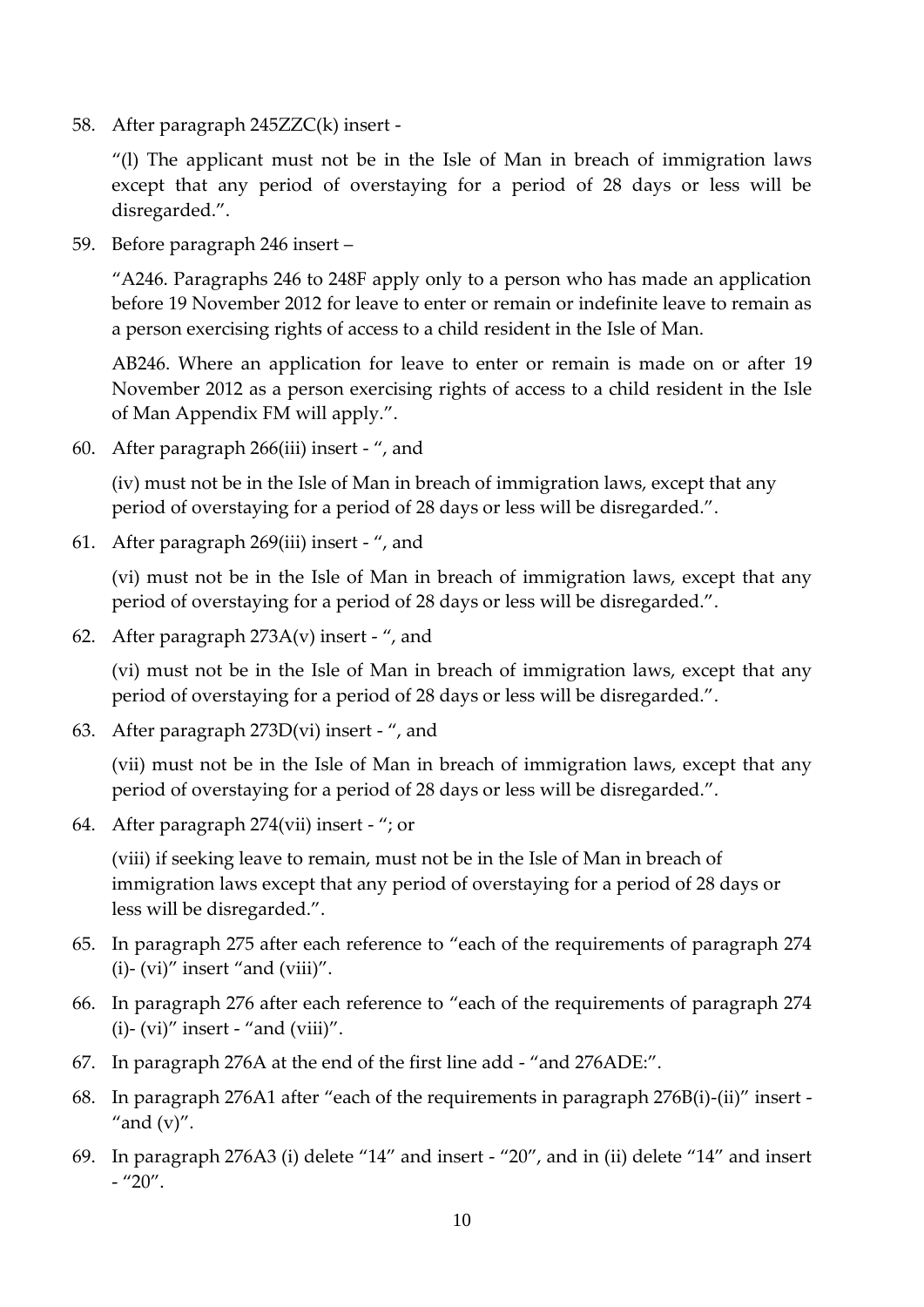58. After paragraph 245ZZC(k) insert -

    "(l) The applicant must not be in the Isle of Man in breach of immigration laws except that any period of overstaying for a period of 28 days or less will be disregarded.".

59. Before paragraph 246 insert –

    "A246. Paragraphs 246 to 248F apply only to a person who has made an application before 19 November 2012 for leave to enter or remain or indefinite leave to remain as a person exercising rights of access to a child resident in the Isle of Man.

    AB246. Where an application for leave to enter or remain is made on or after 19 November 2012 as a person exercising rights of access to a child resident in the Isle of Man Appendix FM will apply.".

60. After paragraph 266(iii) insert - ", and

    (iv) must not be in the Isle of Man in breach of immigration laws, except that any period of overstaying for a period of 28 days or less will be disregarded.".

61. After paragraph 269(iii) insert - ", and

    (vi) must not be in the Isle of Man in breach of immigration laws, except that any period of overstaying for a period of 28 days or less will be disregarded.".

62. After paragraph 273A(v) insert - ", and

    (vi) must not be in the Isle of Man in breach of immigration laws, except that any period of overstaying for a period of 28 days or less will be disregarded.".

63. After paragraph 273D(vi) insert - ", and

    (vii) must not be in the Isle of Man in breach of immigration laws, except that any period of overstaying for a period of 28 days or less will be disregarded.".

64. After paragraph 274(vii) insert - "; or

    (viii) if seeking leave to remain, must not be in the Isle of Man in breach of immigration laws except that any period of overstaying for a period of 28 days or less will be disregarded.".

65. In paragraph 275 after each reference to "each of the requirements of paragraph 274 (i)- (vi)" insert "and (viii)".

66. In paragraph 276 after each reference to "each of the requirements of paragraph 274 (i)- (vi)" insert - "and (viii)".

67. In paragraph 276A at the end of the first line add - "and 276ADE:".

68. In paragraph 276A1 after "each of the requirements in paragraph 276B(i)-(ii)" insert - "and (v)".

69. In paragraph 276A3 (i) delete "14" and insert - "20", and in (ii) delete "14" and insert - "20".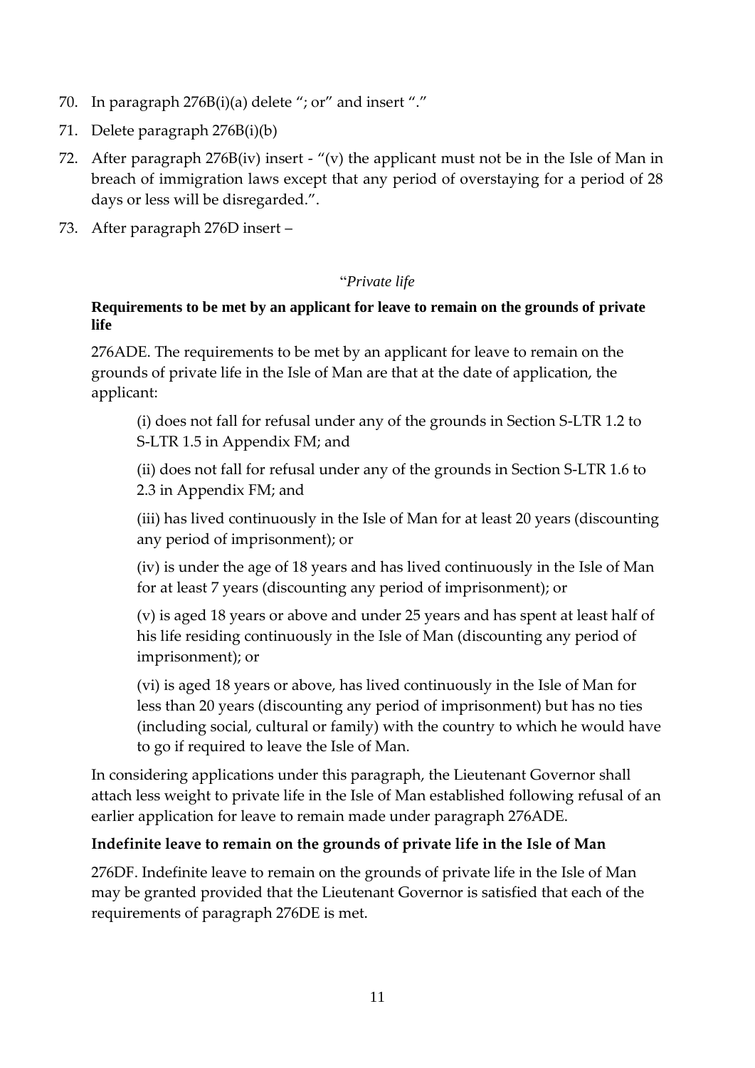70. In paragraph 276B(i)(a) delete "; or" and insert "."

71. Delete paragraph 276B(i)(b)

72. After paragraph 276B(iv) insert - "(v) the applicant must not be in the Isle of Man in breach of immigration laws except that any period of overstaying for a period of 28 days or less will be disregarded.".

73. After paragraph 276D insert –

"*Private life*

**Requirements to be met by an applicant for leave to remain on the grounds of private life**

276ADE. The requirements to be met by an applicant for leave to remain on the grounds of private life in the Isle of Man are that at the date of application, the applicant:

> (i) does not fall for refusal under any of the grounds in Section S-LTR 1.2 to S-LTR 1.5 in Appendix FM; and
>
> (ii) does not fall for refusal under any of the grounds in Section S-LTR 1.6 to 2.3 in Appendix FM; and
>
> (iii) has lived continuously in the Isle of Man for at least 20 years (discounting any period of imprisonment); or
>
> (iv) is under the age of 18 years and has lived continuously in the Isle of Man for at least 7 years (discounting any period of imprisonment); or
>
> (v) is aged 18 years or above and under 25 years and has spent at least half of his life residing continuously in the Isle of Man (discounting any period of imprisonment); or
>
> (vi) is aged 18 years or above, has lived continuously in the Isle of Man for less than 20 years (discounting any period of imprisonment) but has no ties (including social, cultural or family) with the country to which he would have to go if required to leave the Isle of Man.

In considering applications under this paragraph, the Lieutenant Governor shall attach less weight to private life in the Isle of Man established following refusal of an earlier application for leave to remain made under paragraph 276ADE.

**Indefinite leave to remain on the grounds of private life in the Isle of Man**

276DF. Indefinite leave to remain on the grounds of private life in the Isle of Man may be granted provided that the Lieutenant Governor is satisfied that each of the requirements of paragraph 276DE is met.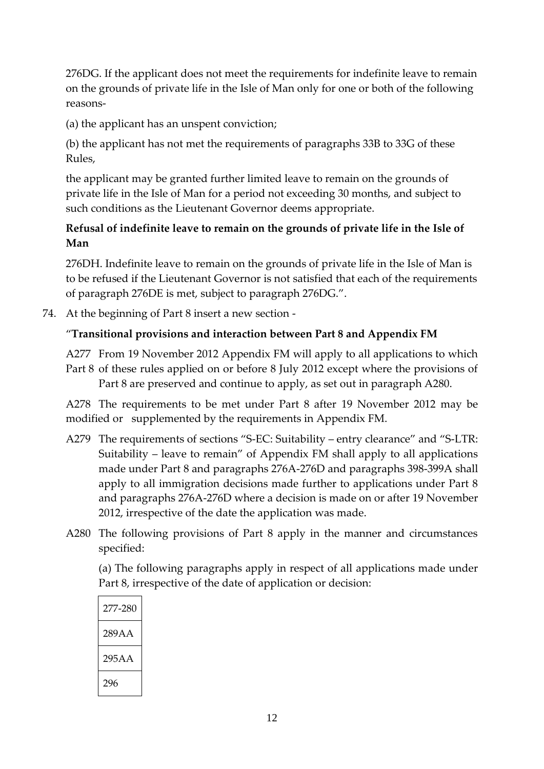276DG. If the applicant does not meet the requirements for indefinite leave to remain on the grounds of private life in the Isle of Man only for one or both of the following reasons-

(a) the applicant has an unspent conviction;

(b) the applicant has not met the requirements of paragraphs 33B to 33G of these Rules,

the applicant may be granted further limited leave to remain on the grounds of private life in the Isle of Man for a period not exceeding 30 months, and subject to such conditions as the Lieutenant Governor deems appropriate.

**Refusal of indefinite leave to remain on the grounds of private life in the Isle of Man**

276DH. Indefinite leave to remain on the grounds of private life in the Isle of Man is to be refused if the Lieutenant Governor is not satisfied that each of the requirements of paragraph 276DE is met, subject to paragraph 276DG.".

74. At the beginning of Part 8 insert a new section -

"**Transitional provisions and interaction between Part 8 and Appendix FM**

A277 From 19 November 2012 Appendix FM will apply to all applications to which Part 8 of these rules applied on or before 8 July 2012 except where the provisions of Part 8 are preserved and continue to apply, as set out in paragraph A280.

A278 The requirements to be met under Part 8 after 19 November 2012 may be modified or supplemented by the requirements in Appendix FM.

A279 The requirements of sections "S-EC: Suitability – entry clearance" and "S-LTR: Suitability – leave to remain" of Appendix FM shall apply to all applications made under Part 8 and paragraphs 276A-276D and paragraphs 398-399A shall apply to all immigration decisions made further to applications under Part 8 and paragraphs 276A-276D where a decision is made on or after 19 November 2012, irrespective of the date the application was made.

A280 The following provisions of Part 8 apply in the manner and circumstances specified:

(a) The following paragraphs apply in respect of all applications made under Part 8, irrespective of the date of application or decision:

| 277-280 |
| --- |
| 289AA |
| 295AA |
| 296 |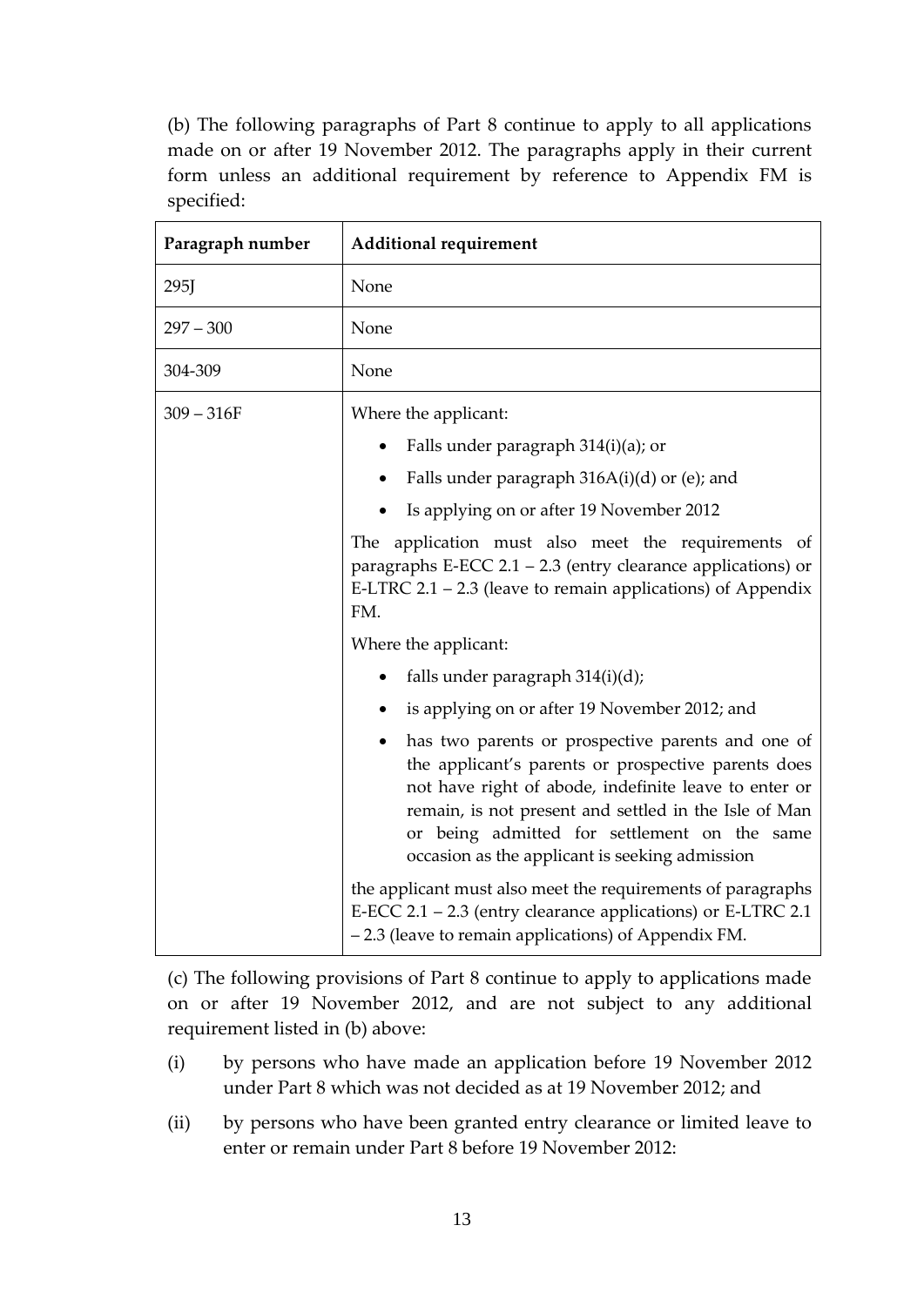(b) The following paragraphs of Part 8 continue to apply to all applications made on or after 19 November 2012. The paragraphs apply in their current form unless an additional requirement by reference to Appendix FM is specified:

| Paragraph number | Additional requirement |
| --- | --- |
| 295J | None |
| 297 – 300 | None |
| 304-309 | None |
| 309 – 316F | Where the applicant:<br>• Falls under paragraph 314(i)(a); or<br>• Falls under paragraph 316A(i)(d) or (e); and<br>• Is applying on or after 19 November 2012<br>The application must also meet the requirements of paragraphs E-ECC 2.1 – 2.3 (entry clearance applications) or E-LTRC 2.1 – 2.3 (leave to remain applications) of Appendix FM.<br>Where the applicant:<br>• falls under paragraph 314(i)(d);<br>• is applying on or after 19 November 2012; and<br>• has two parents or prospective parents and one of the applicant's parents or prospective parents does not have right of abode, indefinite leave to enter or remain, is not present and settled in the Isle of Man or being admitted for settlement on the same occasion as the applicant is seeking admission<br>the applicant must also meet the requirements of paragraphs E-ECC 2.1 – 2.3 (entry clearance applications) or E-LTRC 2.1 – 2.3 (leave to remain applications) of Appendix FM. |

(c) The following provisions of Part 8 continue to apply to applications made on or after 19 November 2012, and are not subject to any additional requirement listed in (b) above:

(i) by persons who have made an application before 19 November 2012 under Part 8 which was not decided as at 19 November 2012; and

(ii) by persons who have been granted entry clearance or limited leave to enter or remain under Part 8 before 19 November 2012: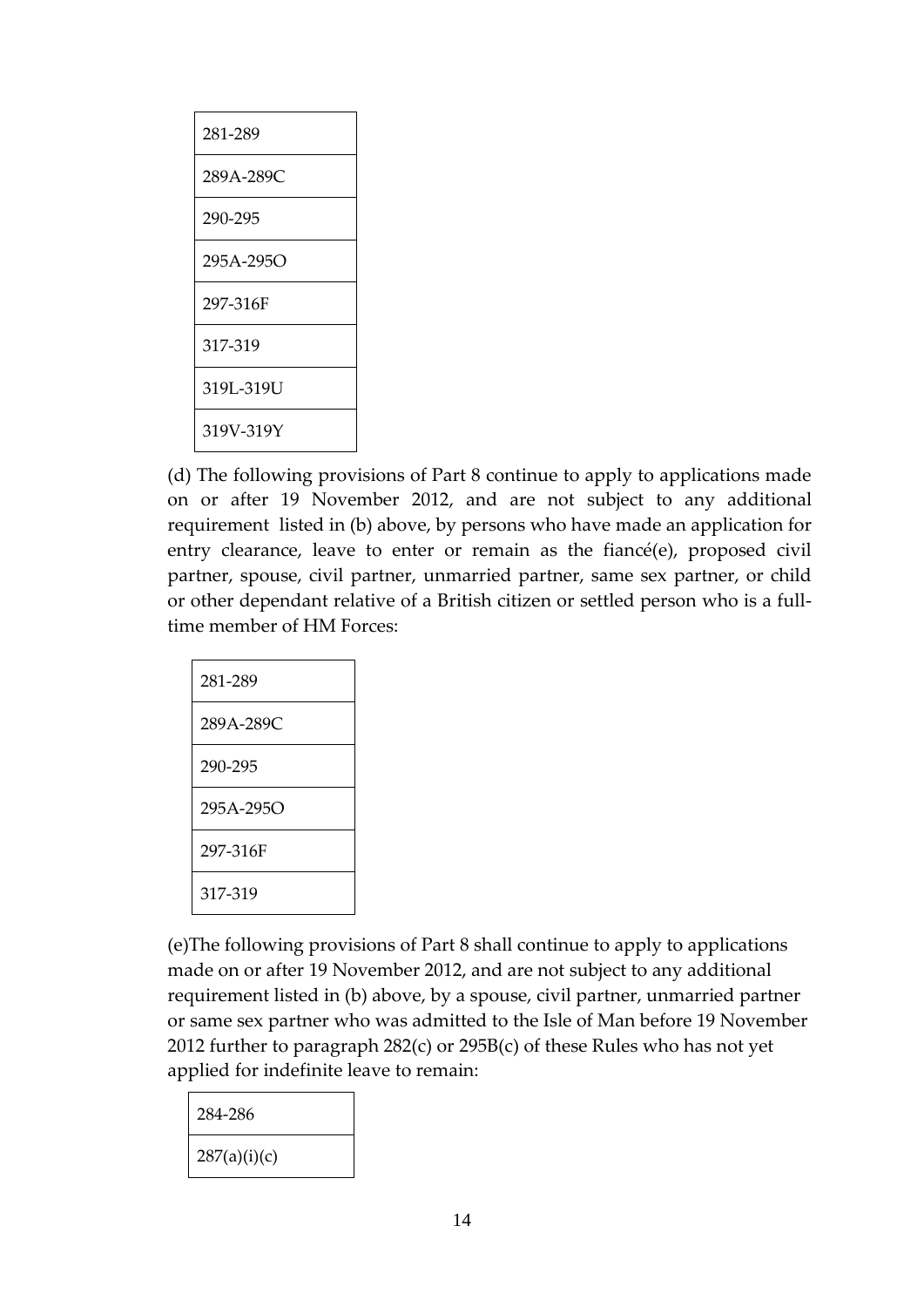| 281-289 |
| --- |
| 289A-289C |
| 290-295 |
| 295A-295O |
| 297-316F |
| 317-319 |
| 319L-319U |
| 319V-319Y |

(d) The following provisions of Part 8 continue to apply to applications made on or after 19 November 2012, and are not subject to any additional requirement listed in (b) above, by persons who have made an application for entry clearance, leave to enter or remain as the fiancé(e), proposed civil partner, spouse, civil partner, unmarried partner, same sex partner, or child or other dependant relative of a British citizen or settled person who is a full-time member of HM Forces:

| 281-289 |
| --- |
| 289A-289C |
| 290-295 |
| 295A-295O |
| 297-316F |
| 317-319 |

(e)The following provisions of Part 8 shall continue to apply to applications made on or after 19 November 2012, and are not subject to any additional requirement listed in (b) above, by a spouse, civil partner, unmarried partner or same sex partner who was admitted to the Isle of Man before 19 November 2012 further to paragraph 282(c) or 295B(c) of these Rules who has not yet applied for indefinite leave to remain:

| 284-286 |
| --- |
| 287(a)(i)(c) |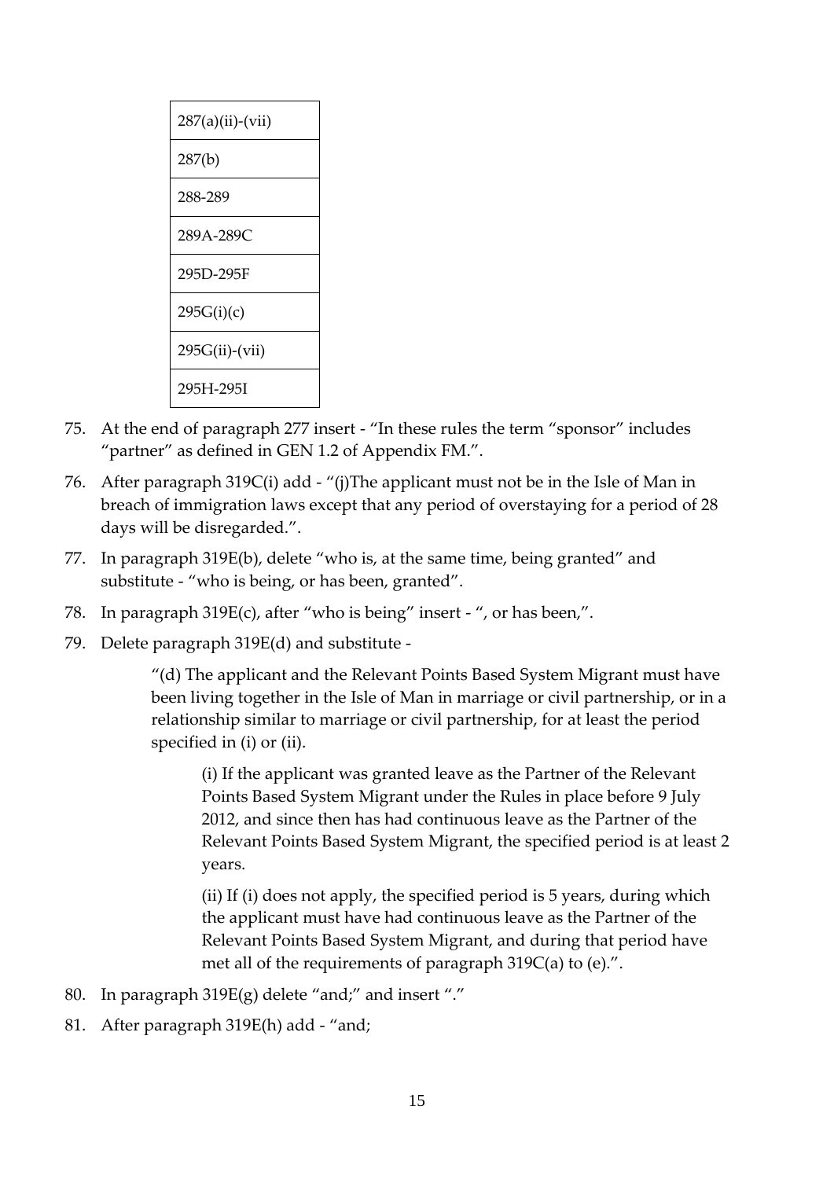| 287(a)(ii)-(vii) |
| --- |
| 287(b) |
| 288-289 |
| 289A-289C |
| 295D-295F |
| 295G(i)(c) |
| 295G(ii)-(vii) |
| 295H-295I |

75. At the end of paragraph 277 insert - "In these rules the term "sponsor" includes "partner" as defined in GEN 1.2 of Appendix FM.".

76. After paragraph 319C(i) add - "(j)The applicant must not be in the Isle of Man in breach of immigration laws except that any period of overstaying for a period of 28 days will be disregarded.".

77. In paragraph 319E(b), delete "who is, at the same time, being granted" and substitute - "who is being, or has been, granted".

78. In paragraph 319E(c), after "who is being" insert - ", or has been,".

79. Delete paragraph 319E(d) and substitute -

> "(d) The applicant and the Relevant Points Based System Migrant must have been living together in the Isle of Man in marriage or civil partnership, or in a relationship similar to marriage or civil partnership, for at least the period specified in (i) or (ii).
>
> > (i) If the applicant was granted leave as the Partner of the Relevant Points Based System Migrant under the Rules in place before 9 July 2012, and since then has had continuous leave as the Partner of the Relevant Points Based System Migrant, the specified period is at least 2 years.
> >
> > (ii) If (i) does not apply, the specified period is 5 years, during which the applicant must have had continuous leave as the Partner of the Relevant Points Based System Migrant, and during that period have met all of the requirements of paragraph 319C(a) to (e).".

80. In paragraph 319E(g) delete "and;" and insert "."

81. After paragraph 319E(h) add - "and;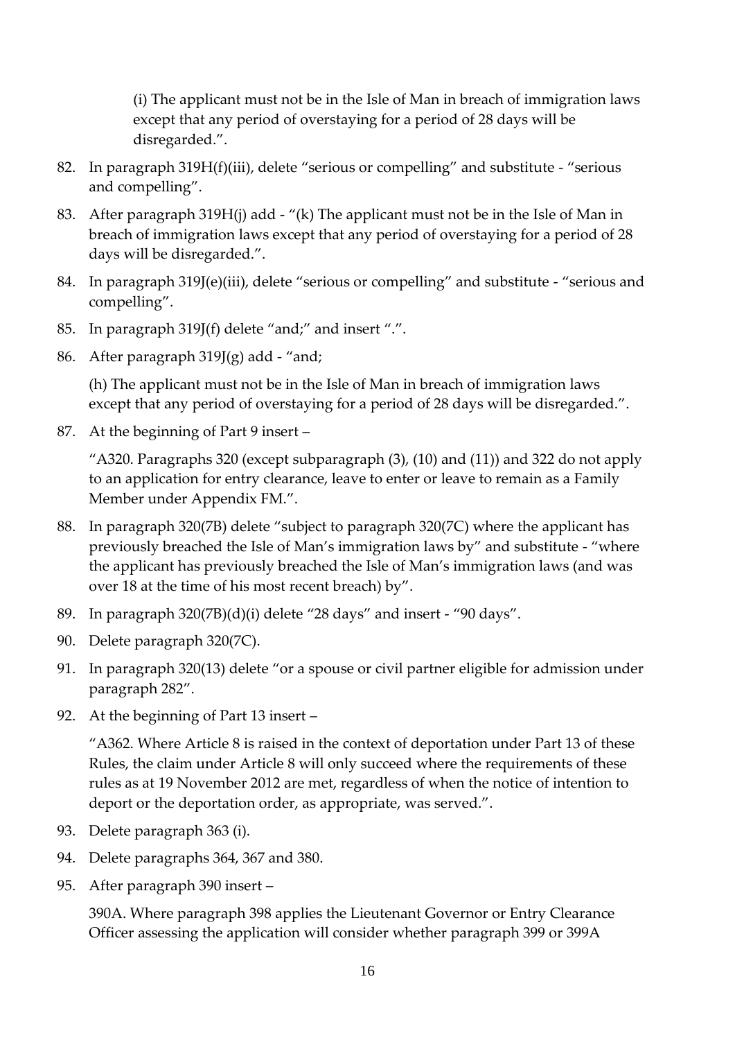(i) The applicant must not be in the Isle of Man in breach of immigration laws except that any period of overstaying for a period of 28 days will be disregarded.".

82. In paragraph 319H(f)(iii), delete "serious or compelling" and substitute - "serious and compelling".

83. After paragraph 319H(j) add - "(k) The applicant must not be in the Isle of Man in breach of immigration laws except that any period of overstaying for a period of 28 days will be disregarded.".

84. In paragraph 319J(e)(iii), delete "serious or compelling" and substitute - "serious and compelling".

85. In paragraph 319J(f) delete "and;" and insert ".".

86. After paragraph 319J(g) add - "and;

    (h) The applicant must not be in the Isle of Man in breach of immigration laws except that any period of overstaying for a period of 28 days will be disregarded.".

87. At the beginning of Part 9 insert –

    "A320. Paragraphs 320 (except subparagraph (3), (10) and (11)) and 322 do not apply to an application for entry clearance, leave to enter or leave to remain as a Family Member under Appendix FM.".

88. In paragraph 320(7B) delete "subject to paragraph 320(7C) where the applicant has previously breached the Isle of Man's immigration laws by" and substitute - "where the applicant has previously breached the Isle of Man's immigration laws (and was over 18 at the time of his most recent breach) by".

89. In paragraph 320(7B)(d)(i) delete "28 days" and insert - "90 days".

90. Delete paragraph 320(7C).

91. In paragraph 320(13) delete "or a spouse or civil partner eligible for admission under paragraph 282".

92. At the beginning of Part 13 insert –

    "A362. Where Article 8 is raised in the context of deportation under Part 13 of these Rules, the claim under Article 8 will only succeed where the requirements of these rules as at 19 November 2012 are met, regardless of when the notice of intention to deport or the deportation order, as appropriate, was served.".

93. Delete paragraph 363 (i).

94. Delete paragraphs 364, 367 and 380.

95. After paragraph 390 insert –

    390A. Where paragraph 398 applies the Lieutenant Governor or Entry Clearance Officer assessing the application will consider whether paragraph 399 or 399A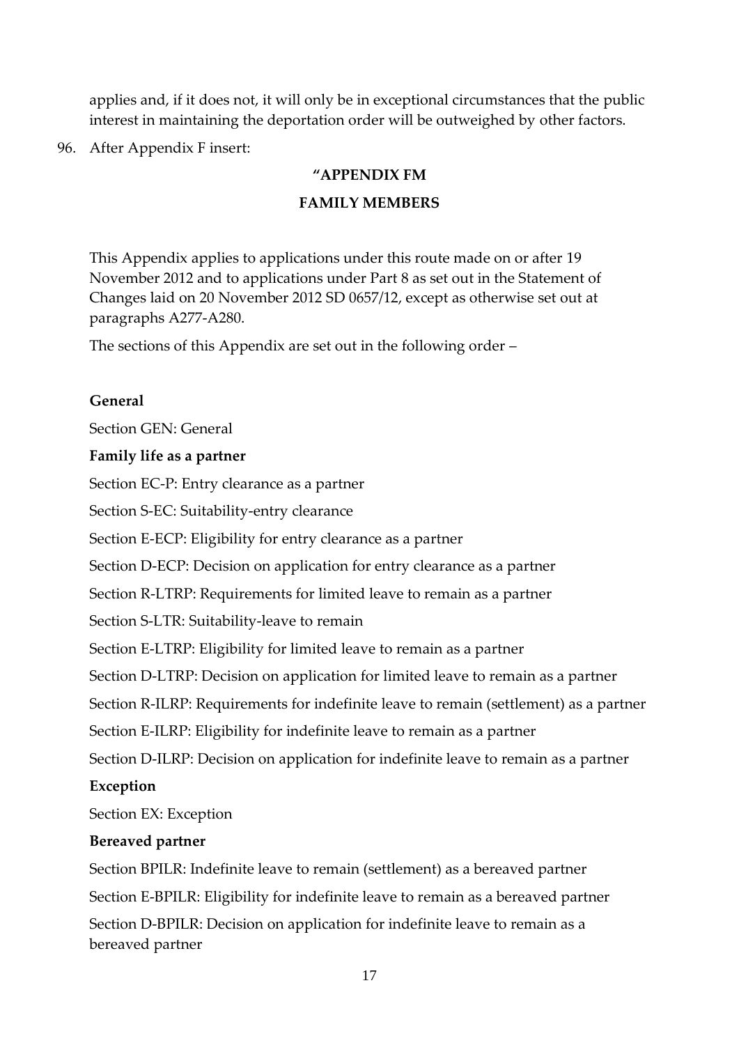applies and, if it does not, it will only be in exceptional circumstances that the public interest in maintaining the deportation order will be outweighed by other factors.

96. After Appendix F insert:

**"APPENDIX FM**

**FAMILY MEMBERS**

This Appendix applies to applications under this route made on or after 19 November 2012 and to applications under Part 8 as set out in the Statement of Changes laid on 20 November 2012 SD 0657/12, except as otherwise set out at paragraphs A277-A280.

The sections of this Appendix are set out in the following order –

**General**

Section GEN: General

**Family life as a partner**

Section EC-P: Entry clearance as a partner

Section S-EC: Suitability-entry clearance

Section E-ECP: Eligibility for entry clearance as a partner

Section D-ECP: Decision on application for entry clearance as a partner

Section R-LTRP: Requirements for limited leave to remain as a partner

Section S-LTR: Suitability-leave to remain

Section E-LTRP: Eligibility for limited leave to remain as a partner

Section D-LTRP: Decision on application for limited leave to remain as a partner

Section R-ILRP: Requirements for indefinite leave to remain (settlement) as a partner

Section E-ILRP: Eligibility for indefinite leave to remain as a partner

Section D-ILRP: Decision on application for indefinite leave to remain as a partner

**Exception**

Section EX: Exception

**Bereaved partner**

Section BPILR: Indefinite leave to remain (settlement) as a bereaved partner

Section E-BPILR: Eligibility for indefinite leave to remain as a bereaved partner

Section D-BPILR: Decision on application for indefinite leave to remain as a bereaved partner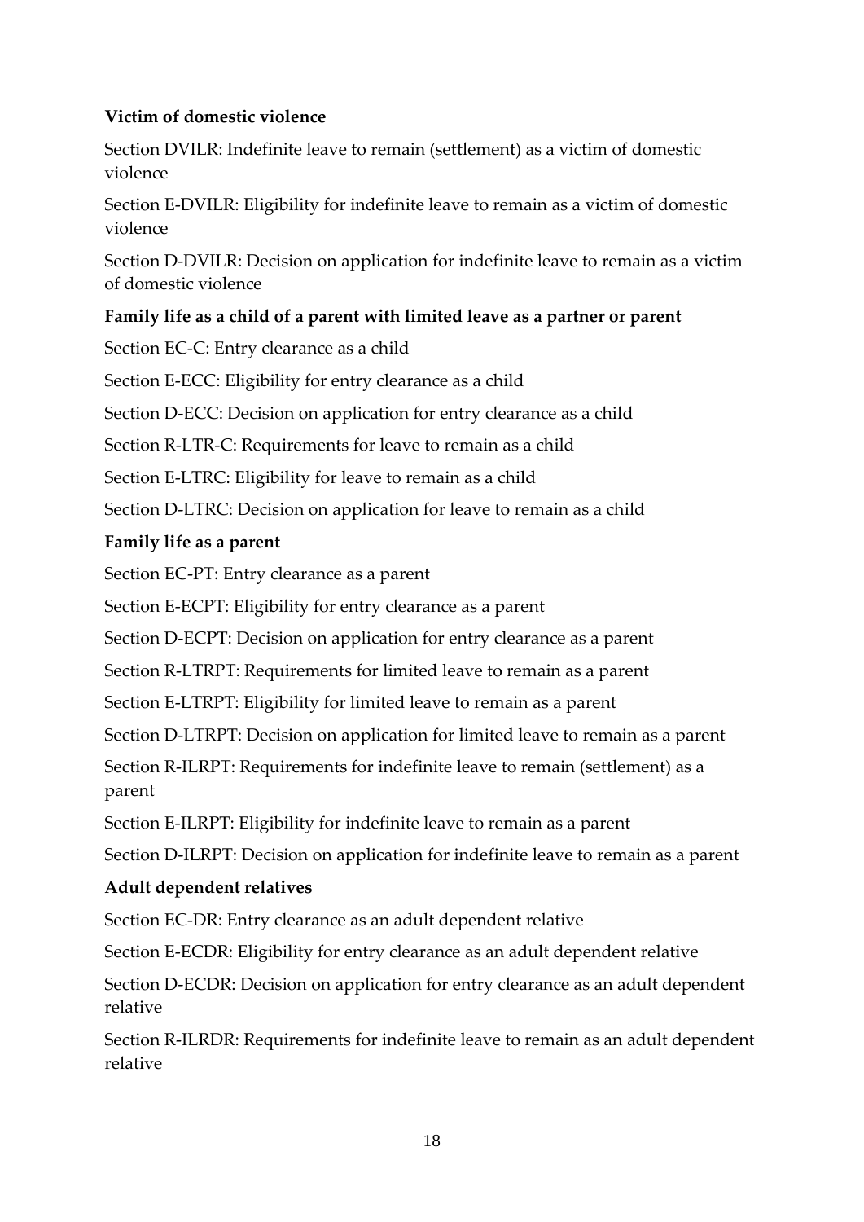**Victim of domestic violence**

Section DVILR: Indefinite leave to remain (settlement) as a victim of domestic violence

Section E-DVILR: Eligibility for indefinite leave to remain as a victim of domestic violence

Section D-DVILR: Decision on application for indefinite leave to remain as a victim of domestic violence

**Family life as a child of a parent with limited leave as a partner or parent**

Section EC-C: Entry clearance as a child

Section E-ECC: Eligibility for entry clearance as a child

Section D-ECC: Decision on application for entry clearance as a child

Section R-LTR-C: Requirements for leave to remain as a child

Section E-LTRC: Eligibility for leave to remain as a child

Section D-LTRC: Decision on application for leave to remain as a child

**Family life as a parent**

Section EC-PT: Entry clearance as a parent

Section E-ECPT: Eligibility for entry clearance as a parent

Section D-ECPT: Decision on application for entry clearance as a parent

Section R-LTRPT: Requirements for limited leave to remain as a parent

Section E-LTRPT: Eligibility for limited leave to remain as a parent

Section D-LTRPT: Decision on application for limited leave to remain as a parent

Section R-ILRPT: Requirements for indefinite leave to remain (settlement) as a parent

Section E-ILRPT: Eligibility for indefinite leave to remain as a parent

Section D-ILRPT: Decision on application for indefinite leave to remain as a parent

**Adult dependent relatives**

Section EC-DR: Entry clearance as an adult dependent relative

Section E-ECDR: Eligibility for entry clearance as an adult dependent relative

Section D-ECDR: Decision on application for entry clearance as an adult dependent relative

Section R-ILRDR: Requirements for indefinite leave to remain as an adult dependent relative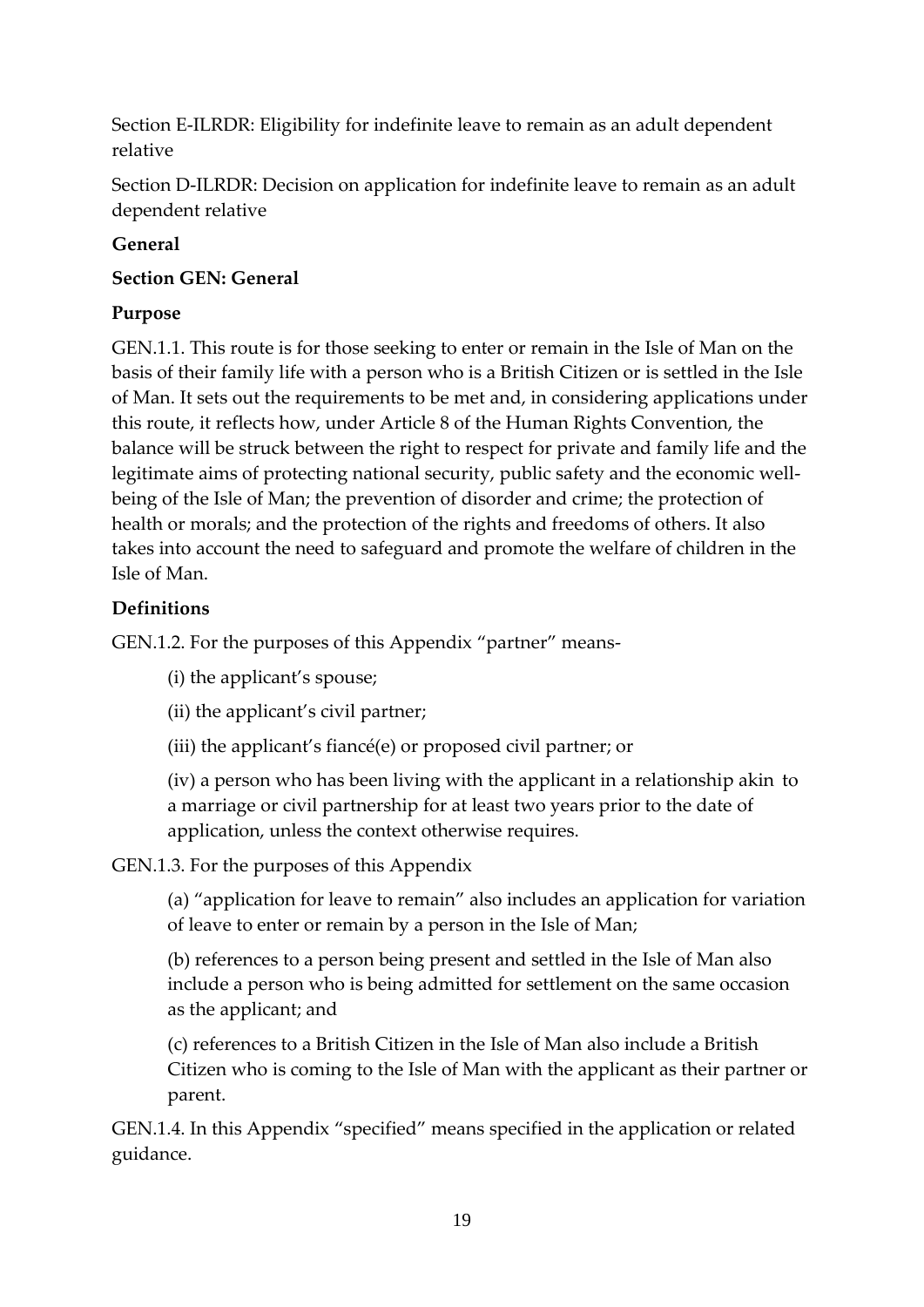Section E-ILRDR: Eligibility for indefinite leave to remain as an adult dependent relative

Section D-ILRDR: Decision on application for indefinite leave to remain as an adult dependent relative

**General**

**Section GEN: General**

**Purpose**

GEN.1.1. This route is for those seeking to enter or remain in the Isle of Man on the basis of their family life with a person who is a British Citizen or is settled in the Isle of Man. It sets out the requirements to be met and, in considering applications under this route, it reflects how, under Article 8 of the Human Rights Convention, the balance will be struck between the right to respect for private and family life and the legitimate aims of protecting national security, public safety and the economic well-being of the Isle of Man; the prevention of disorder and crime; the protection of health or morals; and the protection of the rights and freedoms of others. It also takes into account the need to safeguard and promote the welfare of children in the Isle of Man.

**Definitions**

GEN.1.2. For the purposes of this Appendix "partner" means-

(i) the applicant's spouse;

(ii) the applicant's civil partner;

(iii) the applicant's fiancé(e) or proposed civil partner; or

(iv) a person who has been living with the applicant in a relationship akin to a marriage or civil partnership for at least two years prior to the date of application, unless the context otherwise requires.

GEN.1.3. For the purposes of this Appendix

(a) "application for leave to remain" also includes an application for variation of leave to enter or remain by a person in the Isle of Man;

(b) references to a person being present and settled in the Isle of Man also include a person who is being admitted for settlement on the same occasion as the applicant; and

(c) references to a British Citizen in the Isle of Man also include a British Citizen who is coming to the Isle of Man with the applicant as their partner or parent.

GEN.1.4. In this Appendix "specified" means specified in the application or related guidance.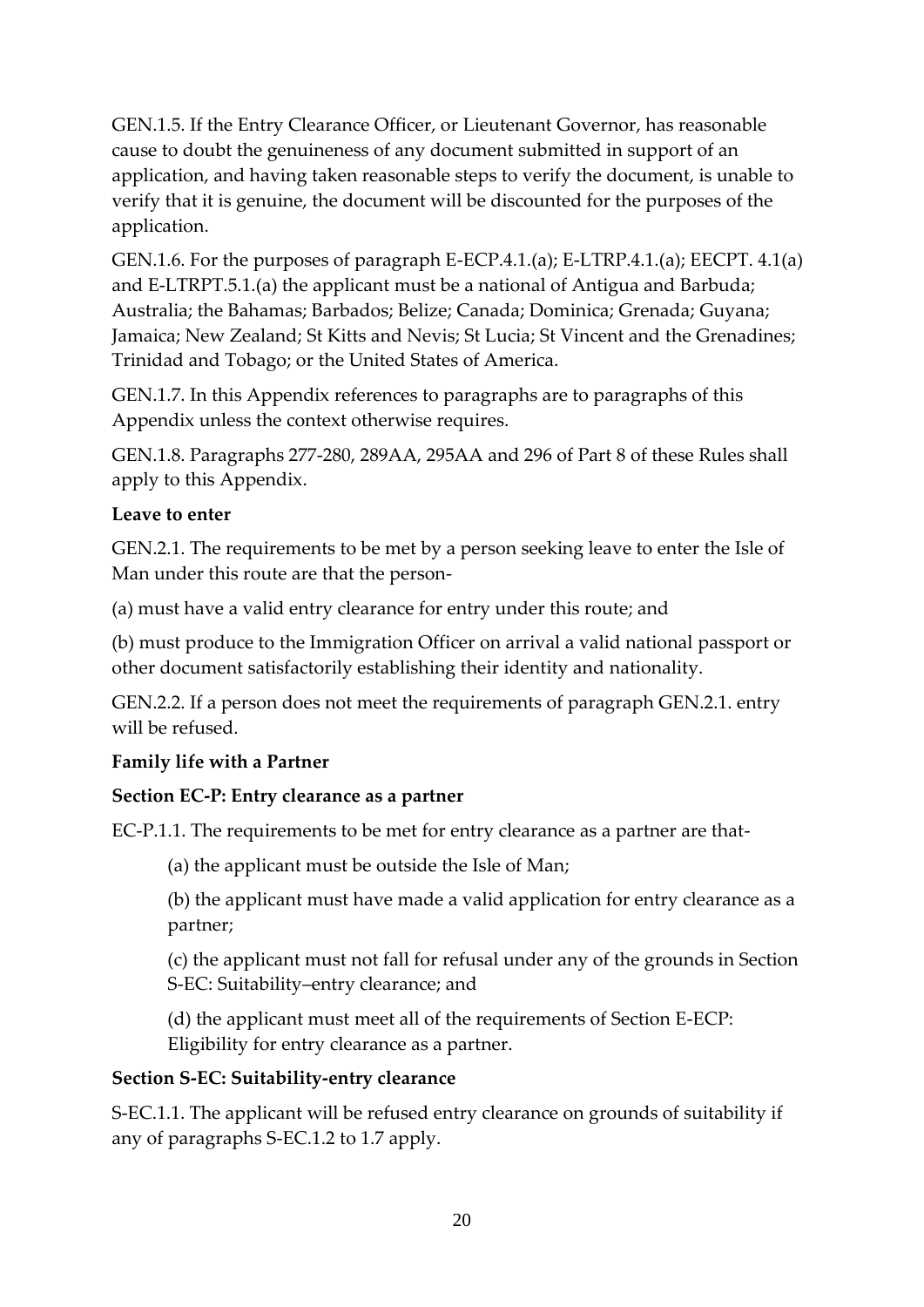GEN.1.5. If the Entry Clearance Officer, or Lieutenant Governor, has reasonable cause to doubt the genuineness of any document submitted in support of an application, and having taken reasonable steps to verify the document, is unable to verify that it is genuine, the document will be discounted for the purposes of the application.

GEN.1.6. For the purposes of paragraph E-ECP.4.1.(a); E-LTRP.4.1.(a); EECPT. 4.1(a) and E-LTRPT.5.1.(a) the applicant must be a national of Antigua and Barbuda; Australia; the Bahamas; Barbados; Belize; Canada; Dominica; Grenada; Guyana; Jamaica; New Zealand; St Kitts and Nevis; St Lucia; St Vincent and the Grenadines; Trinidad and Tobago; or the United States of America.

GEN.1.7. In this Appendix references to paragraphs are to paragraphs of this Appendix unless the context otherwise requires.

GEN.1.8. Paragraphs 277-280, 289AA, 295AA and 296 of Part 8 of these Rules shall apply to this Appendix.

**Leave to enter**

GEN.2.1. The requirements to be met by a person seeking leave to enter the Isle of Man under this route are that the person-

(a) must have a valid entry clearance for entry under this route; and

(b) must produce to the Immigration Officer on arrival a valid national passport or other document satisfactorily establishing their identity and nationality.

GEN.2.2. If a person does not meet the requirements of paragraph GEN.2.1. entry will be refused.

**Family life with a Partner**

**Section EC-P: Entry clearance as a partner**

EC-P.1.1. The requirements to be met for entry clearance as a partner are that-

> (a) the applicant must be outside the Isle of Man;
>
> (b) the applicant must have made a valid application for entry clearance as a partner;
>
> (c) the applicant must not fall for refusal under any of the grounds in Section S-EC: Suitability–entry clearance; and
>
> (d) the applicant must meet all of the requirements of Section E-ECP: Eligibility for entry clearance as a partner.

**Section S-EC: Suitability-entry clearance**

S-EC.1.1. The applicant will be refused entry clearance on grounds of suitability if any of paragraphs S-EC.1.2 to 1.7 apply.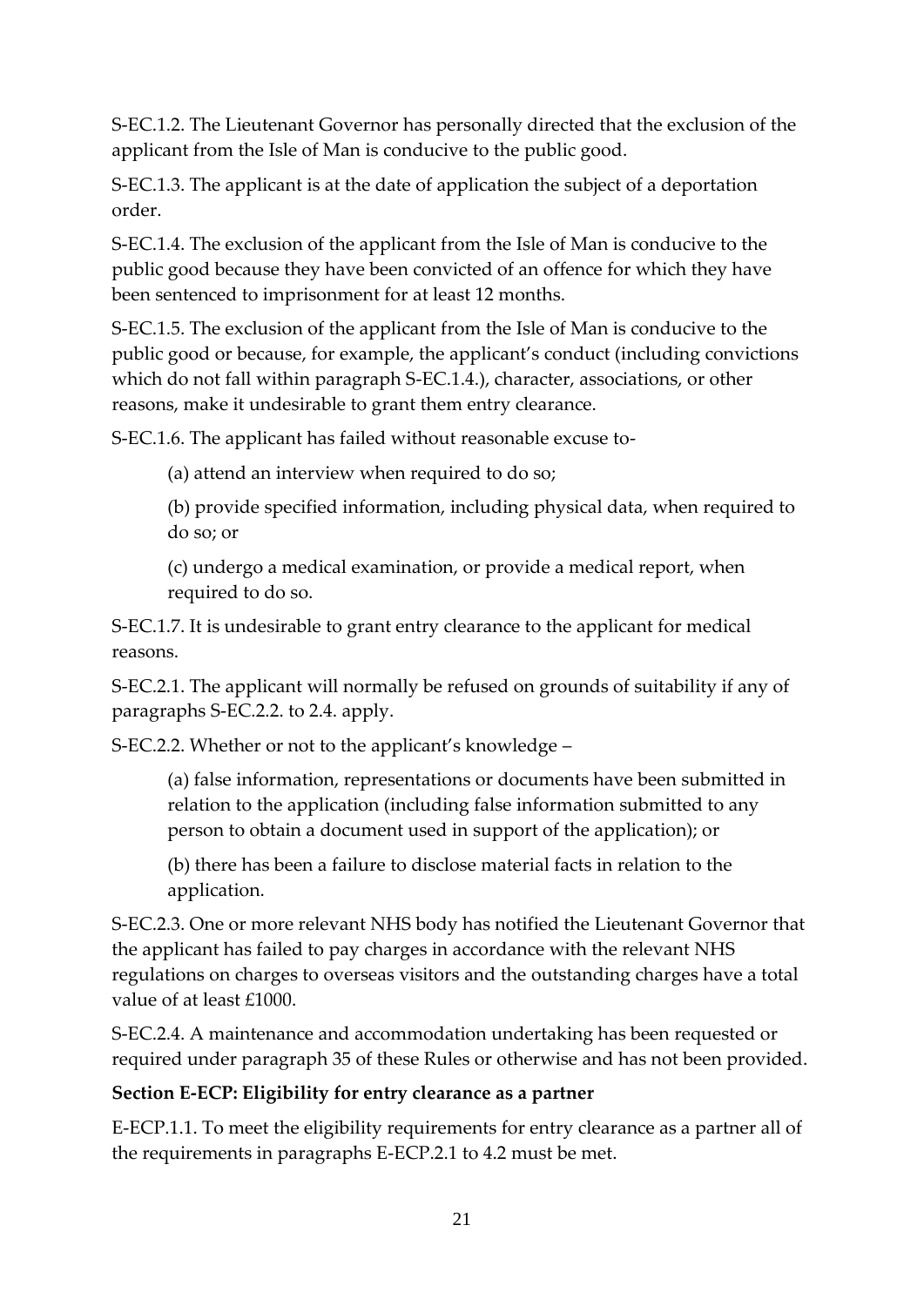S-EC.1.2. The Lieutenant Governor has personally directed that the exclusion of the applicant from the Isle of Man is conducive to the public good.

S-EC.1.3. The applicant is at the date of application the subject of a deportation order.

S-EC.1.4. The exclusion of the applicant from the Isle of Man is conducive to the public good because they have been convicted of an offence for which they have been sentenced to imprisonment for at least 12 months.

S-EC.1.5. The exclusion of the applicant from the Isle of Man is conducive to the public good or because, for example, the applicant's conduct (including convictions which do not fall within paragraph S-EC.1.4.), character, associations, or other reasons, make it undesirable to grant them entry clearance.

S-EC.1.6. The applicant has failed without reasonable excuse to-

(a) attend an interview when required to do so;

(b) provide specified information, including physical data, when required to do so; or

(c) undergo a medical examination, or provide a medical report, when required to do so.

S-EC.1.7. It is undesirable to grant entry clearance to the applicant for medical reasons.

S-EC.2.1. The applicant will normally be refused on grounds of suitability if any of paragraphs S-EC.2.2. to 2.4. apply.

S-EC.2.2. Whether or not to the applicant's knowledge –

(a) false information, representations or documents have been submitted in relation to the application (including false information submitted to any person to obtain a document used in support of the application); or

(b) there has been a failure to disclose material facts in relation to the application.

S-EC.2.3. One or more relevant NHS body has notified the Lieutenant Governor that the applicant has failed to pay charges in accordance with the relevant NHS regulations on charges to overseas visitors and the outstanding charges have a total value of at least £1000.

S-EC.2.4. A maintenance and accommodation undertaking has been requested or required under paragraph 35 of these Rules or otherwise and has not been provided.

**Section E-ECP: Eligibility for entry clearance as a partner**

E-ECP.1.1. To meet the eligibility requirements for entry clearance as a partner all of the requirements in paragraphs E-ECP.2.1 to 4.2 must be met.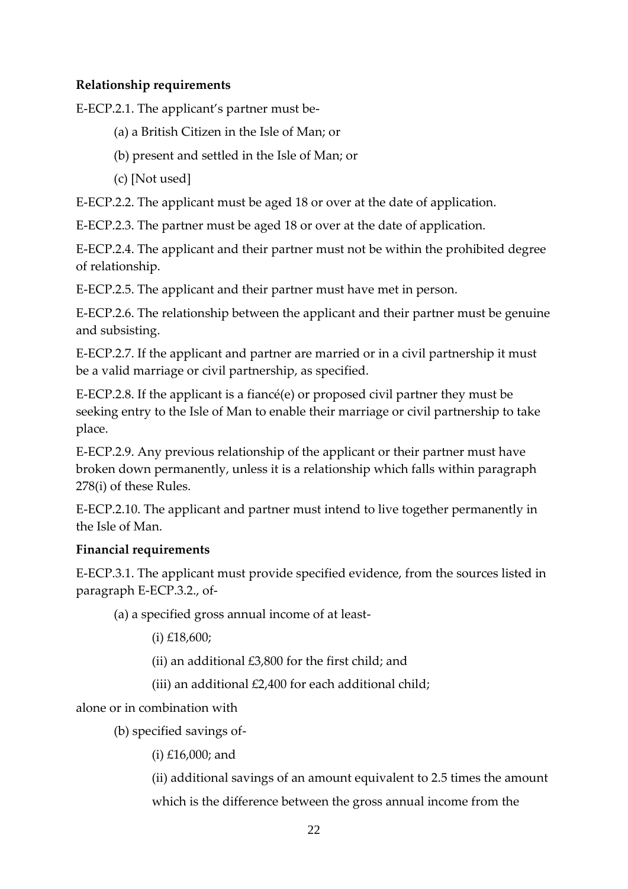**Relationship requirements**

E-ECP.2.1. The applicant's partner must be-

(a) a British Citizen in the Isle of Man; or

(b) present and settled in the Isle of Man; or

(c) [Not used]

E-ECP.2.2. The applicant must be aged 18 or over at the date of application.

E-ECP.2.3. The partner must be aged 18 or over at the date of application.

E-ECP.2.4. The applicant and their partner must not be within the prohibited degree of relationship.

E-ECP.2.5. The applicant and their partner must have met in person.

E-ECP.2.6. The relationship between the applicant and their partner must be genuine and subsisting.

E-ECP.2.7. If the applicant and partner are married or in a civil partnership it must be a valid marriage or civil partnership, as specified.

E-ECP.2.8. If the applicant is a fiancé(e) or proposed civil partner they must be seeking entry to the Isle of Man to enable their marriage or civil partnership to take place.

E-ECP.2.9. Any previous relationship of the applicant or their partner must have broken down permanently, unless it is a relationship which falls within paragraph 278(i) of these Rules.

E-ECP.2.10. The applicant and partner must intend to live together permanently in the Isle of Man.

**Financial requirements**

E-ECP.3.1. The applicant must provide specified evidence, from the sources listed in paragraph E-ECP.3.2., of-

(a) a specified gross annual income of at least-

(i) £18,600;

(ii) an additional £3,800 for the first child; and

(iii) an additional £2,400 for each additional child;

alone or in combination with

(b) specified savings of-

(i) £16,000; and

(ii) additional savings of an amount equivalent to 2.5 times the amount which is the difference between the gross annual income from the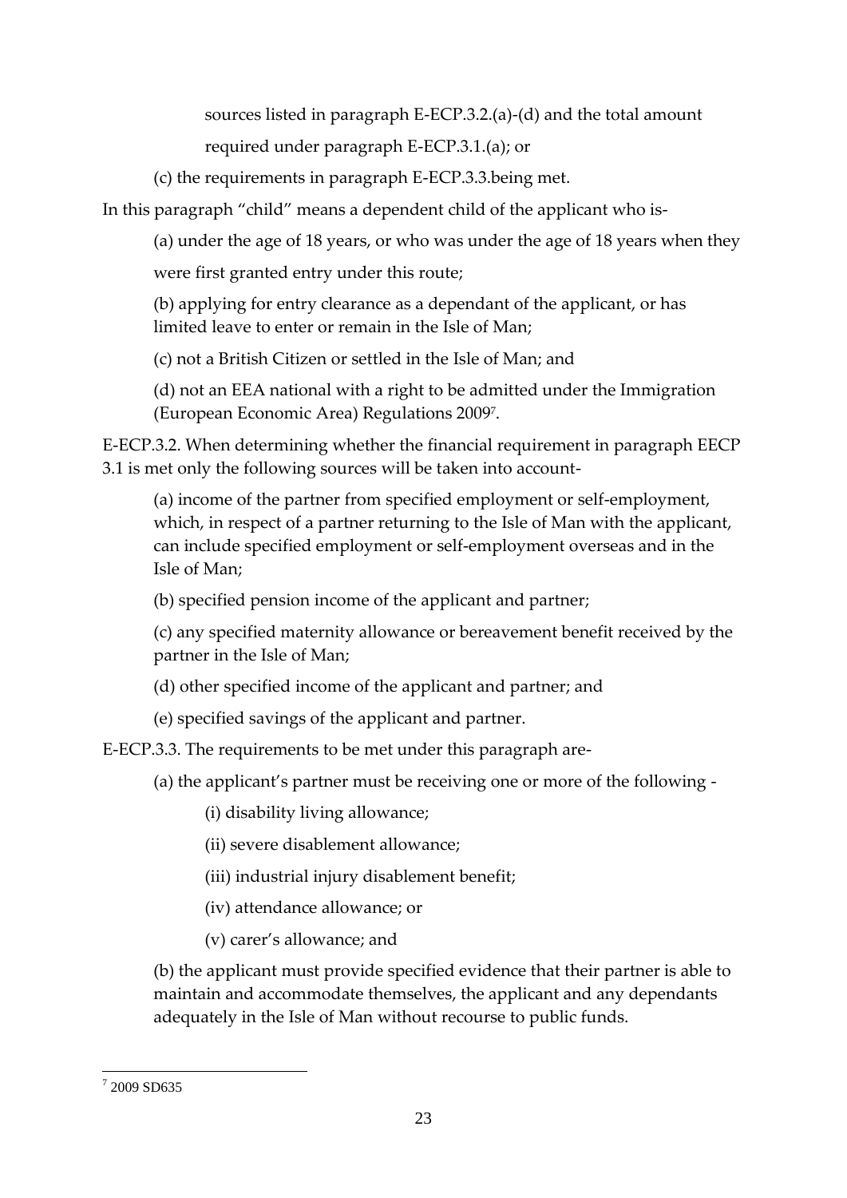sources listed in paragraph E-ECP.3.2.(a)-(d) and the total amount required under paragraph E-ECP.3.1.(a); or

(c) the requirements in paragraph E-ECP.3.3.being met.

In this paragraph "child" means a dependent child of the applicant who is-

(a) under the age of 18 years, or who was under the age of 18 years when they were first granted entry under this route;

(b) applying for entry clearance as a dependant of the applicant, or has limited leave to enter or remain in the Isle of Man;

(c) not a British Citizen or settled in the Isle of Man; and

(d) not an EEA national with a right to be admitted under the Immigration (European Economic Area) Regulations 2009[7].

E-ECP.3.2. When determining whether the financial requirement in paragraph EECP 3.1 is met only the following sources will be taken into account-

(a) income of the partner from specified employment or self-employment, which, in respect of a partner returning to the Isle of Man with the applicant, can include specified employment or self-employment overseas and in the Isle of Man;

(b) specified pension income of the applicant and partner;

(c) any specified maternity allowance or bereavement benefit received by the partner in the Isle of Man;

(d) other specified income of the applicant and partner; and

(e) specified savings of the applicant and partner.

E-ECP.3.3. The requirements to be met under this paragraph are-

(a) the applicant's partner must be receiving one or more of the following -

(i) disability living allowance;

(ii) severe disablement allowance;

(iii) industrial injury disablement benefit;

(iv) attendance allowance; or

(v) carer's allowance; and

(b) the applicant must provide specified evidence that their partner is able to maintain and accommodate themselves, the applicant and any dependants adequately in the Isle of Man without recourse to public funds.

---

[7] 2009 SD635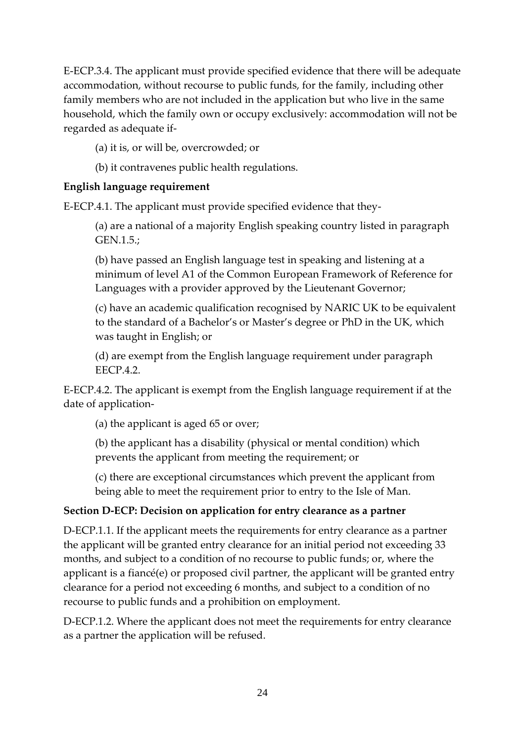E-ECP.3.4. The applicant must provide specified evidence that there will be adequate accommodation, without recourse to public funds, for the family, including other family members who are not included in the application but who live in the same household, which the family own or occupy exclusively: accommodation will not be regarded as adequate if-

(a) it is, or will be, overcrowded; or

(b) it contravenes public health regulations.

**English language requirement**

E-ECP.4.1. The applicant must provide specified evidence that they-

(a) are a national of a majority English speaking country listed in paragraph GEN.1.5.;

(b) have passed an English language test in speaking and listening at a minimum of level A1 of the Common European Framework of Reference for Languages with a provider approved by the Lieutenant Governor;

(c) have an academic qualification recognised by NARIC UK to be equivalent to the standard of a Bachelor's or Master's degree or PhD in the UK, which was taught in English; or

(d) are exempt from the English language requirement under paragraph EECP.4.2.

E-ECP.4.2. The applicant is exempt from the English language requirement if at the date of application-

(a) the applicant is aged 65 or over;

(b) the applicant has a disability (physical or mental condition) which prevents the applicant from meeting the requirement; or

(c) there are exceptional circumstances which prevent the applicant from being able to meet the requirement prior to entry to the Isle of Man.

**Section D-ECP: Decision on application for entry clearance as a partner**

D-ECP.1.1. If the applicant meets the requirements for entry clearance as a partner the applicant will be granted entry clearance for an initial period not exceeding 33 months, and subject to a condition of no recourse to public funds; or, where the applicant is a fiancé(e) or proposed civil partner, the applicant will be granted entry clearance for a period not exceeding 6 months, and subject to a condition of no recourse to public funds and a prohibition on employment.

D-ECP.1.2. Where the applicant does not meet the requirements for entry clearance as a partner the application will be refused.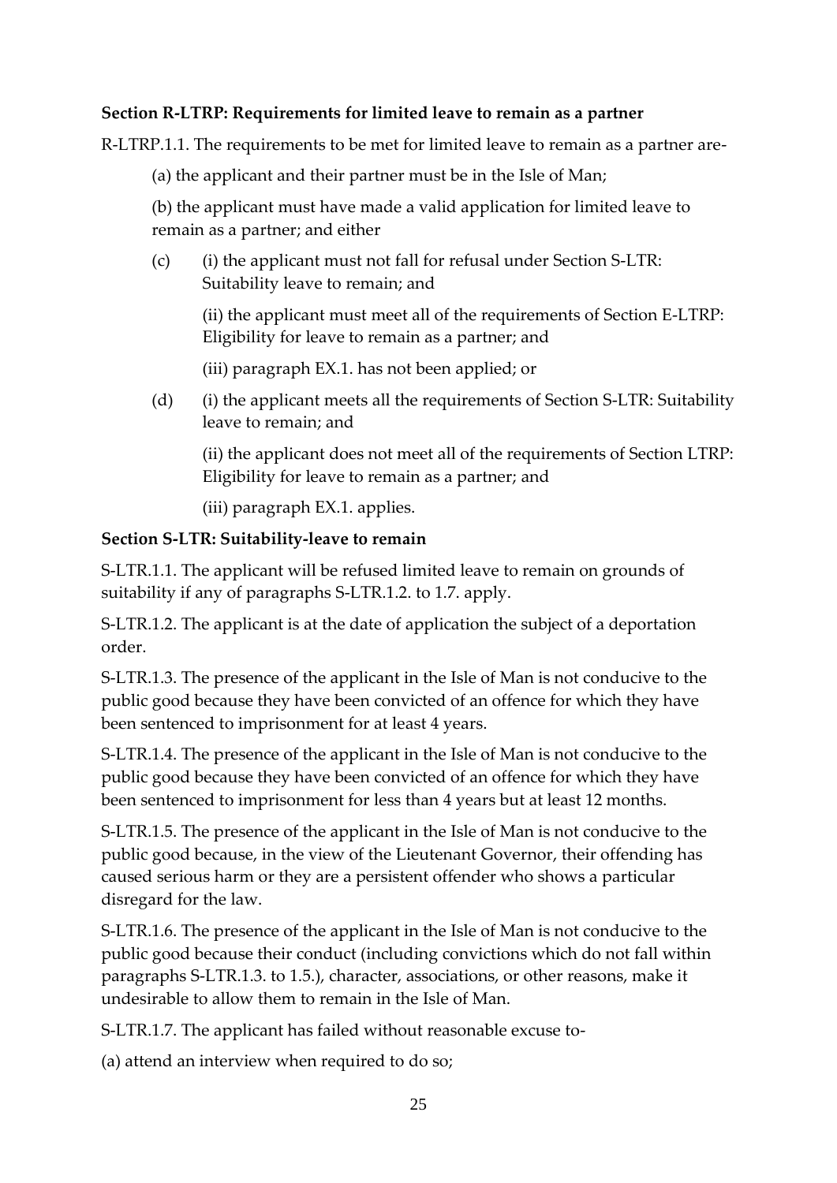**Section R-LTRP: Requirements for limited leave to remain as a partner**

R-LTRP.1.1. The requirements to be met for limited leave to remain as a partner are-

(a) the applicant and their partner must be in the Isle of Man;

(b) the applicant must have made a valid application for limited leave to remain as a partner; and either

(c) (i) the applicant must not fall for refusal under Section S-LTR: Suitability leave to remain; and

(ii) the applicant must meet all of the requirements of Section E-LTRP: Eligibility for leave to remain as a partner; and

(iii) paragraph EX.1. has not been applied; or

(d) (i) the applicant meets all the requirements of Section S-LTR: Suitability leave to remain; and

(ii) the applicant does not meet all of the requirements of Section LTRP: Eligibility for leave to remain as a partner; and

(iii) paragraph EX.1. applies.

**Section S-LTR: Suitability-leave to remain**

S-LTR.1.1. The applicant will be refused limited leave to remain on grounds of suitability if any of paragraphs S-LTR.1.2. to 1.7. apply.

S-LTR.1.2. The applicant is at the date of application the subject of a deportation order.

S-LTR.1.3. The presence of the applicant in the Isle of Man is not conducive to the public good because they have been convicted of an offence for which they have been sentenced to imprisonment for at least 4 years.

S-LTR.1.4. The presence of the applicant in the Isle of Man is not conducive to the public good because they have been convicted of an offence for which they have been sentenced to imprisonment for less than 4 years but at least 12 months.

S-LTR.1.5. The presence of the applicant in the Isle of Man is not conducive to the public good because, in the view of the Lieutenant Governor, their offending has caused serious harm or they are a persistent offender who shows a particular disregard for the law.

S-LTR.1.6. The presence of the applicant in the Isle of Man is not conducive to the public good because their conduct (including convictions which do not fall within paragraphs S-LTR.1.3. to 1.5.), character, associations, or other reasons, make it undesirable to allow them to remain in the Isle of Man.

S-LTR.1.7. The applicant has failed without reasonable excuse to-

(a) attend an interview when required to do so;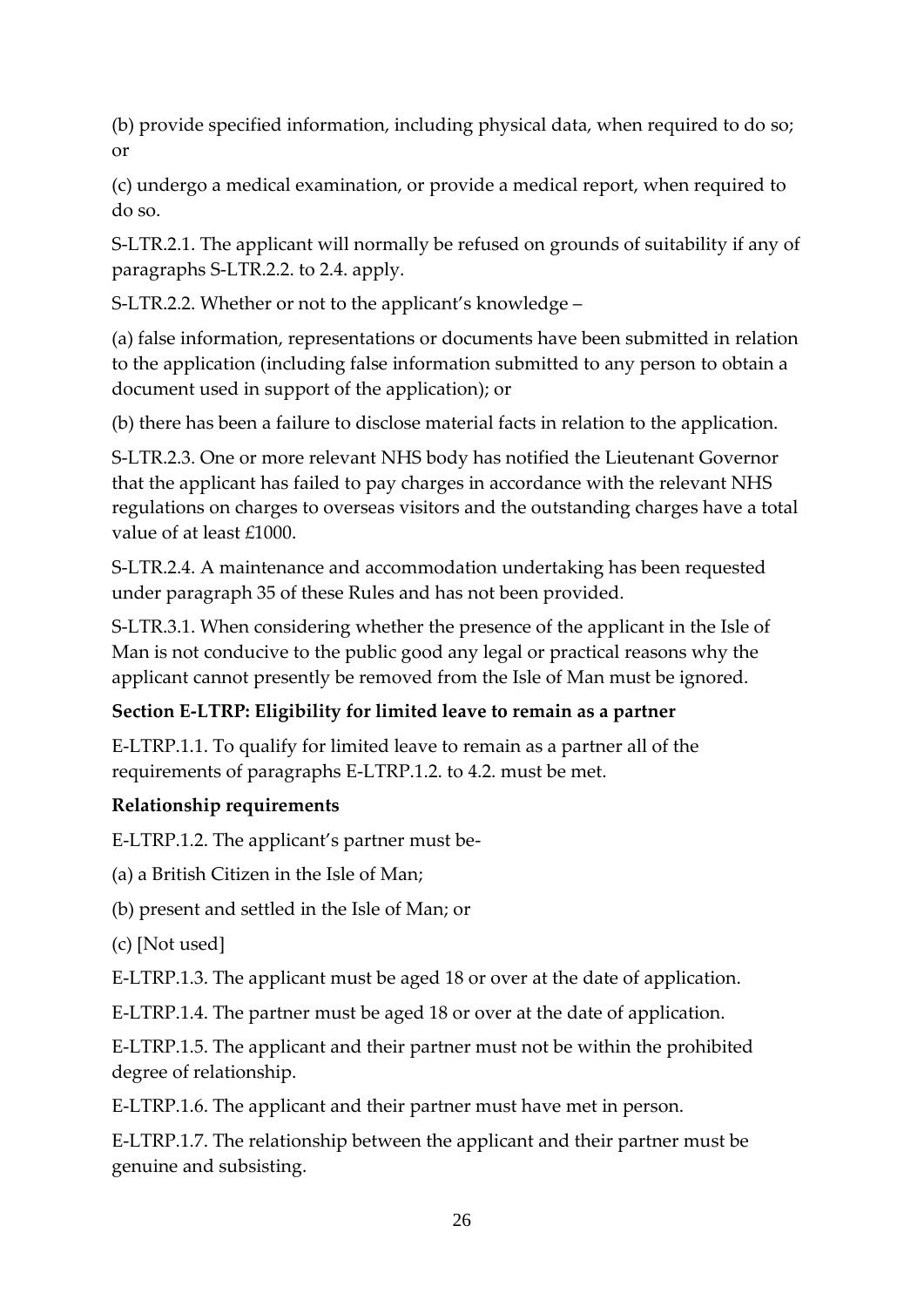(b) provide specified information, including physical data, when required to do so; or

(c) undergo a medical examination, or provide a medical report, when required to do so.

S-LTR.2.1. The applicant will normally be refused on grounds of suitability if any of paragraphs S-LTR.2.2. to 2.4. apply.

S-LTR.2.2. Whether or not to the applicant's knowledge –

(a) false information, representations or documents have been submitted in relation to the application (including false information submitted to any person to obtain a document used in support of the application); or

(b) there has been a failure to disclose material facts in relation to the application.

S-LTR.2.3. One or more relevant NHS body has notified the Lieutenant Governor that the applicant has failed to pay charges in accordance with the relevant NHS regulations on charges to overseas visitors and the outstanding charges have a total value of at least £1000.

S-LTR.2.4. A maintenance and accommodation undertaking has been requested under paragraph 35 of these Rules and has not been provided.

S-LTR.3.1. When considering whether the presence of the applicant in the Isle of Man is not conducive to the public good any legal or practical reasons why the applicant cannot presently be removed from the Isle of Man must be ignored.

**Section E-LTRP: Eligibility for limited leave to remain as a partner**

E-LTRP.1.1. To qualify for limited leave to remain as a partner all of the requirements of paragraphs E-LTRP.1.2. to 4.2. must be met.

**Relationship requirements**

E-LTRP.1.2. The applicant's partner must be-

(a) a British Citizen in the Isle of Man;

(b) present and settled in the Isle of Man; or

(c) [Not used]

E-LTRP.1.3. The applicant must be aged 18 or over at the date of application.

E-LTRP.1.4. The partner must be aged 18 or over at the date of application.

E-LTRP.1.5. The applicant and their partner must not be within the prohibited degree of relationship.

E-LTRP.1.6. The applicant and their partner must have met in person.

E-LTRP.1.7. The relationship between the applicant and their partner must be genuine and subsisting.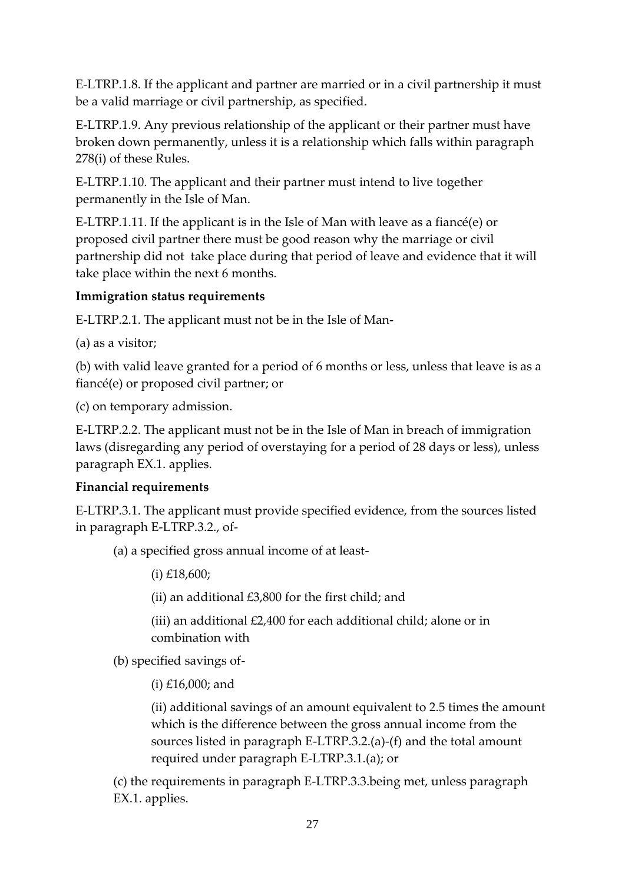E-LTRP.1.8. If the applicant and partner are married or in a civil partnership it must be a valid marriage or civil partnership, as specified.

E-LTRP.1.9. Any previous relationship of the applicant or their partner must have broken down permanently, unless it is a relationship which falls within paragraph 278(i) of these Rules.

E-LTRP.1.10. The applicant and their partner must intend to live together permanently in the Isle of Man.

E-LTRP.1.11. If the applicant is in the Isle of Man with leave as a fiancé(e) or proposed civil partner there must be good reason why the marriage or civil partnership did not take place during that period of leave and evidence that it will take place within the next 6 months.

**Immigration status requirements**

E-LTRP.2.1. The applicant must not be in the Isle of Man-

(a) as a visitor;

(b) with valid leave granted for a period of 6 months or less, unless that leave is as a fiancé(e) or proposed civil partner; or

(c) on temporary admission.

E-LTRP.2.2. The applicant must not be in the Isle of Man in breach of immigration laws (disregarding any period of overstaying for a period of 28 days or less), unless paragraph EX.1. applies.

**Financial requirements**

E-LTRP.3.1. The applicant must provide specified evidence, from the sources listed in paragraph E-LTRP.3.2., of-

(a) a specified gross annual income of at least-

(i) £18,600;

(ii) an additional £3,800 for the first child; and

(iii) an additional £2,400 for each additional child; alone or in combination with

(b) specified savings of-

(i) £16,000; and

(ii) additional savings of an amount equivalent to 2.5 times the amount which is the difference between the gross annual income from the sources listed in paragraph E-LTRP.3.2.(a)-(f) and the total amount required under paragraph E-LTRP.3.1.(a); or

(c) the requirements in paragraph E-LTRP.3.3.being met, unless paragraph EX.1. applies.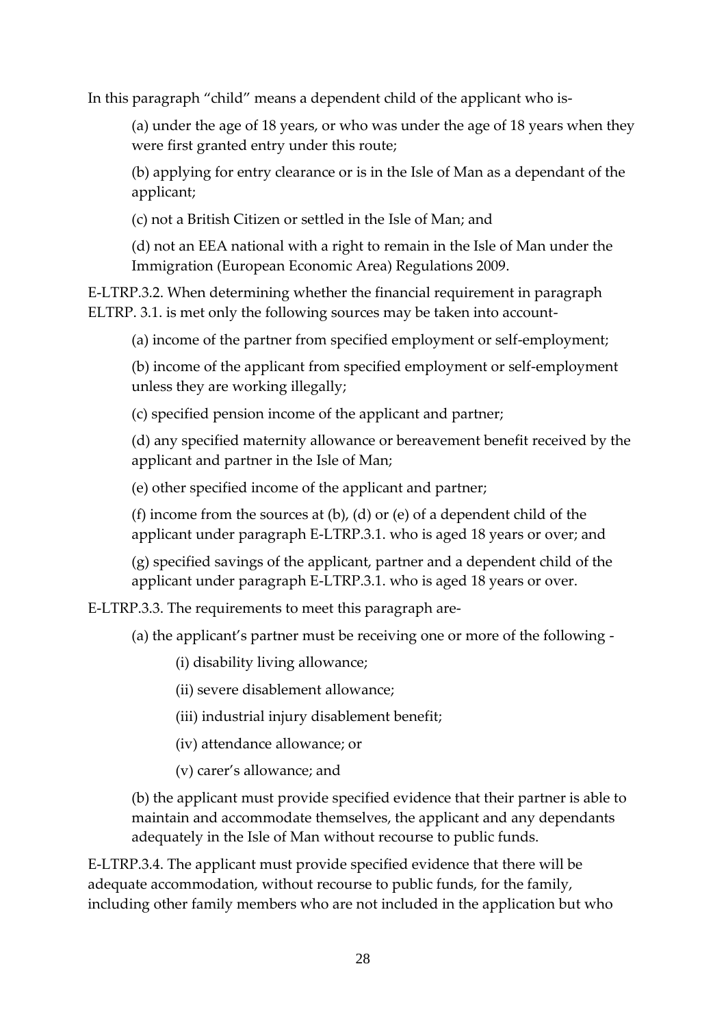In this paragraph "child" means a dependent child of the applicant who is-

(a) under the age of 18 years, or who was under the age of 18 years when they were first granted entry under this route;

(b) applying for entry clearance or is in the Isle of Man as a dependant of the applicant;

(c) not a British Citizen or settled in the Isle of Man; and

(d) not an EEA national with a right to remain in the Isle of Man under the Immigration (European Economic Area) Regulations 2009.

E-LTRP.3.2. When determining whether the financial requirement in paragraph ELTRP. 3.1. is met only the following sources may be taken into account-

(a) income of the partner from specified employment or self-employment;

(b) income of the applicant from specified employment or self-employment unless they are working illegally;

(c) specified pension income of the applicant and partner;

(d) any specified maternity allowance or bereavement benefit received by the applicant and partner in the Isle of Man;

(e) other specified income of the applicant and partner;

(f) income from the sources at (b), (d) or (e) of a dependent child of the applicant under paragraph E-LTRP.3.1. who is aged 18 years or over; and

(g) specified savings of the applicant, partner and a dependent child of the applicant under paragraph E-LTRP.3.1. who is aged 18 years or over.

E-LTRP.3.3. The requirements to meet this paragraph are-

(a) the applicant's partner must be receiving one or more of the following -

(i) disability living allowance;

(ii) severe disablement allowance;

(iii) industrial injury disablement benefit;

(iv) attendance allowance; or

(v) carer's allowance; and

(b) the applicant must provide specified evidence that their partner is able to maintain and accommodate themselves, the applicant and any dependants adequately in the Isle of Man without recourse to public funds.

E-LTRP.3.4. The applicant must provide specified evidence that there will be adequate accommodation, without recourse to public funds, for the family, including other family members who are not included in the application but who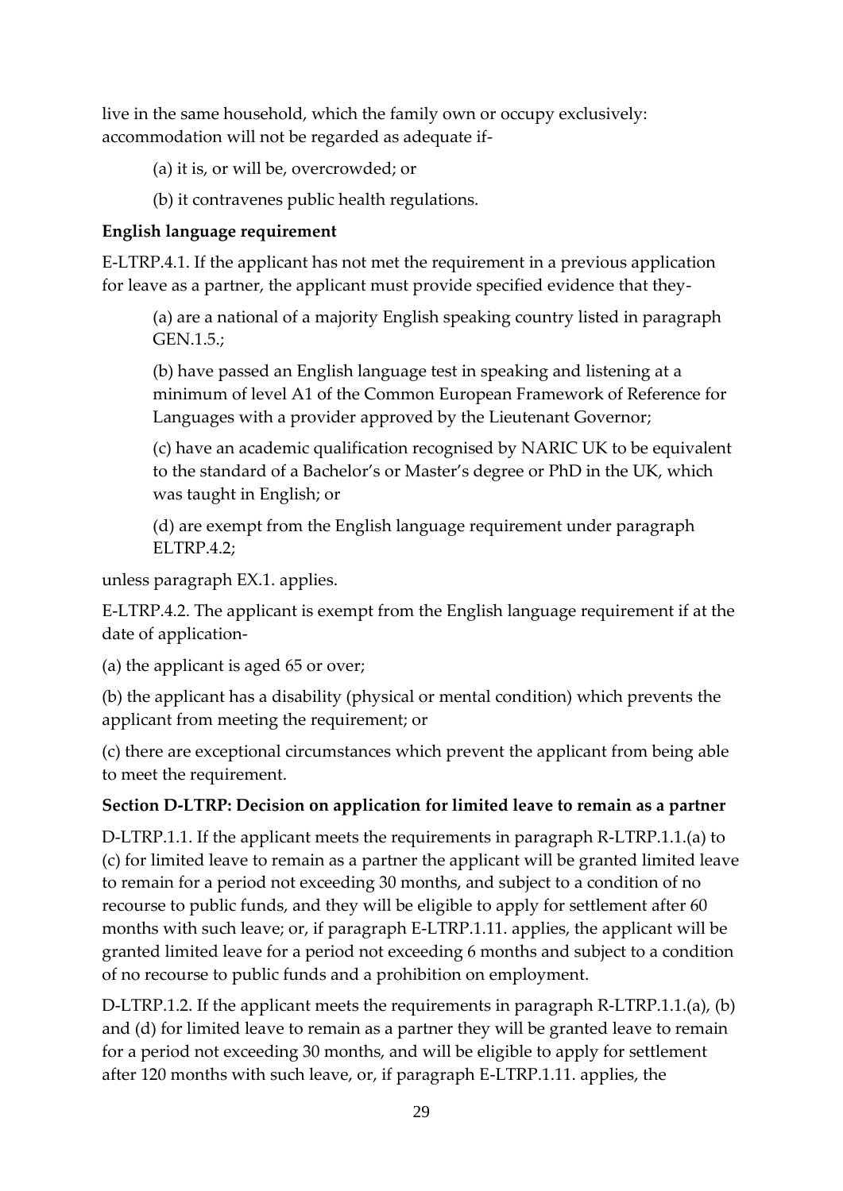live in the same household, which the family own or occupy exclusively: accommodation will not be regarded as adequate if-

(a) it is, or will be, overcrowded; or

(b) it contravenes public health regulations.

**English language requirement**

E-LTRP.4.1. If the applicant has not met the requirement in a previous application for leave as a partner, the applicant must provide specified evidence that they-

(a) are a national of a majority English speaking country listed in paragraph GEN.1.5.;

(b) have passed an English language test in speaking and listening at a minimum of level A1 of the Common European Framework of Reference for Languages with a provider approved by the Lieutenant Governor;

(c) have an academic qualification recognised by NARIC UK to be equivalent to the standard of a Bachelor's or Master's degree or PhD in the UK, which was taught in English; or

(d) are exempt from the English language requirement under paragraph ELTRP.4.2;

unless paragraph EX.1. applies.

E-LTRP.4.2. The applicant is exempt from the English language requirement if at the date of application-

(a) the applicant is aged 65 or over;

(b) the applicant has a disability (physical or mental condition) which prevents the applicant from meeting the requirement; or

(c) there are exceptional circumstances which prevent the applicant from being able to meet the requirement.

**Section D-LTRP: Decision on application for limited leave to remain as a partner**

D-LTRP.1.1. If the applicant meets the requirements in paragraph R-LTRP.1.1.(a) to (c) for limited leave to remain as a partner the applicant will be granted limited leave to remain for a period not exceeding 30 months, and subject to a condition of no recourse to public funds, and they will be eligible to apply for settlement after 60 months with such leave; or, if paragraph E-LTRP.1.11. applies, the applicant will be granted limited leave for a period not exceeding 6 months and subject to a condition of no recourse to public funds and a prohibition on employment.

D-LTRP.1.2. If the applicant meets the requirements in paragraph R-LTRP.1.1.(a), (b) and (d) for limited leave to remain as a partner they will be granted leave to remain for a period not exceeding 30 months, and will be eligible to apply for settlement after 120 months with such leave, or, if paragraph E-LTRP.1.11. applies, the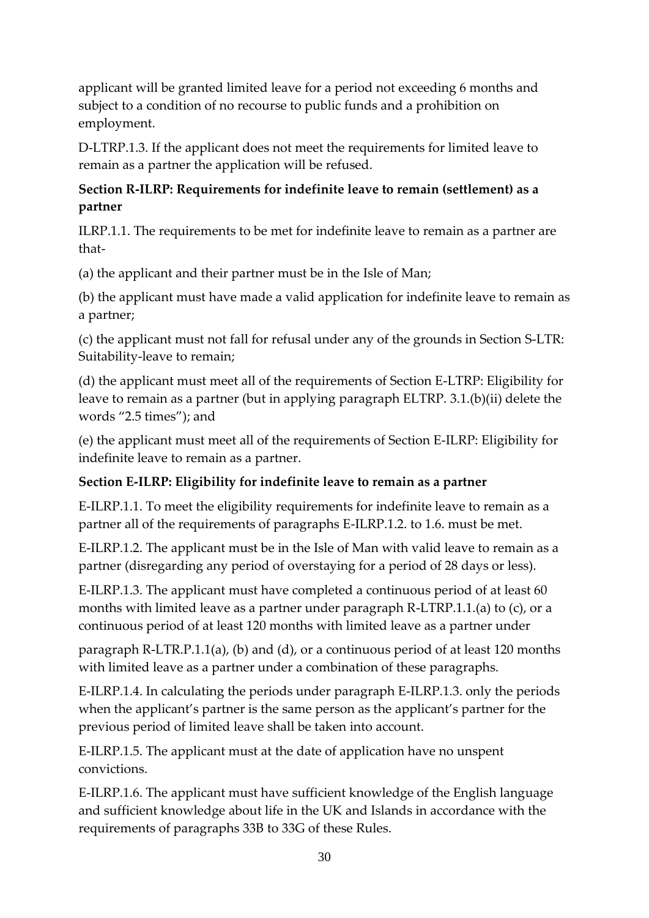applicant will be granted limited leave for a period not exceeding 6 months and subject to a condition of no recourse to public funds and a prohibition on employment.

D-LTRP.1.3. If the applicant does not meet the requirements for limited leave to remain as a partner the application will be refused.

**Section R-ILRP: Requirements for indefinite leave to remain (settlement) as a partner**

ILRP.1.1. The requirements to be met for indefinite leave to remain as a partner are that-

(a) the applicant and their partner must be in the Isle of Man;

(b) the applicant must have made a valid application for indefinite leave to remain as a partner;

(c) the applicant must not fall for refusal under any of the grounds in Section S-LTR: Suitability-leave to remain;

(d) the applicant must meet all of the requirements of Section E-LTRP: Eligibility for leave to remain as a partner (but in applying paragraph ELTRP. 3.1.(b)(ii) delete the words "2.5 times"); and

(e) the applicant must meet all of the requirements of Section E-ILRP: Eligibility for indefinite leave to remain as a partner.

**Section E-ILRP: Eligibility for indefinite leave to remain as a partner**

E-ILRP.1.1. To meet the eligibility requirements for indefinite leave to remain as a partner all of the requirements of paragraphs E-ILRP.1.2. to 1.6. must be met.

E-ILRP.1.2. The applicant must be in the Isle of Man with valid leave to remain as a partner (disregarding any period of overstaying for a period of 28 days or less).

E-ILRP.1.3. The applicant must have completed a continuous period of at least 60 months with limited leave as a partner under paragraph R-LTRP.1.1.(a) to (c), or a continuous period of at least 120 months with limited leave as a partner under paragraph R-LTR.P.1.1(a), (b) and (d), or a continuous period of at least 120 months with limited leave as a partner under a combination of these paragraphs.

E-ILRP.1.4. In calculating the periods under paragraph E-ILRP.1.3. only the periods when the applicant's partner is the same person as the applicant's partner for the previous period of limited leave shall be taken into account.

E-ILRP.1.5. The applicant must at the date of application have no unspent convictions.

E-ILRP.1.6. The applicant must have sufficient knowledge of the English language and sufficient knowledge about life in the UK and Islands in accordance with the requirements of paragraphs 33B to 33G of these Rules.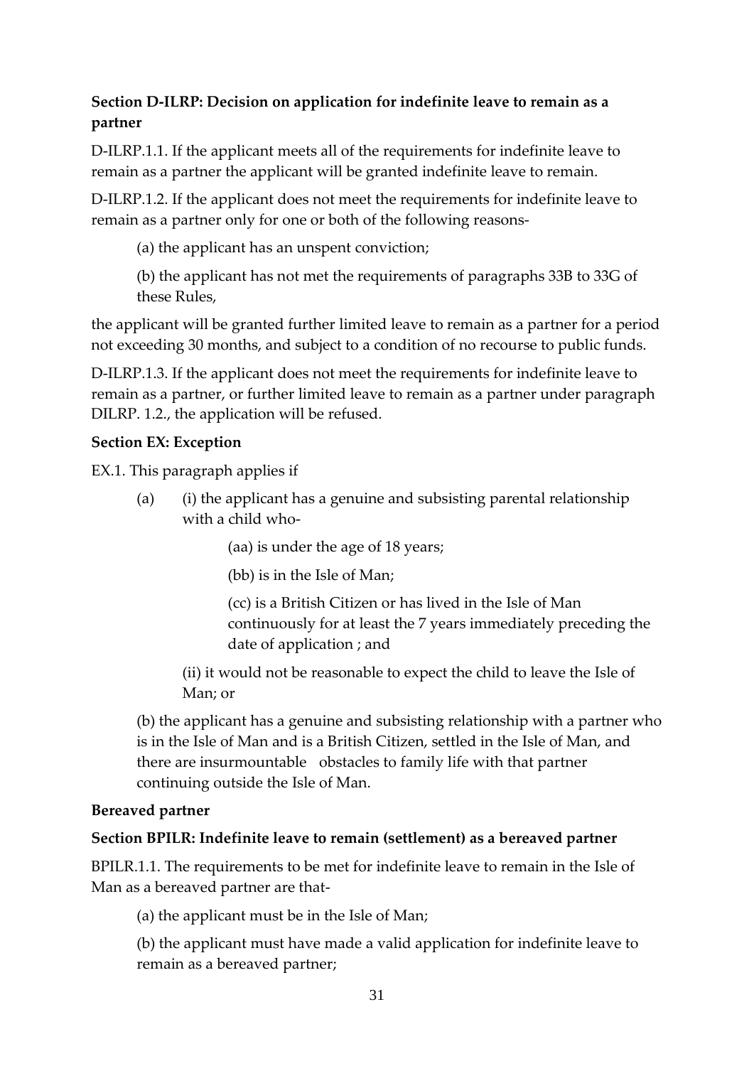**Section D-ILRP: Decision on application for indefinite leave to remain as a partner**

D-ILRP.1.1. If the applicant meets all of the requirements for indefinite leave to remain as a partner the applicant will be granted indefinite leave to remain.

D-ILRP.1.2. If the applicant does not meet the requirements for indefinite leave to remain as a partner only for one or both of the following reasons-

(a) the applicant has an unspent conviction;

(b) the applicant has not met the requirements of paragraphs 33B to 33G of these Rules,

the applicant will be granted further limited leave to remain as a partner for a period not exceeding 30 months, and subject to a condition of no recourse to public funds.

D-ILRP.1.3. If the applicant does not meet the requirements for indefinite leave to remain as a partner, or further limited leave to remain as a partner under paragraph DILRP. 1.2., the application will be refused.

**Section EX: Exception**

EX.1. This paragraph applies if

(a) (i) the applicant has a genuine and subsisting parental relationship with a child who-

(aa) is under the age of 18 years;

(bb) is in the Isle of Man;

(cc) is a British Citizen or has lived in the Isle of Man continuously for at least the 7 years immediately preceding the date of application ; and

(ii) it would not be reasonable to expect the child to leave the Isle of Man; or

(b) the applicant has a genuine and subsisting relationship with a partner who is in the Isle of Man and is a British Citizen, settled in the Isle of Man, and there are insurmountable obstacles to family life with that partner continuing outside the Isle of Man.

**Bereaved partner**

**Section BPILR: Indefinite leave to remain (settlement) as a bereaved partner**

BPILR.1.1. The requirements to be met for indefinite leave to remain in the Isle of Man as a bereaved partner are that-

(a) the applicant must be in the Isle of Man;

(b) the applicant must have made a valid application for indefinite leave to remain as a bereaved partner;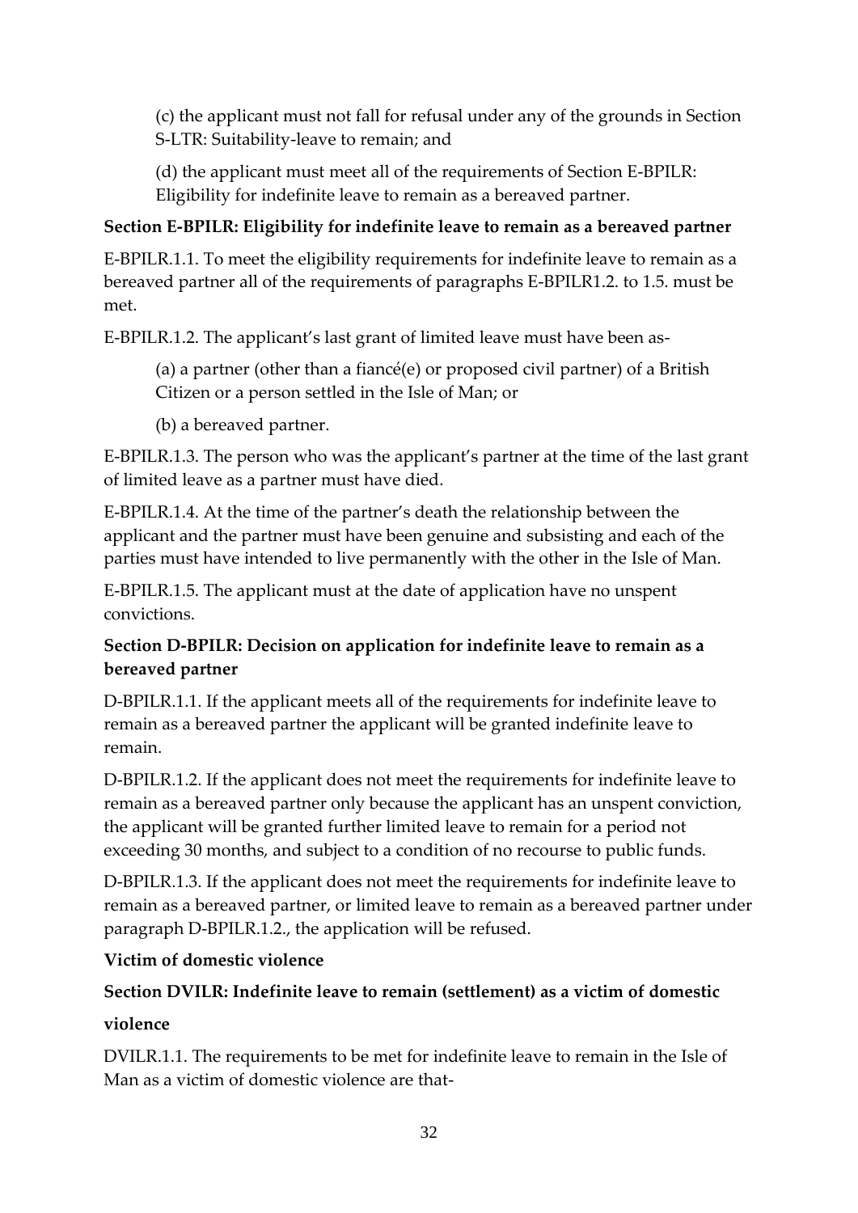(c) the applicant must not fall for refusal under any of the grounds in Section S-LTR: Suitability-leave to remain; and

(d) the applicant must meet all of the requirements of Section E-BPILR: Eligibility for indefinite leave to remain as a bereaved partner.

**Section E-BPILR: Eligibility for indefinite leave to remain as a bereaved partner**

E-BPILR.1.1. To meet the eligibility requirements for indefinite leave to remain as a bereaved partner all of the requirements of paragraphs E-BPILR1.2. to 1.5. must be met.

E-BPILR.1.2. The applicant's last grant of limited leave must have been as-

(a) a partner (other than a fiancé(e) or proposed civil partner) of a British Citizen or a person settled in the Isle of Man; or

(b) a bereaved partner.

E-BPILR.1.3. The person who was the applicant's partner at the time of the last grant of limited leave as a partner must have died.

E-BPILR.1.4. At the time of the partner's death the relationship between the applicant and the partner must have been genuine and subsisting and each of the parties must have intended to live permanently with the other in the Isle of Man.

E-BPILR.1.5. The applicant must at the date of application have no unspent convictions.

**Section D-BPILR: Decision on application for indefinite leave to remain as a bereaved partner**

D-BPILR.1.1. If the applicant meets all of the requirements for indefinite leave to remain as a bereaved partner the applicant will be granted indefinite leave to remain.

D-BPILR.1.2. If the applicant does not meet the requirements for indefinite leave to remain as a bereaved partner only because the applicant has an unspent conviction, the applicant will be granted further limited leave to remain for a period not exceeding 30 months, and subject to a condition of no recourse to public funds.

D-BPILR.1.3. If the applicant does not meet the requirements for indefinite leave to remain as a bereaved partner, or limited leave to remain as a bereaved partner under paragraph D-BPILR.1.2., the application will be refused.

**Victim of domestic violence**

**Section DVILR: Indefinite leave to remain (settlement) as a victim of domestic violence**

DVILR.1.1. The requirements to be met for indefinite leave to remain in the Isle of Man as a victim of domestic violence are that-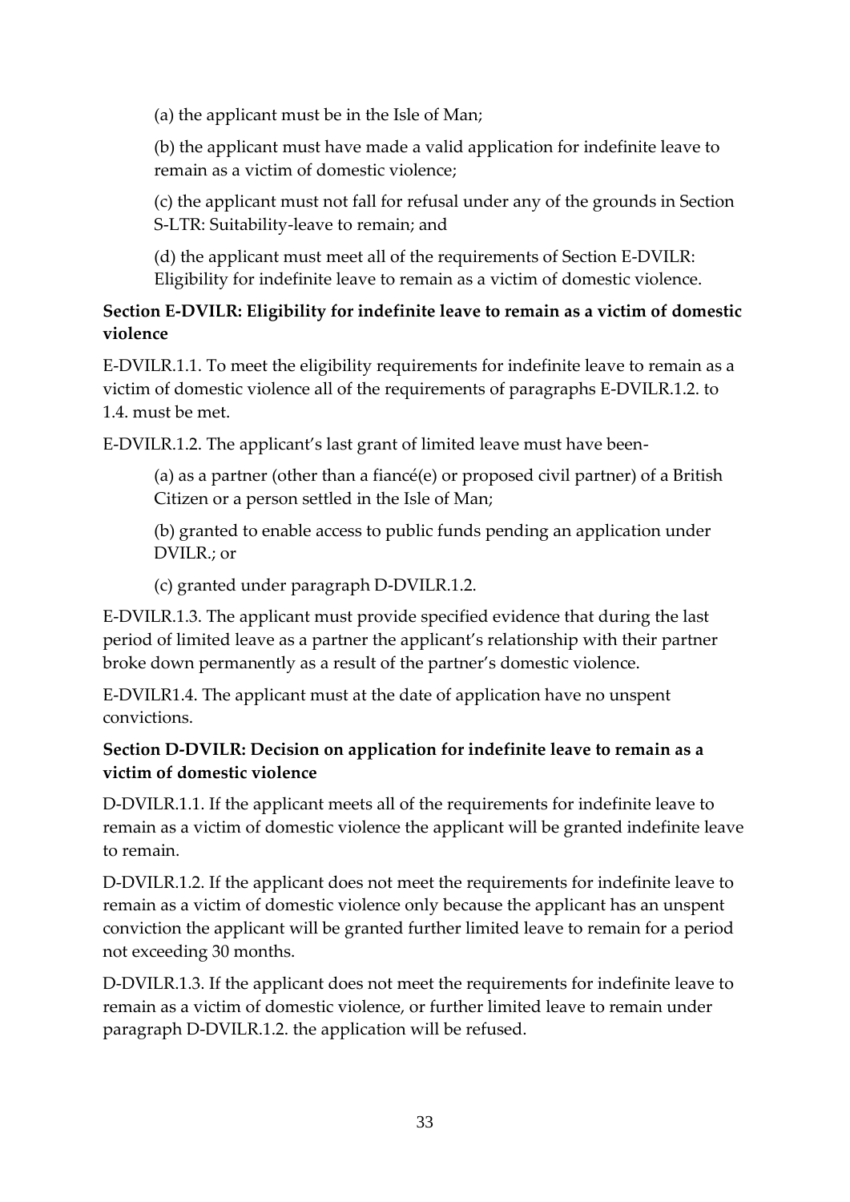(a) the applicant must be in the Isle of Man;

(b) the applicant must have made a valid application for indefinite leave to remain as a victim of domestic violence;

(c) the applicant must not fall for refusal under any of the grounds in Section S-LTR: Suitability-leave to remain; and

(d) the applicant must meet all of the requirements of Section E-DVILR: Eligibility for indefinite leave to remain as a victim of domestic violence.

**Section E-DVILR: Eligibility for indefinite leave to remain as a victim of domestic violence**

E-DVILR.1.1. To meet the eligibility requirements for indefinite leave to remain as a victim of domestic violence all of the requirements of paragraphs E-DVILR.1.2. to 1.4. must be met.

E-DVILR.1.2. The applicant's last grant of limited leave must have been-

(a) as a partner (other than a fiancé(e) or proposed civil partner) of a British Citizen or a person settled in the Isle of Man;

(b) granted to enable access to public funds pending an application under DVILR.; or

(c) granted under paragraph D-DVILR.1.2.

E-DVILR.1.3. The applicant must provide specified evidence that during the last period of limited leave as a partner the applicant's relationship with their partner broke down permanently as a result of the partner's domestic violence.

E-DVILR1.4. The applicant must at the date of application have no unspent convictions.

**Section D-DVILR: Decision on application for indefinite leave to remain as a victim of domestic violence**

D-DVILR.1.1. If the applicant meets all of the requirements for indefinite leave to remain as a victim of domestic violence the applicant will be granted indefinite leave to remain.

D-DVILR.1.2. If the applicant does not meet the requirements for indefinite leave to remain as a victim of domestic violence only because the applicant has an unspent conviction the applicant will be granted further limited leave to remain for a period not exceeding 30 months.

D-DVILR.1.3. If the applicant does not meet the requirements for indefinite leave to remain as a victim of domestic violence, or further limited leave to remain under paragraph D-DVILR.1.2. the application will be refused.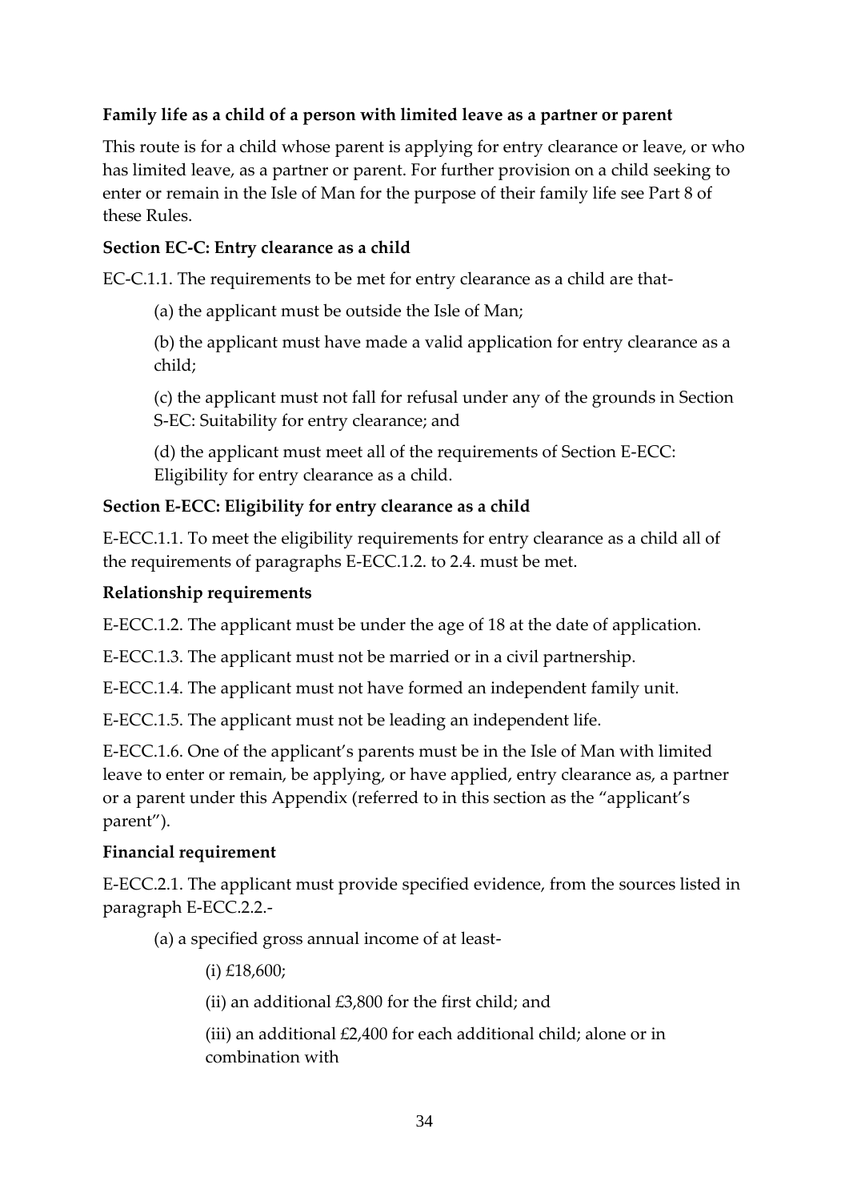**Family life as a child of a person with limited leave as a partner or parent**

This route is for a child whose parent is applying for entry clearance or leave, or who has limited leave, as a partner or parent. For further provision on a child seeking to enter or remain in the Isle of Man for the purpose of their family life see Part 8 of these Rules.

**Section EC-C: Entry clearance as a child**

EC-C.1.1. The requirements to be met for entry clearance as a child are that-

(a) the applicant must be outside the Isle of Man;

(b) the applicant must have made a valid application for entry clearance as a child;

(c) the applicant must not fall for refusal under any of the grounds in Section S-EC: Suitability for entry clearance; and

(d) the applicant must meet all of the requirements of Section E-ECC: Eligibility for entry clearance as a child.

**Section E-ECC: Eligibility for entry clearance as a child**

E-ECC.1.1. To meet the eligibility requirements for entry clearance as a child all of the requirements of paragraphs E-ECC.1.2. to 2.4. must be met.

**Relationship requirements**

E-ECC.1.2. The applicant must be under the age of 18 at the date of application.

E-ECC.1.3. The applicant must not be married or in a civil partnership.

E-ECC.1.4. The applicant must not have formed an independent family unit.

E-ECC.1.5. The applicant must not be leading an independent life.

E-ECC.1.6. One of the applicant's parents must be in the Isle of Man with limited leave to enter or remain, be applying, or have applied, entry clearance as, a partner or a parent under this Appendix (referred to in this section as the "applicant's parent").

**Financial requirement**

E-ECC.2.1. The applicant must provide specified evidence, from the sources listed in paragraph E-ECC.2.2.-

(a) a specified gross annual income of at least-

(i) £18,600;

(ii) an additional £3,800 for the first child; and

(iii) an additional £2,400 for each additional child; alone or in combination with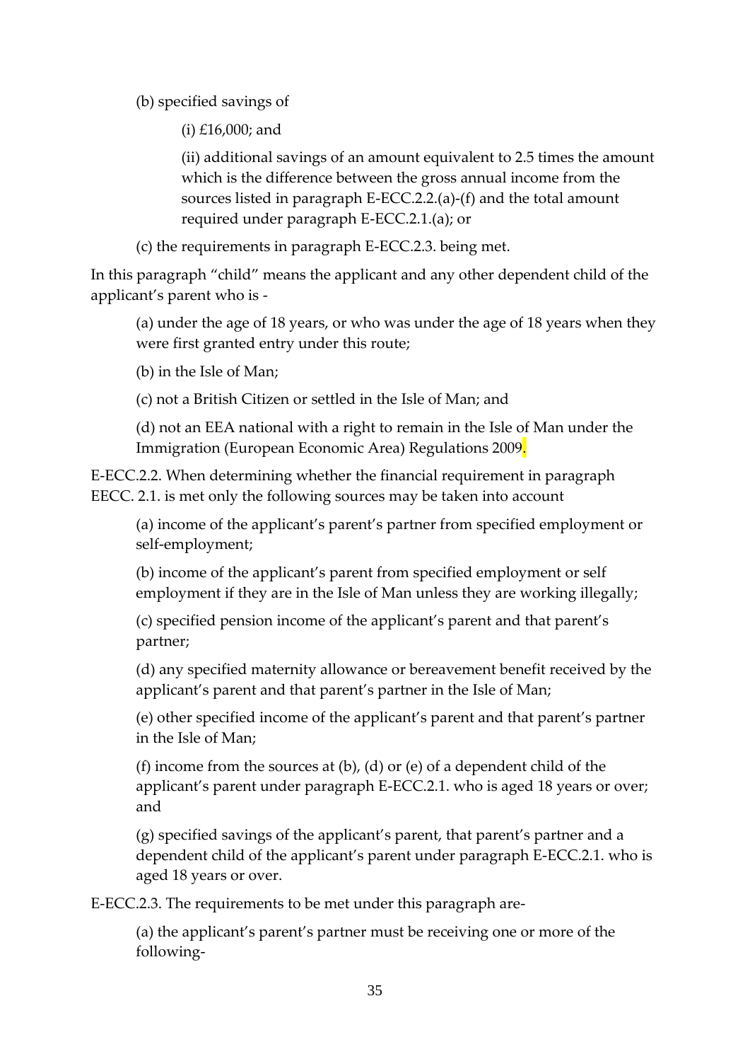(b) specified savings of

(i) £16,000; and

(ii) additional savings of an amount equivalent to 2.5 times the amount which is the difference between the gross annual income from the sources listed in paragraph E-ECC.2.2.(a)-(f) and the total amount required under paragraph E-ECC.2.1.(a); or

(c) the requirements in paragraph E-ECC.2.3. being met.

In this paragraph "child" means the applicant and any other dependent child of the applicant's parent who is -

(a) under the age of 18 years, or who was under the age of 18 years when they were first granted entry under this route;

(b) in the Isle of Man;

(c) not a British Citizen or settled in the Isle of Man; and

(d) not an EEA national with a right to remain in the Isle of Man under the Immigration (European Economic Area) Regulations 2009.

E-ECC.2.2. When determining whether the financial requirement in paragraph EECC. 2.1. is met only the following sources may be taken into account

(a) income of the applicant's parent's partner from specified employment or self-employment;

(b) income of the applicant's parent from specified employment or self employment if they are in the Isle of Man unless they are working illegally;

(c) specified pension income of the applicant's parent and that parent's partner;

(d) any specified maternity allowance or bereavement benefit received by the applicant's parent and that parent's partner in the Isle of Man;

(e) other specified income of the applicant's parent and that parent's partner in the Isle of Man;

(f) income from the sources at (b), (d) or (e) of a dependent child of the applicant's parent under paragraph E-ECC.2.1. who is aged 18 years or over; and

(g) specified savings of the applicant's parent, that parent's partner and a dependent child of the applicant's parent under paragraph E-ECC.2.1. who is aged 18 years or over.

E-ECC.2.3. The requirements to be met under this paragraph are-

(a) the applicant's parent's partner must be receiving one or more of the following-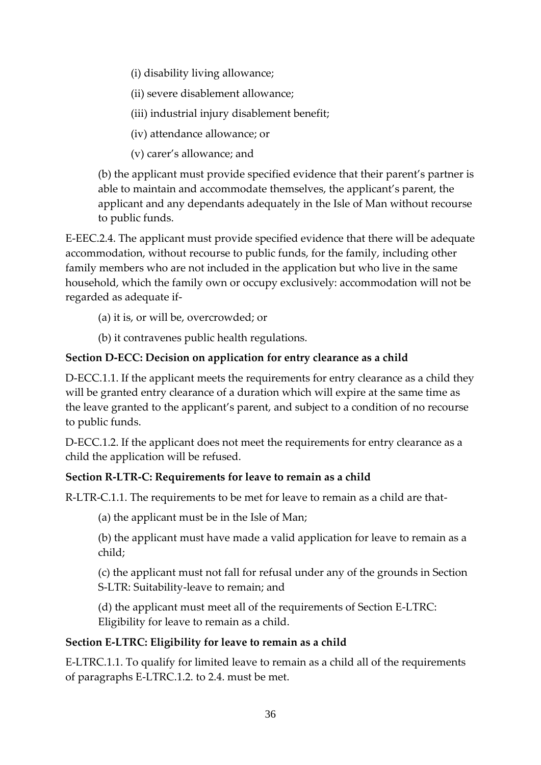(i) disability living allowance;

(ii) severe disablement allowance;

(iii) industrial injury disablement benefit;

(iv) attendance allowance; or

(v) carer's allowance; and

(b) the applicant must provide specified evidence that their parent's partner is able to maintain and accommodate themselves, the applicant's parent, the applicant and any dependants adequately in the Isle of Man without recourse to public funds.

E-EEC.2.4. The applicant must provide specified evidence that there will be adequate accommodation, without recourse to public funds, for the family, including other family members who are not included in the application but who live in the same household, which the family own or occupy exclusively: accommodation will not be regarded as adequate if-

(a) it is, or will be, overcrowded; or

(b) it contravenes public health regulations.

**Section D-ECC: Decision on application for entry clearance as a child**

D-ECC.1.1. If the applicant meets the requirements for entry clearance as a child they will be granted entry clearance of a duration which will expire at the same time as the leave granted to the applicant's parent, and subject to a condition of no recourse to public funds.

D-ECC.1.2. If the applicant does not meet the requirements for entry clearance as a child the application will be refused.

**Section R-LTR-C: Requirements for leave to remain as a child**

R-LTR-C.1.1. The requirements to be met for leave to remain as a child are that-

(a) the applicant must be in the Isle of Man;

(b) the applicant must have made a valid application for leave to remain as a child;

(c) the applicant must not fall for refusal under any of the grounds in Section S-LTR: Suitability-leave to remain; and

(d) the applicant must meet all of the requirements of Section E-LTRC: Eligibility for leave to remain as a child.

**Section E-LTRC: Eligibility for leave to remain as a child**

E-LTRC.1.1. To qualify for limited leave to remain as a child all of the requirements of paragraphs E-LTRC.1.2. to 2.4. must be met.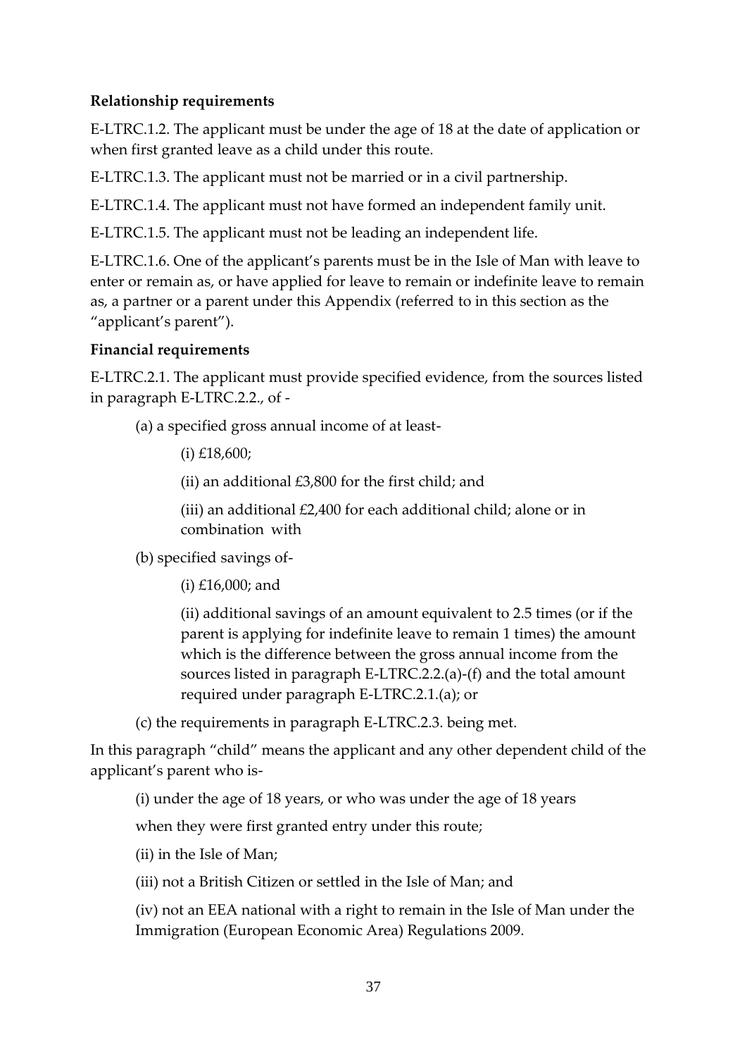**Relationship requirements**

E-LTRC.1.2. The applicant must be under the age of 18 at the date of application or when first granted leave as a child under this route.

E-LTRC.1.3. The applicant must not be married or in a civil partnership.

E-LTRC.1.4. The applicant must not have formed an independent family unit.

E-LTRC.1.5. The applicant must not be leading an independent life.

E-LTRC.1.6. One of the applicant's parents must be in the Isle of Man with leave to enter or remain as, or have applied for leave to remain or indefinite leave to remain as, a partner or a parent under this Appendix (referred to in this section as the "applicant's parent").

**Financial requirements**

E-LTRC.2.1. The applicant must provide specified evidence, from the sources listed in paragraph E-LTRC.2.2., of -

(a) a specified gross annual income of at least-

(i) £18,600;

(ii) an additional £3,800 for the first child; and

(iii) an additional £2,400 for each additional child; alone or in combination with

(b) specified savings of-

(i) £16,000; and

(ii) additional savings of an amount equivalent to 2.5 times (or if the parent is applying for indefinite leave to remain 1 times) the amount which is the difference between the gross annual income from the sources listed in paragraph E-LTRC.2.2.(a)-(f) and the total amount required under paragraph E-LTRC.2.1.(a); or

(c) the requirements in paragraph E-LTRC.2.3. being met.

In this paragraph "child" means the applicant and any other dependent child of the applicant's parent who is-

(i) under the age of 18 years, or who was under the age of 18 years when they were first granted entry under this route;

(ii) in the Isle of Man;

(iii) not a British Citizen or settled in the Isle of Man; and

(iv) not an EEA national with a right to remain in the Isle of Man under the Immigration (European Economic Area) Regulations 2009.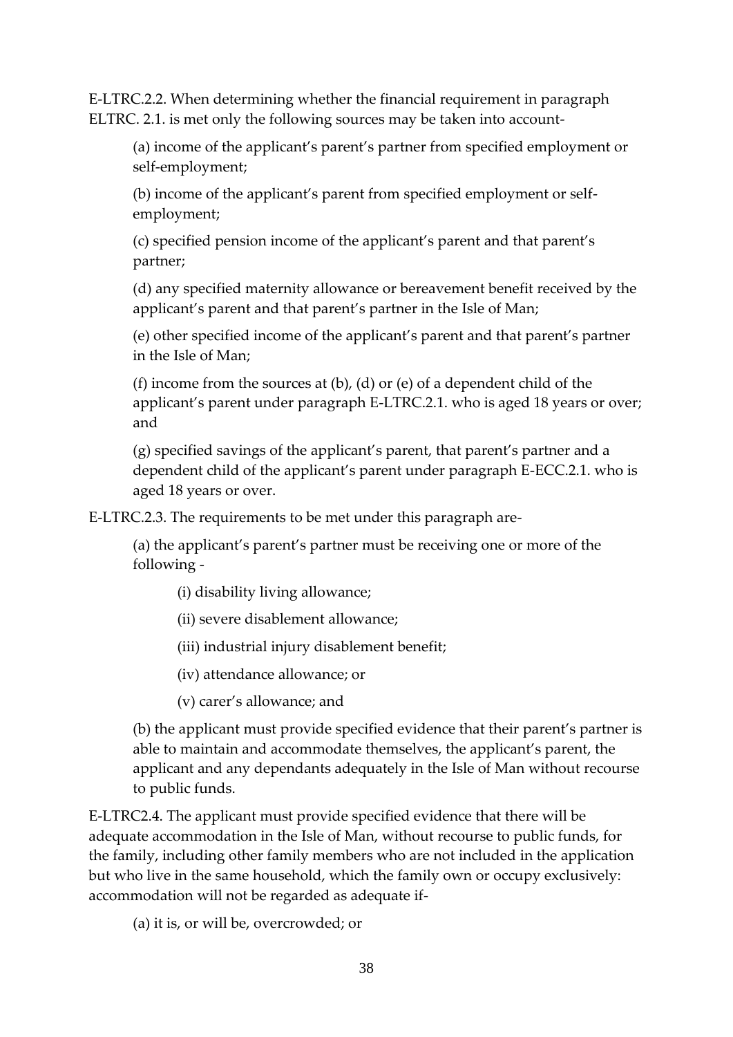E-LTRC.2.2. When determining whether the financial requirement in paragraph ELTRC. 2.1. is met only the following sources may be taken into account-

(a) income of the applicant's parent's partner from specified employment or self-employment;

(b) income of the applicant's parent from specified employment or self-employment;

(c) specified pension income of the applicant's parent and that parent's partner;

(d) any specified maternity allowance or bereavement benefit received by the applicant's parent and that parent's partner in the Isle of Man;

(e) other specified income of the applicant's parent and that parent's partner in the Isle of Man;

(f) income from the sources at (b), (d) or (e) of a dependent child of the applicant's parent under paragraph E-LTRC.2.1. who is aged 18 years or over; and

(g) specified savings of the applicant's parent, that parent's partner and a dependent child of the applicant's parent under paragraph E-ECC.2.1. who is aged 18 years or over.

E-LTRC.2.3. The requirements to be met under this paragraph are-

(a) the applicant's parent's partner must be receiving one or more of the following -

(i) disability living allowance;

(ii) severe disablement allowance;

(iii) industrial injury disablement benefit;

(iv) attendance allowance; or

(v) carer's allowance; and

(b) the applicant must provide specified evidence that their parent's partner is able to maintain and accommodate themselves, the applicant's parent, the applicant and any dependants adequately in the Isle of Man without recourse to public funds.

E-LTRC2.4. The applicant must provide specified evidence that there will be adequate accommodation in the Isle of Man, without recourse to public funds, for the family, including other family members who are not included in the application but who live in the same household, which the family own or occupy exclusively: accommodation will not be regarded as adequate if-

(a) it is, or will be, overcrowded; or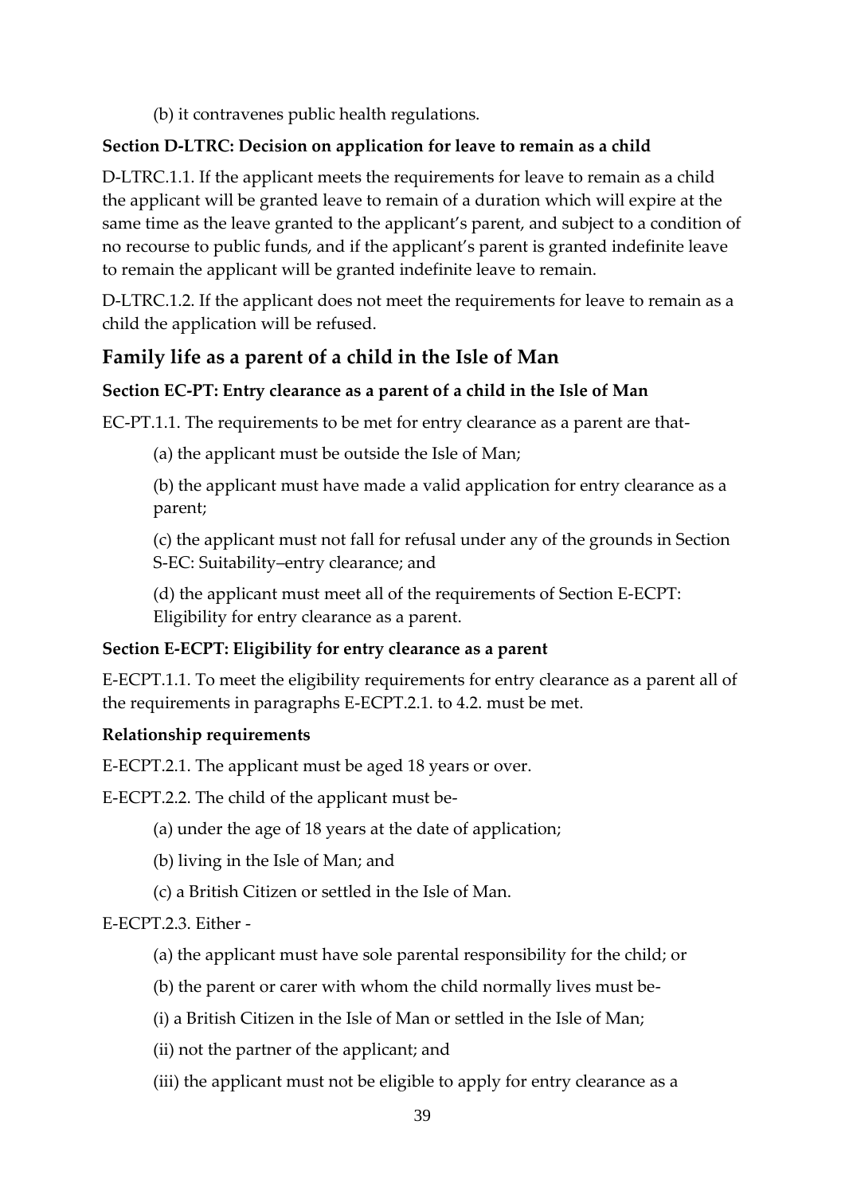(b) it contravenes public health regulations.

**Section D-LTRC: Decision on application for leave to remain as a child**

D-LTRC.1.1. If the applicant meets the requirements for leave to remain as a child the applicant will be granted leave to remain of a duration which will expire at the same time as the leave granted to the applicant's parent, and subject to a condition of no recourse to public funds, and if the applicant's parent is granted indefinite leave to remain the applicant will be granted indefinite leave to remain.

D-LTRC.1.2. If the applicant does not meet the requirements for leave to remain as a child the application will be refused.

## Family life as a parent of a child in the Isle of Man

**Section EC-PT: Entry clearance as a parent of a child in the Isle of Man**

EC-PT.1.1. The requirements to be met for entry clearance as a parent are that-

(a) the applicant must be outside the Isle of Man;

(b) the applicant must have made a valid application for entry clearance as a parent;

(c) the applicant must not fall for refusal under any of the grounds in Section S-EC: Suitability–entry clearance; and

(d) the applicant must meet all of the requirements of Section E-ECPT: Eligibility for entry clearance as a parent.

**Section E-ECPT: Eligibility for entry clearance as a parent**

E-ECPT.1.1. To meet the eligibility requirements for entry clearance as a parent all of the requirements in paragraphs E-ECPT.2.1. to 4.2. must be met.

**Relationship requirements**

E-ECPT.2.1. The applicant must be aged 18 years or over.

E-ECPT.2.2. The child of the applicant must be-

(a) under the age of 18 years at the date of application;

(b) living in the Isle of Man; and

(c) a British Citizen or settled in the Isle of Man.

E-ECPT.2.3. Either -

(a) the applicant must have sole parental responsibility for the child; or

(b) the parent or carer with whom the child normally lives must be-

(i) a British Citizen in the Isle of Man or settled in the Isle of Man;

(ii) not the partner of the applicant; and

(iii) the applicant must not be eligible to apply for entry clearance as a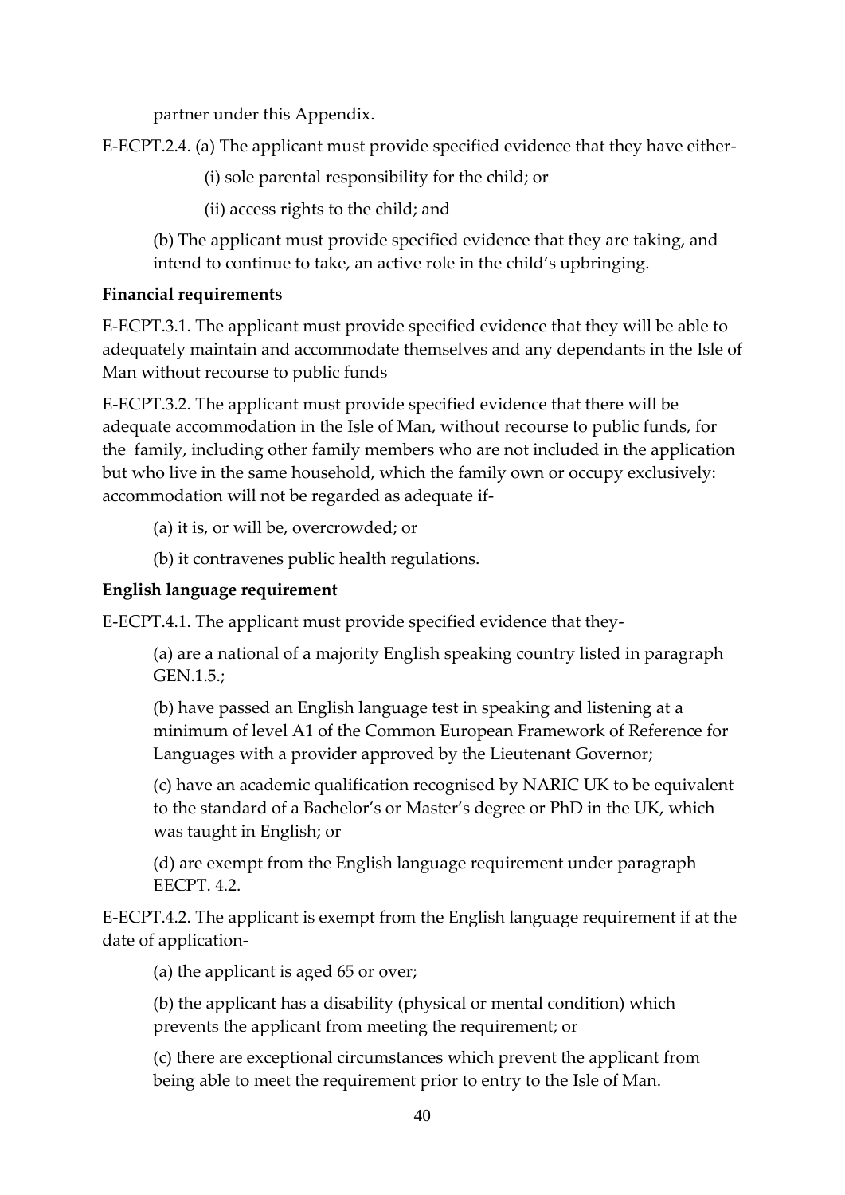partner under this Appendix.

E-ECPT.2.4. (a) The applicant must provide specified evidence that they have either-

(i) sole parental responsibility for the child; or

(ii) access rights to the child; and

(b) The applicant must provide specified evidence that they are taking, and intend to continue to take, an active role in the child's upbringing.

**Financial requirements**

E-ECPT.3.1. The applicant must provide specified evidence that they will be able to adequately maintain and accommodate themselves and any dependants in the Isle of Man without recourse to public funds

E-ECPT.3.2. The applicant must provide specified evidence that there will be adequate accommodation in the Isle of Man, without recourse to public funds, for the family, including other family members who are not included in the application but who live in the same household, which the family own or occupy exclusively: accommodation will not be regarded as adequate if-

(a) it is, or will be, overcrowded; or

(b) it contravenes public health regulations.

**English language requirement**

E-ECPT.4.1. The applicant must provide specified evidence that they-

(a) are a national of a majority English speaking country listed in paragraph GEN.1.5.;

(b) have passed an English language test in speaking and listening at a minimum of level A1 of the Common European Framework of Reference for Languages with a provider approved by the Lieutenant Governor;

(c) have an academic qualification recognised by NARIC UK to be equivalent to the standard of a Bachelor's or Master's degree or PhD in the UK, which was taught in English; or

(d) are exempt from the English language requirement under paragraph EECPT. 4.2.

E-ECPT.4.2. The applicant is exempt from the English language requirement if at the date of application-

(a) the applicant is aged 65 or over;

(b) the applicant has a disability (physical or mental condition) which prevents the applicant from meeting the requirement; or

(c) there are exceptional circumstances which prevent the applicant from being able to meet the requirement prior to entry to the Isle of Man.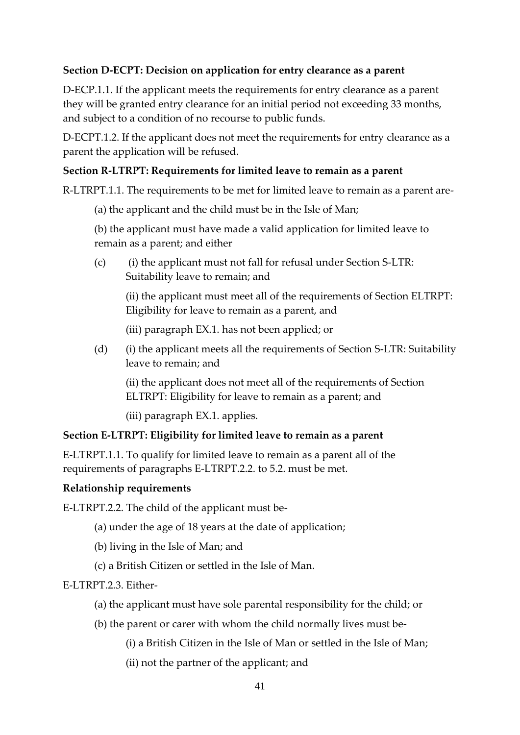**Section D-ECPT: Decision on application for entry clearance as a parent**

D-ECP.1.1. If the applicant meets the requirements for entry clearance as a parent they will be granted entry clearance for an initial period not exceeding 33 months, and subject to a condition of no recourse to public funds.

D-ECPT.1.2. If the applicant does not meet the requirements for entry clearance as a parent the application will be refused.

**Section R-LTRPT: Requirements for limited leave to remain as a parent**

R-LTRPT.1.1. The requirements to be met for limited leave to remain as a parent are-

(a) the applicant and the child must be in the Isle of Man;

(b) the applicant must have made a valid application for limited leave to remain as a parent; and either

(c) (i) the applicant must not fall for refusal under Section S-LTR: Suitability leave to remain; and

(ii) the applicant must meet all of the requirements of Section ELTRPT: Eligibility for leave to remain as a parent, and

(iii) paragraph EX.1. has not been applied; or

(d) (i) the applicant meets all the requirements of Section S-LTR: Suitability leave to remain; and

(ii) the applicant does not meet all of the requirements of Section ELTRPT: Eligibility for leave to remain as a parent; and

(iii) paragraph EX.1. applies.

**Section E-LTRPT: Eligibility for limited leave to remain as a parent**

E-LTRPT.1.1. To qualify for limited leave to remain as a parent all of the requirements of paragraphs E-LTRPT.2.2. to 5.2. must be met.

**Relationship requirements**

E-LTRPT.2.2. The child of the applicant must be-

(a) under the age of 18 years at the date of application;

(b) living in the Isle of Man; and

(c) a British Citizen or settled in the Isle of Man.

E-LTRPT.2.3. Either-

(a) the applicant must have sole parental responsibility for the child; or

(b) the parent or carer with whom the child normally lives must be-

(i) a British Citizen in the Isle of Man or settled in the Isle of Man;

(ii) not the partner of the applicant; and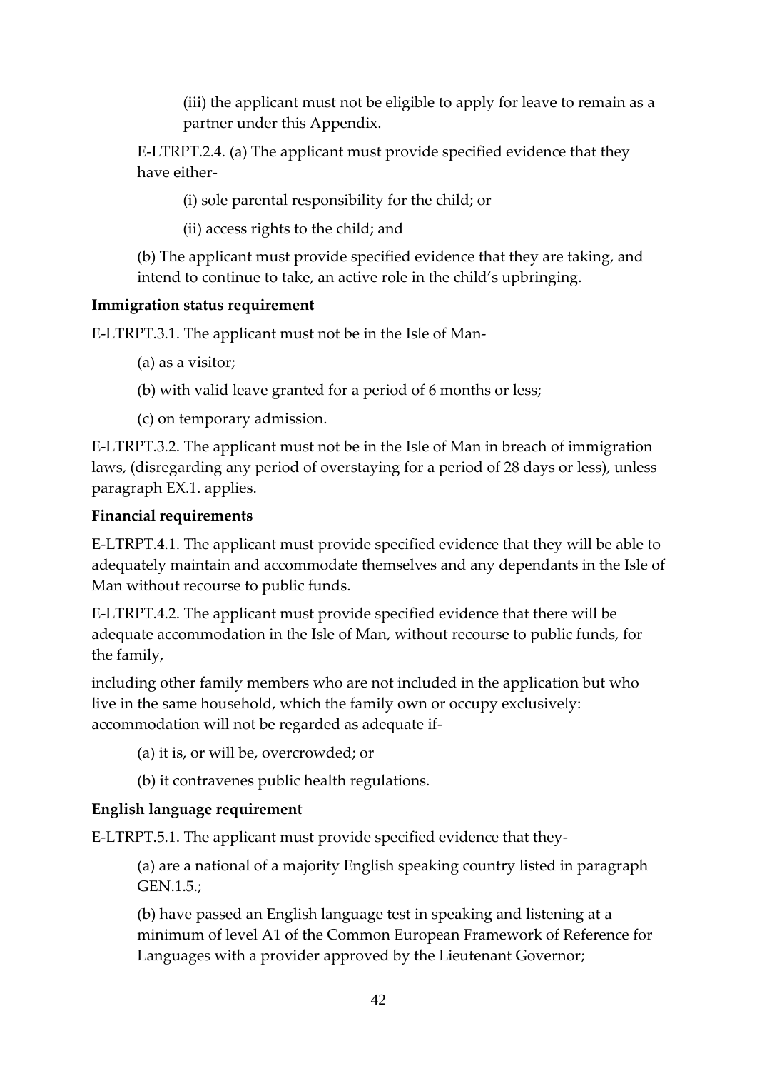(iii) the applicant must not be eligible to apply for leave to remain as a partner under this Appendix.

E-LTRPT.2.4. (a) The applicant must provide specified evidence that they have either-

(i) sole parental responsibility for the child; or

(ii) access rights to the child; and

(b) The applicant must provide specified evidence that they are taking, and intend to continue to take, an active role in the child's upbringing.

**Immigration status requirement**

E-LTRPT.3.1. The applicant must not be in the Isle of Man-

(a) as a visitor;

(b) with valid leave granted for a period of 6 months or less;

(c) on temporary admission.

E-LTRPT.3.2. The applicant must not be in the Isle of Man in breach of immigration laws, (disregarding any period of overstaying for a period of 28 days or less), unless paragraph EX.1. applies.

**Financial requirements**

E-LTRPT.4.1. The applicant must provide specified evidence that they will be able to adequately maintain and accommodate themselves and any dependants in the Isle of Man without recourse to public funds.

E-LTRPT.4.2. The applicant must provide specified evidence that there will be adequate accommodation in the Isle of Man, without recourse to public funds, for the family,

including other family members who are not included in the application but who live in the same household, which the family own or occupy exclusively: accommodation will not be regarded as adequate if-

(a) it is, or will be, overcrowded; or

(b) it contravenes public health regulations.

**English language requirement**

E-LTRPT.5.1. The applicant must provide specified evidence that they-

(a) are a national of a majority English speaking country listed in paragraph GEN.1.5.;

(b) have passed an English language test in speaking and listening at a minimum of level A1 of the Common European Framework of Reference for Languages with a provider approved by the Lieutenant Governor;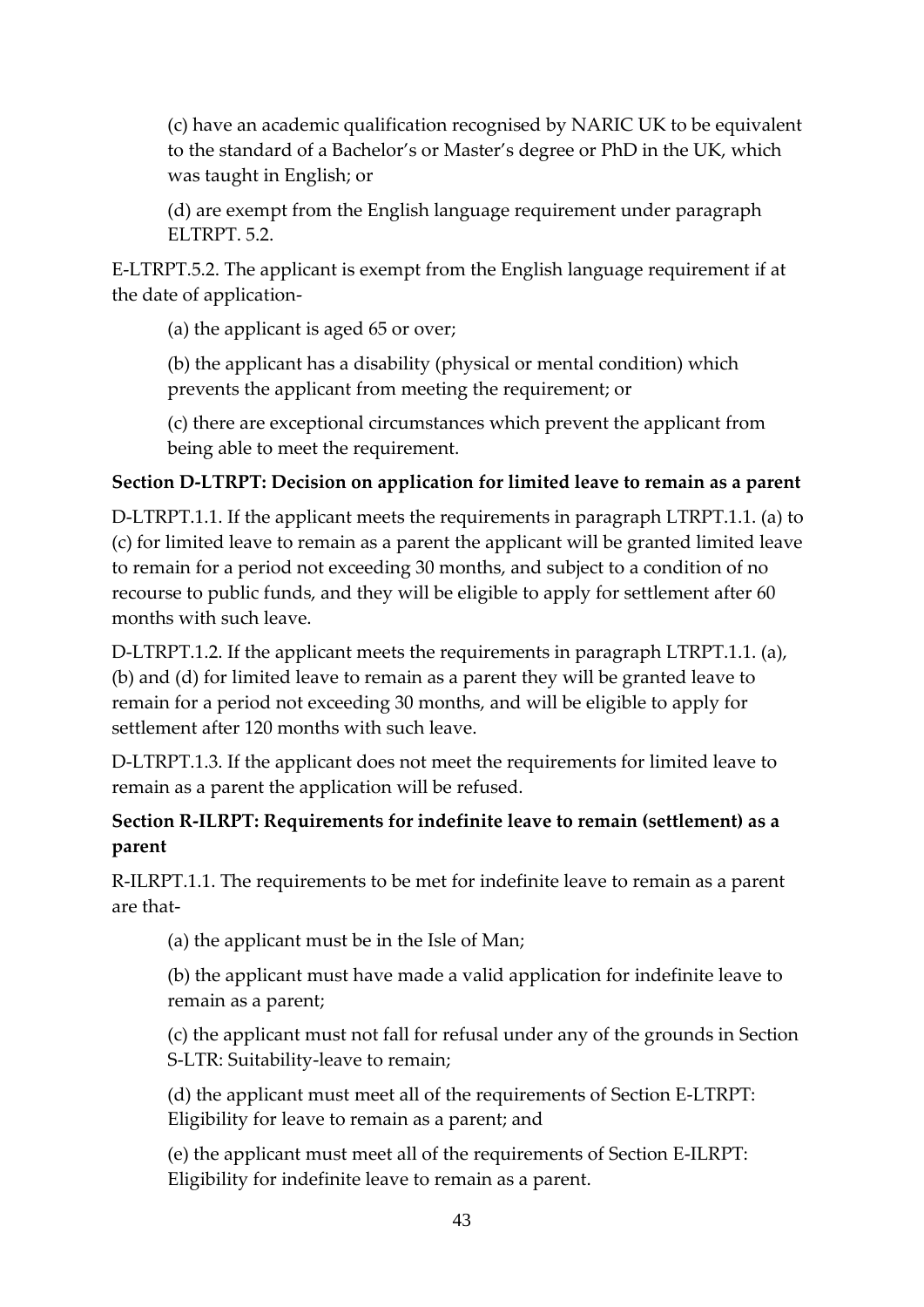(c) have an academic qualification recognised by NARIC UK to be equivalent to the standard of a Bachelor's or Master's degree or PhD in the UK, which was taught in English; or

(d) are exempt from the English language requirement under paragraph ELTRPT. 5.2.

E-LTRPT.5.2. The applicant is exempt from the English language requirement if at the date of application-

(a) the applicant is aged 65 or over;

(b) the applicant has a disability (physical or mental condition) which prevents the applicant from meeting the requirement; or

(c) there are exceptional circumstances which prevent the applicant from being able to meet the requirement.

**Section D-LTRPT: Decision on application for limited leave to remain as a parent**

D-LTRPT.1.1. If the applicant meets the requirements in paragraph LTRPT.1.1. (a) to (c) for limited leave to remain as a parent the applicant will be granted limited leave to remain for a period not exceeding 30 months, and subject to a condition of no recourse to public funds, and they will be eligible to apply for settlement after 60 months with such leave.

D-LTRPT.1.2. If the applicant meets the requirements in paragraph LTRPT.1.1. (a), (b) and (d) for limited leave to remain as a parent they will be granted leave to remain for a period not exceeding 30 months, and will be eligible to apply for settlement after 120 months with such leave.

D-LTRPT.1.3. If the applicant does not meet the requirements for limited leave to remain as a parent the application will be refused.

**Section R-ILRPT: Requirements for indefinite leave to remain (settlement) as a parent**

R-ILRPT.1.1. The requirements to be met for indefinite leave to remain as a parent are that-

(a) the applicant must be in the Isle of Man;

(b) the applicant must have made a valid application for indefinite leave to remain as a parent;

(c) the applicant must not fall for refusal under any of the grounds in Section S-LTR: Suitability-leave to remain;

(d) the applicant must meet all of the requirements of Section E-LTRPT: Eligibility for leave to remain as a parent; and

(e) the applicant must meet all of the requirements of Section E-ILRPT: Eligibility for indefinite leave to remain as a parent.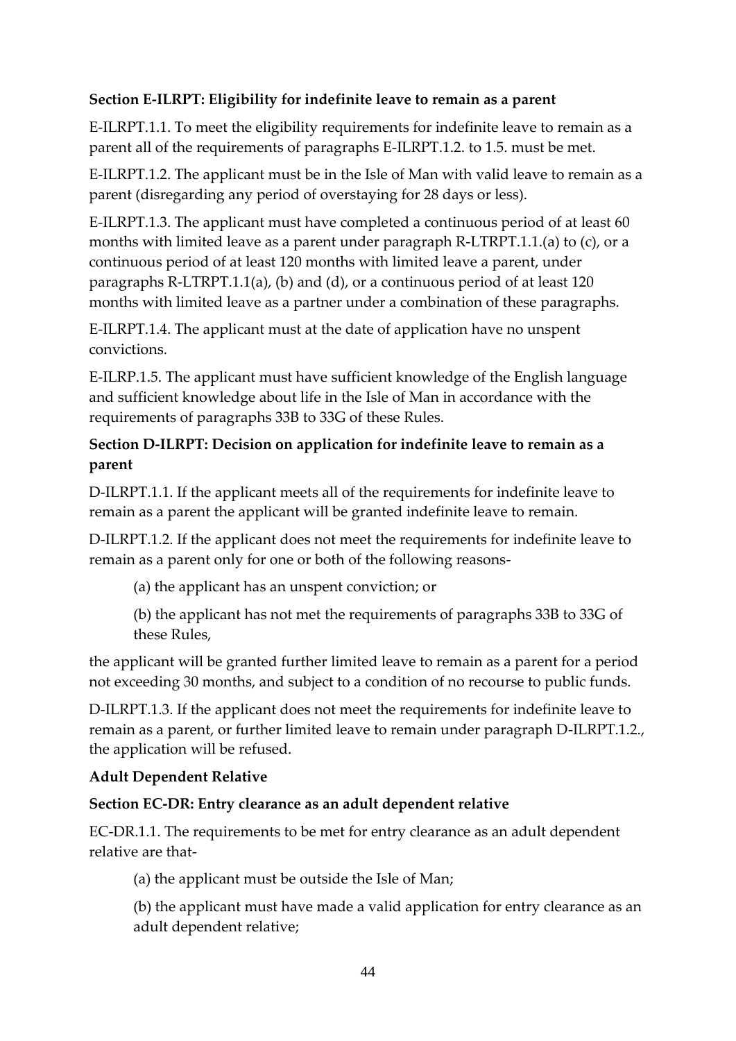**Section E-ILRPT: Eligibility for indefinite leave to remain as a parent**

E-ILRPT.1.1. To meet the eligibility requirements for indefinite leave to remain as a parent all of the requirements of paragraphs E-ILRPT.1.2. to 1.5. must be met.

E-ILRPT.1.2. The applicant must be in the Isle of Man with valid leave to remain as a parent (disregarding any period of overstaying for 28 days or less).

E-ILRPT.1.3. The applicant must have completed a continuous period of at least 60 months with limited leave as a parent under paragraph R-LTRPT.1.1.(a) to (c), or a continuous period of at least 120 months with limited leave a parent, under paragraphs R-LTRPT.1.1(a), (b) and (d), or a continuous period of at least 120 months with limited leave as a partner under a combination of these paragraphs.

E-ILRPT.1.4. The applicant must at the date of application have no unspent convictions.

E-ILRP.1.5. The applicant must have sufficient knowledge of the English language and sufficient knowledge about life in the Isle of Man in accordance with the requirements of paragraphs 33B to 33G of these Rules.

**Section D-ILRPT: Decision on application for indefinite leave to remain as a parent**

D-ILRPT.1.1. If the applicant meets all of the requirements for indefinite leave to remain as a parent the applicant will be granted indefinite leave to remain.

D-ILRPT.1.2. If the applicant does not meet the requirements for indefinite leave to remain as a parent only for one or both of the following reasons-

(a) the applicant has an unspent conviction; or

(b) the applicant has not met the requirements of paragraphs 33B to 33G of these Rules,

the applicant will be granted further limited leave to remain as a parent for a period not exceeding 30 months, and subject to a condition of no recourse to public funds.

D-ILRPT.1.3. If the applicant does not meet the requirements for indefinite leave to remain as a parent, or further limited leave to remain under paragraph D-ILRPT.1.2., the application will be refused.

**Adult Dependent Relative**

**Section EC-DR: Entry clearance as an adult dependent relative**

EC-DR.1.1. The requirements to be met for entry clearance as an adult dependent relative are that-

(a) the applicant must be outside the Isle of Man;

(b) the applicant must have made a valid application for entry clearance as an adult dependent relative;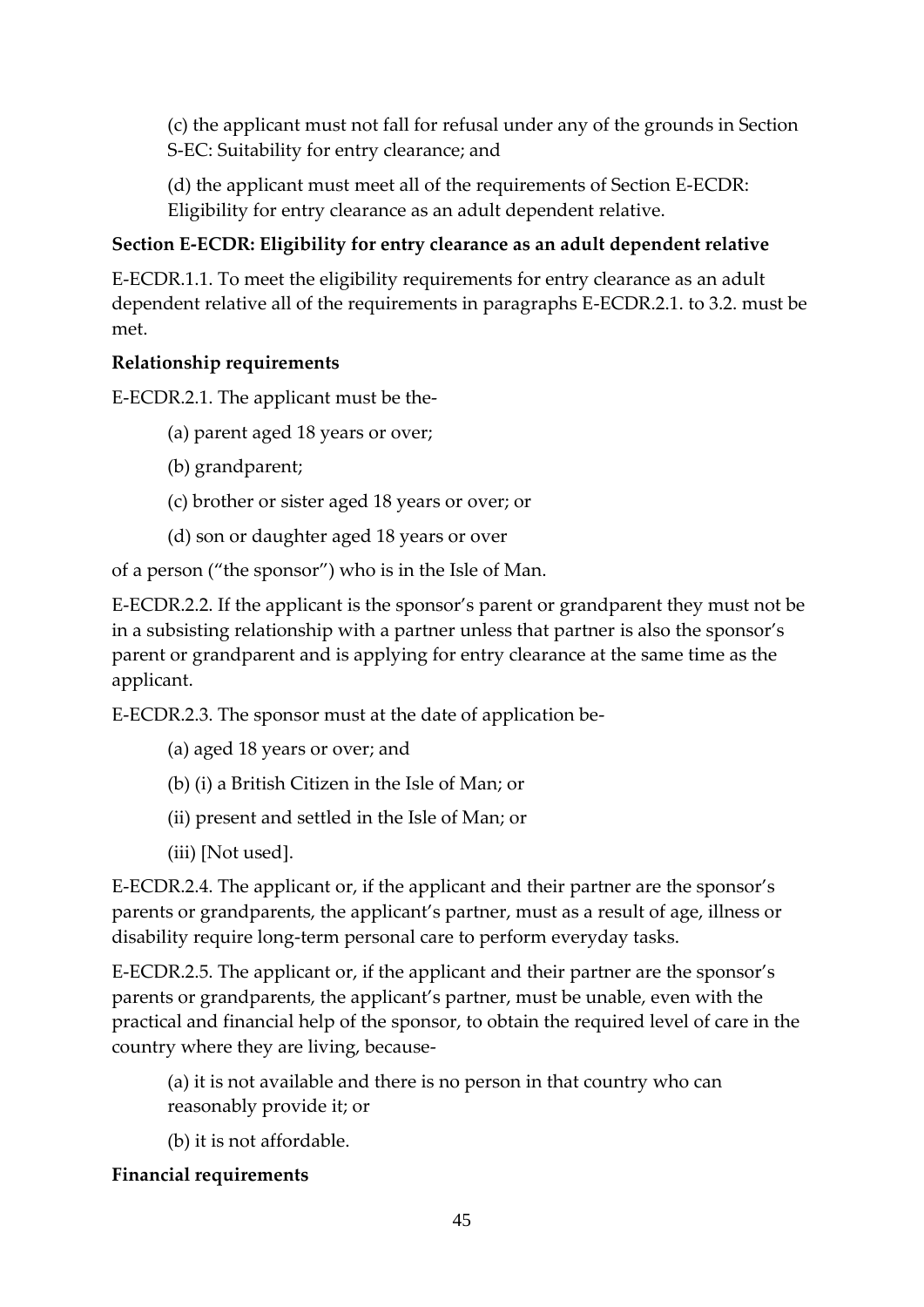(c) the applicant must not fall for refusal under any of the grounds in Section S-EC: Suitability for entry clearance; and

(d) the applicant must meet all of the requirements of Section E-ECDR: Eligibility for entry clearance as an adult dependent relative.

**Section E-ECDR: Eligibility for entry clearance as an adult dependent relative**

E-ECDR.1.1. To meet the eligibility requirements for entry clearance as an adult dependent relative all of the requirements in paragraphs E-ECDR.2.1. to 3.2. must be met.

**Relationship requirements**

E-ECDR.2.1. The applicant must be the-

(a) parent aged 18 years or over;

(b) grandparent;

(c) brother or sister aged 18 years or over; or

(d) son or daughter aged 18 years or over

of a person ("the sponsor") who is in the Isle of Man.

E-ECDR.2.2. If the applicant is the sponsor's parent or grandparent they must not be in a subsisting relationship with a partner unless that partner is also the sponsor's parent or grandparent and is applying for entry clearance at the same time as the applicant.

E-ECDR.2.3. The sponsor must at the date of application be-

(a) aged 18 years or over; and

(b) (i) a British Citizen in the Isle of Man; or

(ii) present and settled in the Isle of Man; or

(iii) [Not used].

E-ECDR.2.4. The applicant or, if the applicant and their partner are the sponsor's parents or grandparents, the applicant's partner, must as a result of age, illness or disability require long-term personal care to perform everyday tasks.

E-ECDR.2.5. The applicant or, if the applicant and their partner are the sponsor's parents or grandparents, the applicant's partner, must be unable, even with the practical and financial help of the sponsor, to obtain the required level of care in the country where they are living, because-

(a) it is not available and there is no person in that country who can reasonably provide it; or

(b) it is not affordable.

**Financial requirements**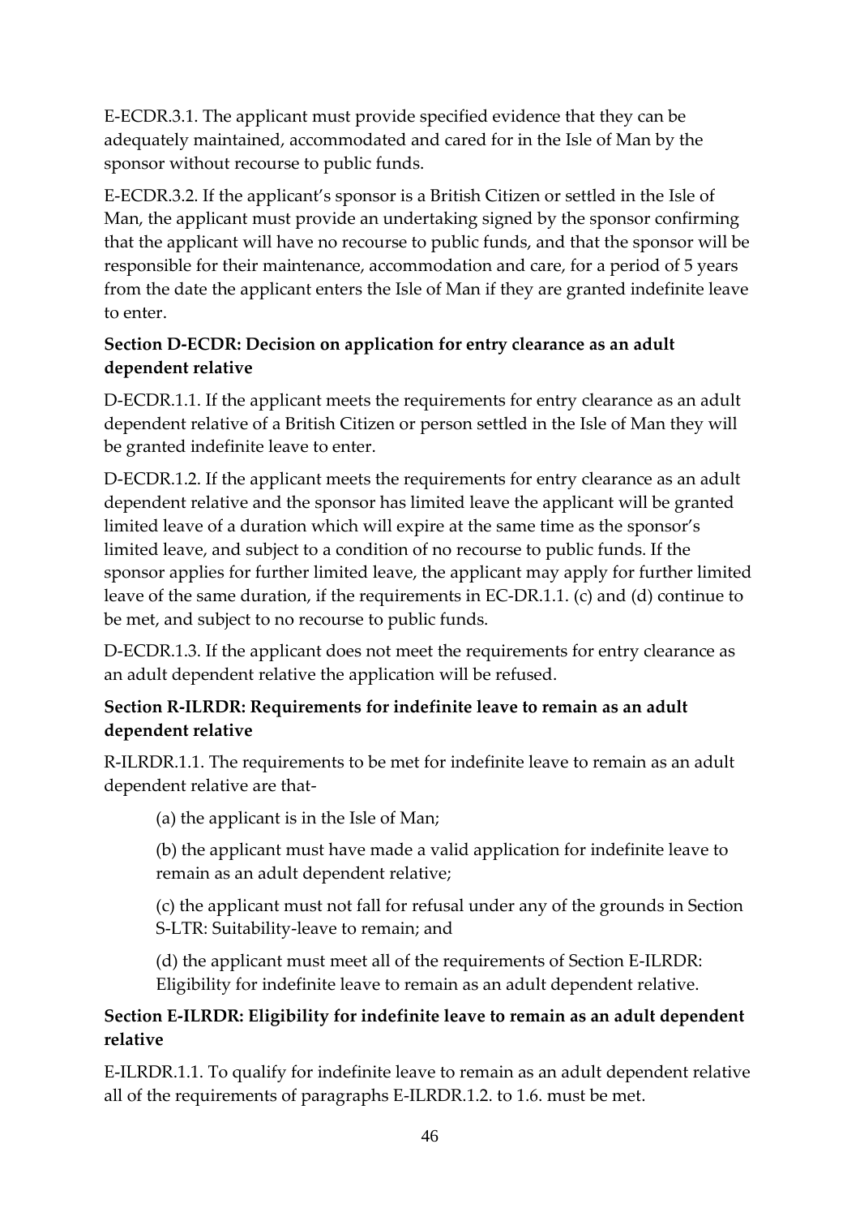E-ECDR.3.1. The applicant must provide specified evidence that they can be adequately maintained, accommodated and cared for in the Isle of Man by the sponsor without recourse to public funds.

E-ECDR.3.2. If the applicant's sponsor is a British Citizen or settled in the Isle of Man, the applicant must provide an undertaking signed by the sponsor confirming that the applicant will have no recourse to public funds, and that the sponsor will be responsible for their maintenance, accommodation and care, for a period of 5 years from the date the applicant enters the Isle of Man if they are granted indefinite leave to enter.

**Section D-ECDR: Decision on application for entry clearance as an adult dependent relative**

D-ECDR.1.1. If the applicant meets the requirements for entry clearance as an adult dependent relative of a British Citizen or person settled in the Isle of Man they will be granted indefinite leave to enter.

D-ECDR.1.2. If the applicant meets the requirements for entry clearance as an adult dependent relative and the sponsor has limited leave the applicant will be granted limited leave of a duration which will expire at the same time as the sponsor's limited leave, and subject to a condition of no recourse to public funds. If the sponsor applies for further limited leave, the applicant may apply for further limited leave of the same duration, if the requirements in EC-DR.1.1. (c) and (d) continue to be met, and subject to no recourse to public funds.

D-ECDR.1.3. If the applicant does not meet the requirements for entry clearance as an adult dependent relative the application will be refused.

**Section R-ILRDR: Requirements for indefinite leave to remain as an adult dependent relative**

R-ILRDR.1.1. The requirements to be met for indefinite leave to remain as an adult dependent relative are that-

(a) the applicant is in the Isle of Man;

(b) the applicant must have made a valid application for indefinite leave to remain as an adult dependent relative;

(c) the applicant must not fall for refusal under any of the grounds in Section S-LTR: Suitability-leave to remain; and

(d) the applicant must meet all of the requirements of Section E-ILRDR: Eligibility for indefinite leave to remain as an adult dependent relative.

**Section E-ILRDR: Eligibility for indefinite leave to remain as an adult dependent relative**

E-ILRDR.1.1. To qualify for indefinite leave to remain as an adult dependent relative all of the requirements of paragraphs E-ILRDR.1.2. to 1.6. must be met.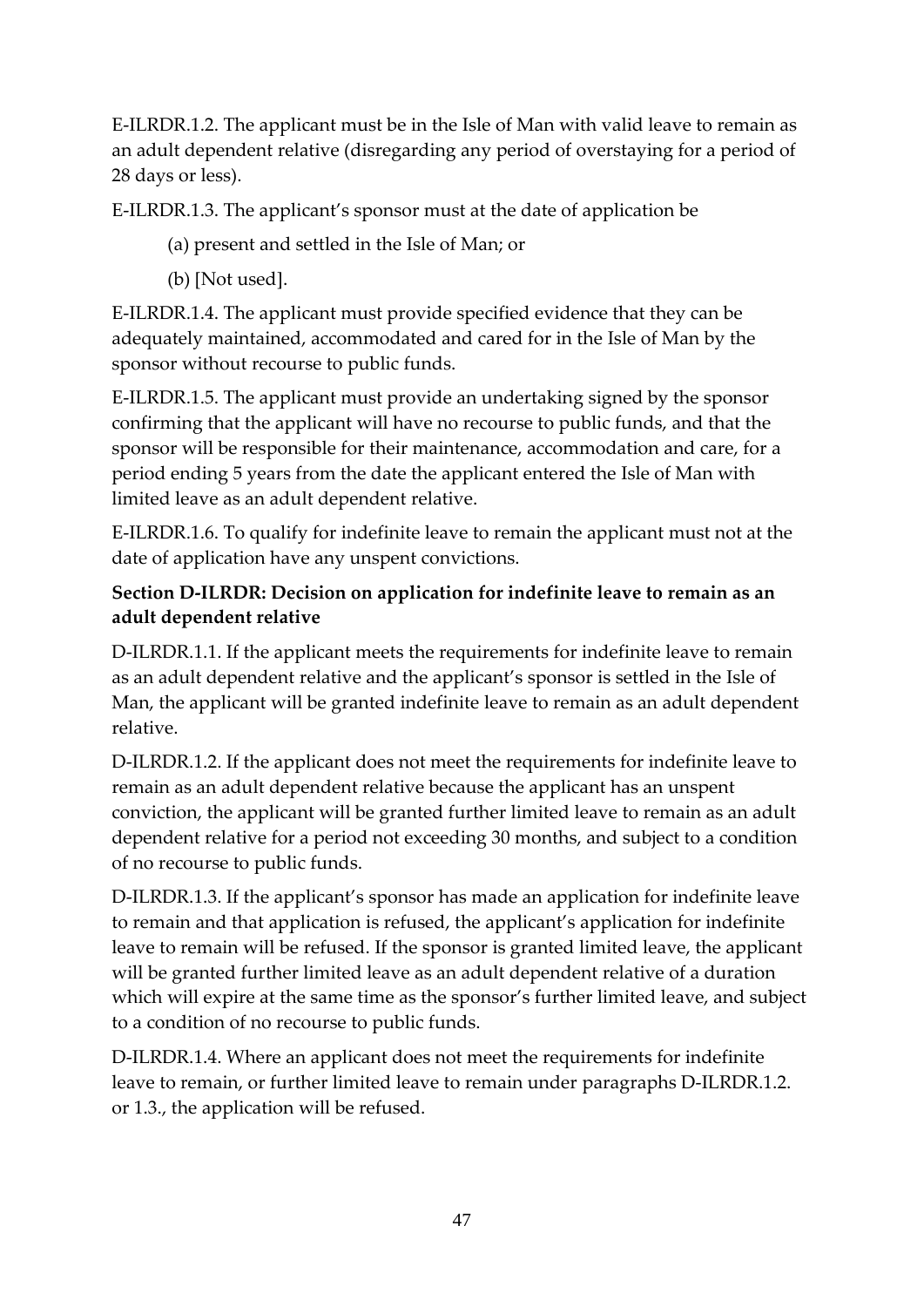E-ILRDR.1.2. The applicant must be in the Isle of Man with valid leave to remain as an adult dependent relative (disregarding any period of overstaying for a period of 28 days or less).

E-ILRDR.1.3. The applicant's sponsor must at the date of application be

(a) present and settled in the Isle of Man; or

(b) [Not used].

E-ILRDR.1.4. The applicant must provide specified evidence that they can be adequately maintained, accommodated and cared for in the Isle of Man by the sponsor without recourse to public funds.

E-ILRDR.1.5. The applicant must provide an undertaking signed by the sponsor confirming that the applicant will have no recourse to public funds, and that the sponsor will be responsible for their maintenance, accommodation and care, for a period ending 5 years from the date the applicant entered the Isle of Man with limited leave as an adult dependent relative.

E-ILRDR.1.6. To qualify for indefinite leave to remain the applicant must not at the date of application have any unspent convictions.

**Section D-ILRDR: Decision on application for indefinite leave to remain as an adult dependent relative**

D-ILRDR.1.1. If the applicant meets the requirements for indefinite leave to remain as an adult dependent relative and the applicant's sponsor is settled in the Isle of Man, the applicant will be granted indefinite leave to remain as an adult dependent relative.

D-ILRDR.1.2. If the applicant does not meet the requirements for indefinite leave to remain as an adult dependent relative because the applicant has an unspent conviction, the applicant will be granted further limited leave to remain as an adult dependent relative for a period not exceeding 30 months, and subject to a condition of no recourse to public funds.

D-ILRDR.1.3. If the applicant's sponsor has made an application for indefinite leave to remain and that application is refused, the applicant's application for indefinite leave to remain will be refused. If the sponsor is granted limited leave, the applicant will be granted further limited leave as an adult dependent relative of a duration which will expire at the same time as the sponsor's further limited leave, and subject to a condition of no recourse to public funds.

D-ILRDR.1.4. Where an applicant does not meet the requirements for indefinite leave to remain, or further limited leave to remain under paragraphs D-ILRDR.1.2. or 1.3., the application will be refused.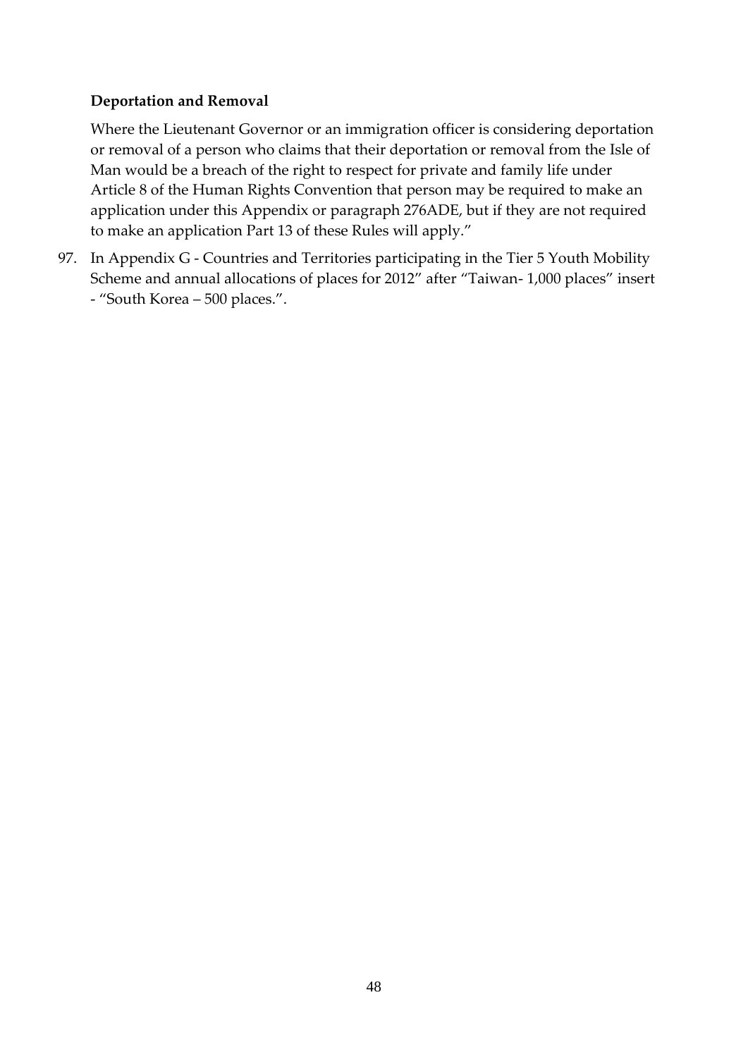**Deportation and Removal**

Where the Lieutenant Governor or an immigration officer is considering deportation or removal of a person who claims that their deportation or removal from the Isle of Man would be a breach of the right to respect for private and family life under Article 8 of the Human Rights Convention that person may be required to make an application under this Appendix or paragraph 276ADE, but if they are not required to make an application Part 13 of these Rules will apply."

97. In Appendix G - Countries and Territories participating in the Tier 5 Youth Mobility Scheme and annual allocations of places for 2012" after "Taiwan- 1,000 places" insert - "South Korea – 500 places.".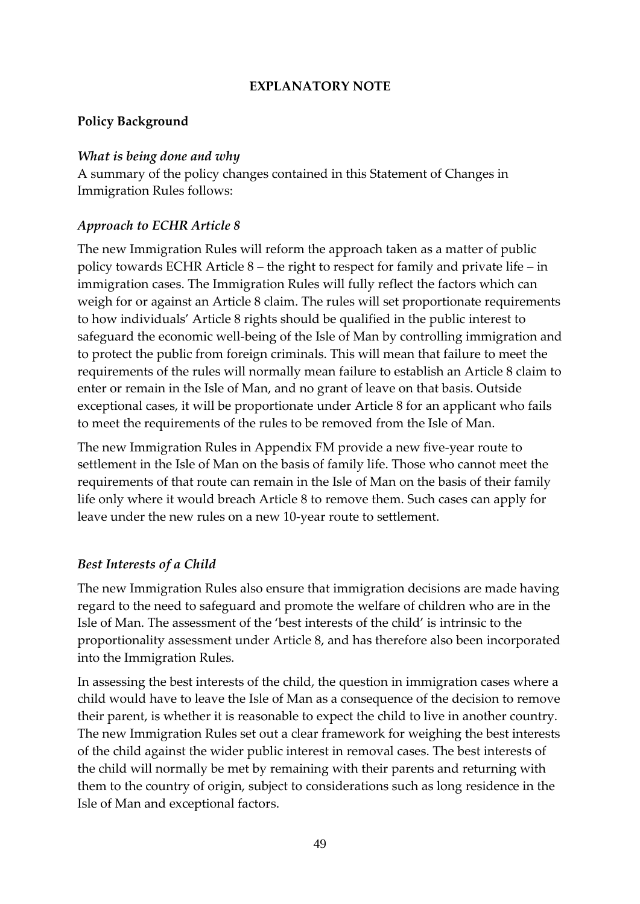## EXPLANATORY NOTE

### Policy Background

*What is being done and why*

A summary of the policy changes contained in this Statement of Changes in Immigration Rules follows:

*Approach to ECHR Article 8*

The new Immigration Rules will reform the approach taken as a matter of public policy towards ECHR Article 8 – the right to respect for family and private life – in immigration cases. The Immigration Rules will fully reflect the factors which can weigh for or against an Article 8 claim. The rules will set proportionate requirements to how individuals' Article 8 rights should be qualified in the public interest to safeguard the economic well-being of the Isle of Man by controlling immigration and to protect the public from foreign criminals. This will mean that failure to meet the requirements of the rules will normally mean failure to establish an Article 8 claim to enter or remain in the Isle of Man, and no grant of leave on that basis. Outside exceptional cases, it will be proportionate under Article 8 for an applicant who fails to meet the requirements of the rules to be removed from the Isle of Man.

The new Immigration Rules in Appendix FM provide a new five-year route to settlement in the Isle of Man on the basis of family life. Those who cannot meet the requirements of that route can remain in the Isle of Man on the basis of their family life only where it would breach Article 8 to remove them. Such cases can apply for leave under the new rules on a new 10-year route to settlement.

*Best Interests of a Child*

The new Immigration Rules also ensure that immigration decisions are made having regard to the need to safeguard and promote the welfare of children who are in the Isle of Man. The assessment of the 'best interests of the child' is intrinsic to the proportionality assessment under Article 8, and has therefore also been incorporated into the Immigration Rules.

In assessing the best interests of the child, the question in immigration cases where a child would have to leave the Isle of Man as a consequence of the decision to remove their parent, is whether it is reasonable to expect the child to live in another country. The new Immigration Rules set out a clear framework for weighing the best interests of the child against the wider public interest in removal cases. The best interests of the child will normally be met by remaining with their parents and returning with them to the country of origin, subject to considerations such as long residence in the Isle of Man and exceptional factors.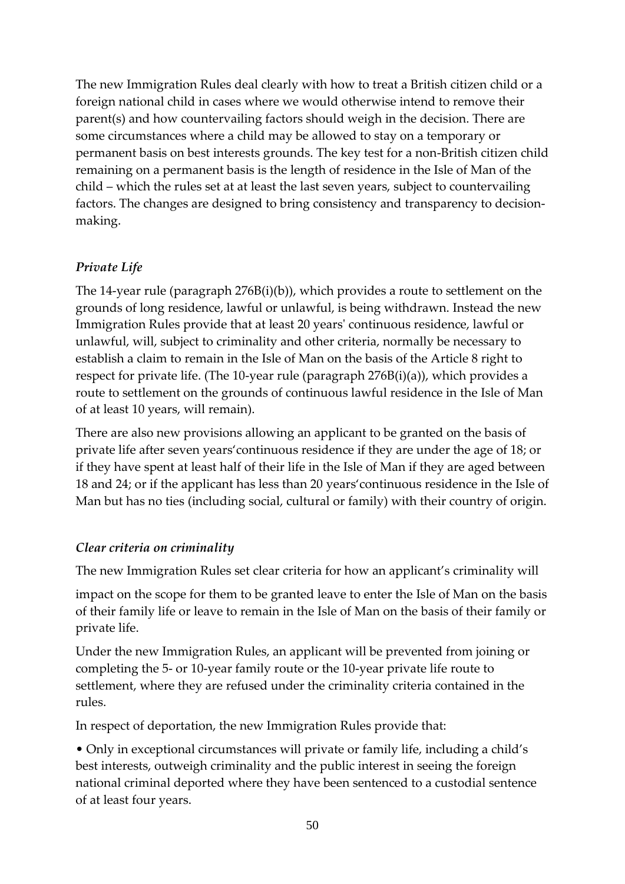The new Immigration Rules deal clearly with how to treat a British citizen child or a foreign national child in cases where we would otherwise intend to remove their parent(s) and how countervailing factors should weigh in the decision. There are some circumstances where a child may be allowed to stay on a temporary or permanent basis on best interests grounds. The key test for a non-British citizen child remaining on a permanent basis is the length of residence in the Isle of Man of the child – which the rules set at at least the last seven years, subject to countervailing factors. The changes are designed to bring consistency and transparency to decision-making.

### *Private Life*

The 14-year rule (paragraph 276B(i)(b)), which provides a route to settlement on the grounds of long residence, lawful or unlawful, is being withdrawn. Instead the new Immigration Rules provide that at least 20 years' continuous residence, lawful or unlawful, will, subject to criminality and other criteria, normally be necessary to establish a claim to remain in the Isle of Man on the basis of the Article 8 right to respect for private life. (The 10-year rule (paragraph 276B(i)(a)), which provides a route to settlement on the grounds of continuous lawful residence in the Isle of Man of at least 10 years, will remain).

There are also new provisions allowing an applicant to be granted on the basis of private life after seven years'continuous residence if they are under the age of 18; or if they have spent at least half of their life in the Isle of Man if they are aged between 18 and 24; or if the applicant has less than 20 years'continuous residence in the Isle of Man but has no ties (including social, cultural or family) with their country of origin.

### *Clear criteria on criminality*

The new Immigration Rules set clear criteria for how an applicant's criminality will impact on the scope for them to be granted leave to enter the Isle of Man on the basis of their family life or leave to remain in the Isle of Man on the basis of their family or private life.

Under the new Immigration Rules, an applicant will be prevented from joining or completing the 5- or 10-year family route or the 10-year private life route to settlement, where they are refused under the criminality criteria contained in the rules.

In respect of deportation, the new Immigration Rules provide that:

- Only in exceptional circumstances will private or family life, including a child's best interests, outweigh criminality and the public interest in seeing the foreign national criminal deported where they have been sentenced to a custodial sentence of at least four years.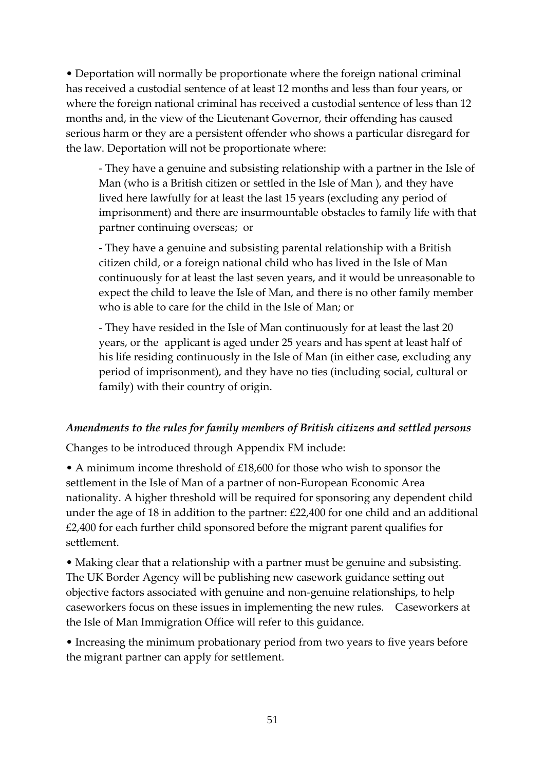- Deportation will normally be proportionate where the foreign national criminal has received a custodial sentence of at least 12 months and less than four years, or where the foreign national criminal has received a custodial sentence of less than 12 months and, in the view of the Lieutenant Governor, their offending has caused serious harm or they are a persistent offender who shows a particular disregard for the law. Deportation will not be proportionate where:

    - They have a genuine and subsisting relationship with a partner in the Isle of Man (who is a British citizen or settled in the Isle of Man ), and they have lived here lawfully for at least the last 15 years (excluding any period of imprisonment) and there are insurmountable obstacles to family life with that partner continuing overseas;  or

    - They have a genuine and subsisting parental relationship with a British citizen child, or a foreign national child who has lived in the Isle of Man continuously for at least the last seven years, and it would be unreasonable to expect the child to leave the Isle of Man, and there is no other family member who is able to care for the child in the Isle of Man; or

    - They have resided in the Isle of Man continuously for at least the last 20 years, or the  applicant is aged under 25 years and has spent at least half of his life residing continuously in the Isle of Man (in either case, excluding any period of imprisonment), and they have no ties (including social, cultural or family) with their country of origin.

*Amendments to the rules for family members of British citizens and settled persons*

Changes to be introduced through Appendix FM include:

- A minimum income threshold of £18,600 for those who wish to sponsor the settlement in the Isle of Man of a partner of non-European Economic Area nationality. A higher threshold will be required for sponsoring any dependent child under the age of 18 in addition to the partner: £22,400 for one child and an additional £2,400 for each further child sponsored before the migrant parent qualifies for settlement.

- Making clear that a relationship with a partner must be genuine and subsisting. The UK Border Agency will be publishing new casework guidance setting out objective factors associated with genuine and non-genuine relationships, to help caseworkers focus on these issues in implementing the new rules.    Caseworkers at the Isle of Man Immigration Office will refer to this guidance.

- Increasing the minimum probationary period from two years to five years before the migrant partner can apply for settlement.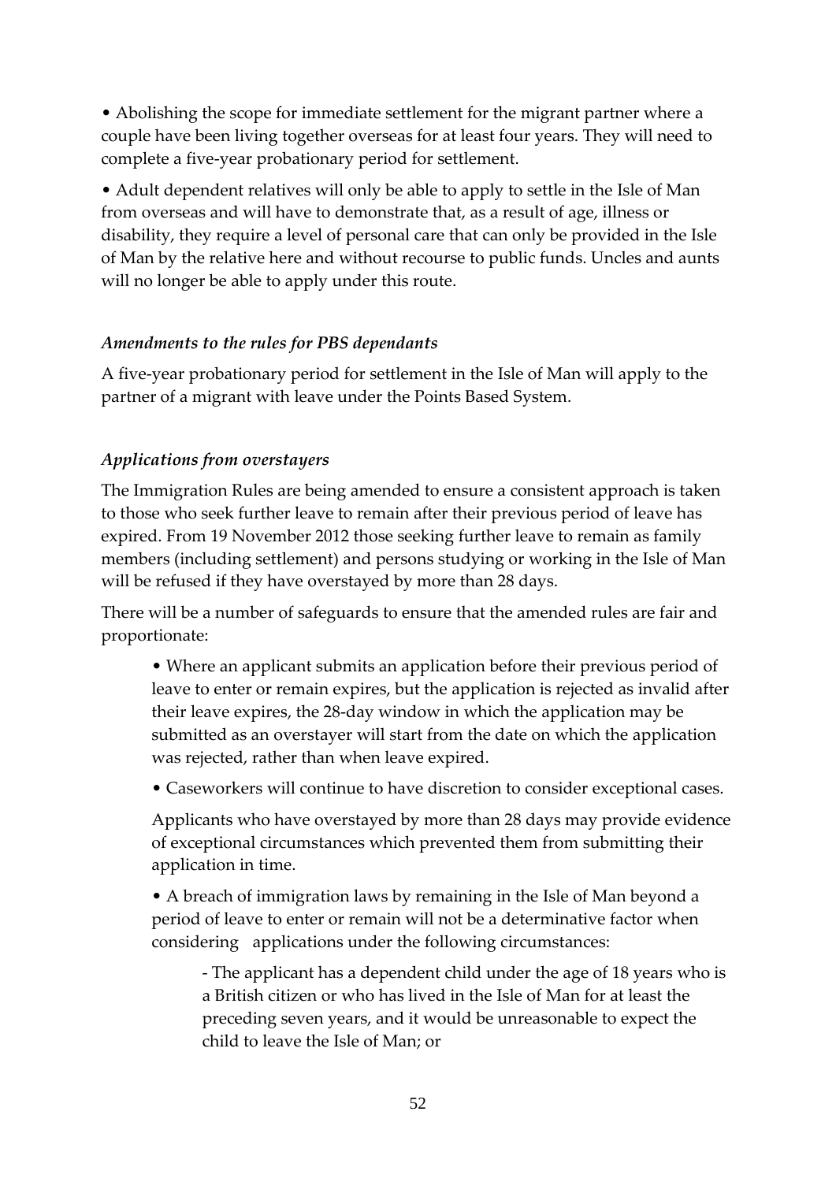- Abolishing the scope for immediate settlement for the migrant partner where a couple have been living together overseas for at least four years. They will need to complete a five-year probationary period for settlement.
- Adult dependent relatives will only be able to apply to settle in the Isle of Man from overseas and will have to demonstrate that, as a result of age, illness or disability, they require a level of personal care that can only be provided in the Isle of Man by the relative here and without recourse to public funds. Uncles and aunts will no longer be able to apply under this route.

*Amendments to the rules for PBS dependants*

A five-year probationary period for settlement in the Isle of Man will apply to the partner of a migrant with leave under the Points Based System.

*Applications from overstayers*

The Immigration Rules are being amended to ensure a consistent approach is taken to those who seek further leave to remain after their previous period of leave has expired. From 19 November 2012 those seeking further leave to remain as family members (including settlement) and persons studying or working in the Isle of Man will be refused if they have overstayed by more than 28 days.

There will be a number of safeguards to ensure that the amended rules are fair and proportionate:

- Where an applicant submits an application before their previous period of leave to enter or remain expires, but the application is rejected as invalid after their leave expires, the 28-day window in which the application may be submitted as an overstayer will start from the date on which the application was rejected, rather than when leave expired.
- Caseworkers will continue to have discretion to consider exceptional cases.

  Applicants who have overstayed by more than 28 days may provide evidence of exceptional circumstances which prevented them from submitting their application in time.

- A breach of immigration laws by remaining in the Isle of Man beyond a period of leave to enter or remain will not be a determinative factor when considering applications under the following circumstances:
  - The applicant has a dependent child under the age of 18 years who is a British citizen or who has lived in the Isle of Man for at least the preceding seven years, and it would be unreasonable to expect the child to leave the Isle of Man; or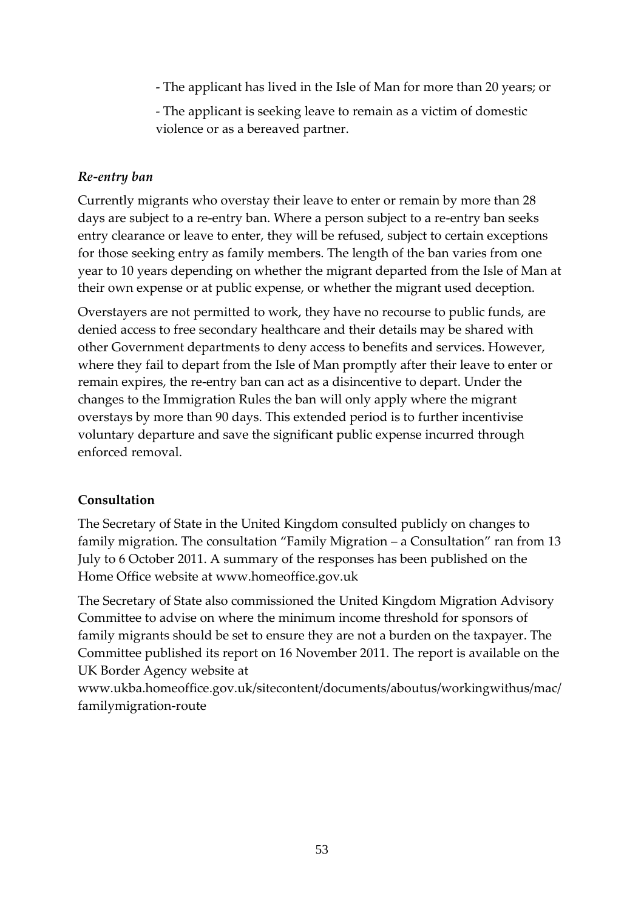- The applicant has lived in the Isle of Man for more than 20 years; or

- The applicant is seeking leave to remain as a victim of domestic violence or as a bereaved partner.

***Re-entry ban***

Currently migrants who overstay their leave to enter or remain by more than 28 days are subject to a re-entry ban. Where a person subject to a re-entry ban seeks entry clearance or leave to enter, they will be refused, subject to certain exceptions for those seeking entry as family members. The length of the ban varies from one year to 10 years depending on whether the migrant departed from the Isle of Man at their own expense or at public expense, or whether the migrant used deception.

Overstayers are not permitted to work, they have no recourse to public funds, are denied access to free secondary healthcare and their details may be shared with other Government departments to deny access to benefits and services. However, where they fail to depart from the Isle of Man promptly after their leave to enter or remain expires, the re-entry ban can act as a disincentive to depart. Under the changes to the Immigration Rules the ban will only apply where the migrant overstays by more than 90 days. This extended period is to further incentivise voluntary departure and save the significant public expense incurred through enforced removal.

**Consultation**

The Secretary of State in the United Kingdom consulted publicly on changes to family migration. The consultation "Family Migration – a Consultation" ran from 13 July to 6 October 2011. A summary of the responses has been published on the Home Office website at www.homeoffice.gov.uk

The Secretary of State also commissioned the United Kingdom Migration Advisory Committee to advise on where the minimum income threshold for sponsors of family migrants should be set to ensure they are not a burden on the taxpayer. The Committee published its report on 16 November 2011. The report is available on the UK Border Agency website at www.ukba.homeoffice.gov.uk/sitecontent/documents/aboutus/workingwithus/mac/familymigration-route